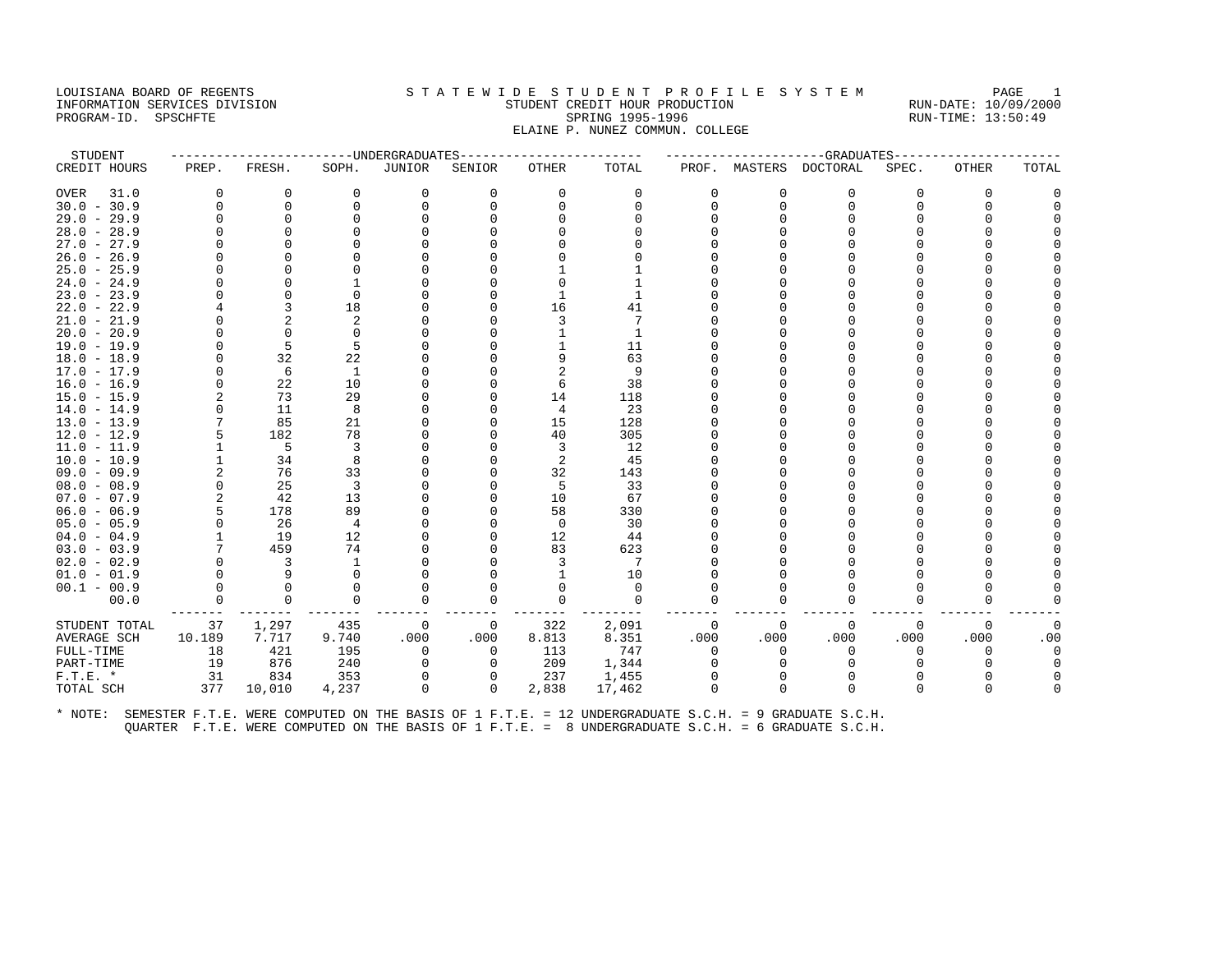LOUISIANA BOARD OF REGENTS
INFORMATION SERVICES DIVISION
PROGRAM-ID. SPSCHFTE

# S T A T E W I D E S T U D E N T P R O F I L E S Y S T E M

## STUDENT CREDIT HOUR PRODUCTION
## SPRING 1995-1996
## ELAINE P. NUNEZ COMMUN. COLLEGE

RUN-DATE: 10/09/2000
RUN-TIME: 13:50:49

| STUDENT | UNDERGRADUATES | | | | | | | GRADUATES | | | | | | |
|---|---|---|---|---|---|---|---|---|---|---|---|---|---|---|
| CREDIT HOURS | PREP. | FRESH. | SOPH. | JUNIOR | SENIOR | OTHER | TOTAL | PROF. | MASTERS | DOCTORAL | SPEC. | OTHER | TOTAL |
| OVER 31.0 | 0 | 0 | 0 | 0 | 0 | 0 | 0 | 0 | 0 | 0 | 0 | 0 | 0 |
| 30.0 - 30.9 | 0 | 0 | 0 | 0 | 0 | 0 | 0 | 0 | 0 | 0 | 0 | 0 | 0 |
| 29.0 - 29.9 | 0 | 0 | 0 | 0 | 0 | 0 | 0 | 0 | 0 | 0 | 0 | 0 | 0 |
| 28.0 - 28.9 | 0 | 0 | 0 | 0 | 0 | 0 | 0 | 0 | 0 | 0 | 0 | 0 | 0 |
| 27.0 - 27.9 | 0 | 0 | 0 | 0 | 0 | 0 | 0 | 0 | 0 | 0 | 0 | 0 | 0 |
| 26.0 - 26.9 | 0 | 0 | 0 | 0 | 0 | 0 | 0 | 0 | 0 | 0 | 0 | 0 | 0 |
| 25.0 - 25.9 | 0 | 0 | 0 | 0 | 0 | 1 | 1 | 0 | 0 | 0 | 0 | 0 | 0 |
| 24.0 - 24.9 | 0 | 0 | 1 | 0 | 0 | 0 | 1 | 0 | 0 | 0 | 0 | 0 | 0 |
| 23.0 - 23.9 | 0 | 0 | 0 | 0 | 0 | 1 | 1 | 0 | 0 | 0 | 0 | 0 | 0 |
| 22.0 - 22.9 | 4 | 3 | 18 | 0 | 0 | 16 | 41 | 0 | 0 | 0 | 0 | 0 | 0 |
| 21.0 - 21.9 | 0 | 2 | 2 | 0 | 0 | 3 | 7 | 0 | 0 | 0 | 0 | 0 | 0 |
| 20.0 - 20.9 | 0 | 0 | 0 | 0 | 0 | 1 | 1 | 0 | 0 | 0 | 0 | 0 | 0 |
| 19.0 - 19.9 | 0 | 5 | 5 | 0 | 0 | 1 | 11 | 0 | 0 | 0 | 0 | 0 | 0 |
| 18.0 - 18.9 | 0 | 32 | 22 | 0 | 0 | 9 | 63 | 0 | 0 | 0 | 0 | 0 | 0 |
| 17.0 - 17.9 | 0 | 6 | 1 | 0 | 0 | 2 | 9 | 0 | 0 | 0 | 0 | 0 | 0 |
| 16.0 - 16.9 | 0 | 22 | 10 | 0 | 0 | 6 | 38 | 0 | 0 | 0 | 0 | 0 | 0 |
| 15.0 - 15.9 | 2 | 73 | 29 | 0 | 0 | 14 | 118 | 0 | 0 | 0 | 0 | 0 | 0 |
| 14.0 - 14.9 | 0 | 11 | 8 | 0 | 0 | 4 | 23 | 0 | 0 | 0 | 0 | 0 | 0 |
| 13.0 - 13.9 | 7 | 85 | 21 | 0 | 0 | 15 | 128 | 0 | 0 | 0 | 0 | 0 | 0 |
| 12.0 - 12.9 | 5 | 182 | 78 | 0 | 0 | 40 | 305 | 0 | 0 | 0 | 0 | 0 | 0 |
| 11.0 - 11.9 | 1 | 5 | 3 | 0 | 0 | 3 | 12 | 0 | 0 | 0 | 0 | 0 | 0 |
| 10.0 - 10.9 | 1 | 34 | 8 | 0 | 0 | 2 | 45 | 0 | 0 | 0 | 0 | 0 | 0 |
| 09.0 - 09.9 | 2 | 76 | 33 | 0 | 0 | 32 | 143 | 0 | 0 | 0 | 0 | 0 | 0 |
| 08.0 - 08.9 | 0 | 25 | 3 | 0 | 0 | 5 | 33 | 0 | 0 | 0 | 0 | 0 | 0 |
| 07.0 - 07.9 | 2 | 42 | 13 | 0 | 0 | 10 | 67 | 0 | 0 | 0 | 0 | 0 | 0 |
| 06.0 - 06.9 | 5 | 178 | 89 | 0 | 0 | 58 | 330 | 0 | 0 | 0 | 0 | 0 | 0 |
| 05.0 - 05.9 | 0 | 26 | 4 | 0 | 0 | 0 | 30 | 0 | 0 | 0 | 0 | 0 | 0 |
| 04.0 - 04.9 | 1 | 19 | 12 | 0 | 0 | 12 | 44 | 0 | 0 | 0 | 0 | 0 | 0 |
| 03.0 - 03.9 | 7 | 459 | 74 | 0 | 0 | 83 | 623 | 0 | 0 | 0 | 0 | 0 | 0 |
| 02.0 - 02.9 | 0 | 3 | 1 | 0 | 0 | 3 | 7 | 0 | 0 | 0 | 0 | 0 | 0 |
| 01.0 - 01.9 | 0 | 9 | 0 | 0 | 0 | 1 | 10 | 0 | 0 | 0 | 0 | 0 | 0 |
| 00.1 - 00.9 | 0 | 0 | 0 | 0 | 0 | 0 | 0 | 0 | 0 | 0 | 0 | 0 | 0 |
| 00.0 | 0 | 0 | 0 | 0 | 0 | 0 | 0 | 0 | 0 | 0 | 0 | 0 | 0 |
| STUDENT TOTAL | 37 | 1,297 | 435 | 0 | 0 | 322 | 2,091 | 0 | 0 | 0 | 0 | 0 | 0 |
| AVERAGE SCH | 10.189 | 7.717 | 9.740 | .000 | .000 | 8.813 | 8.351 | .000 | .000 | .000 | .000 | .000 | .00 |
| FULL-TIME | 18 | 421 | 195 | 0 | 0 | 113 | 747 | 0 | 0 | 0 | 0 | 0 | 0 |
| PART-TIME | 19 | 876 | 240 | 0 | 0 | 209 | 1,344 | 0 | 0 | 0 | 0 | 0 | 0 |
| F.T.E. * | 31 | 834 | 353 | 0 | 0 | 237 | 1,455 | 0 | 0 | 0 | 0 | 0 | 0 |
| TOTAL SCH | 377 | 10,010 | 4,237 | 0 | 0 | 2,838 | 17,462 | 0 | 0 | 0 | 0 | 0 | 0 |

\* NOTE: SEMESTER F.T.E. WERE COMPUTED ON THE BASIS OF 1 F.T.E. = 12 UNDERGRADUATE S.C.H. = 9 GRADUATE S.C.H.
QUARTER F.T.E. WERE COMPUTED ON THE BASIS OF 1 F.T.E. = 8 UNDERGRADUATE S.C.H. = 6 GRADUATE S.C.H.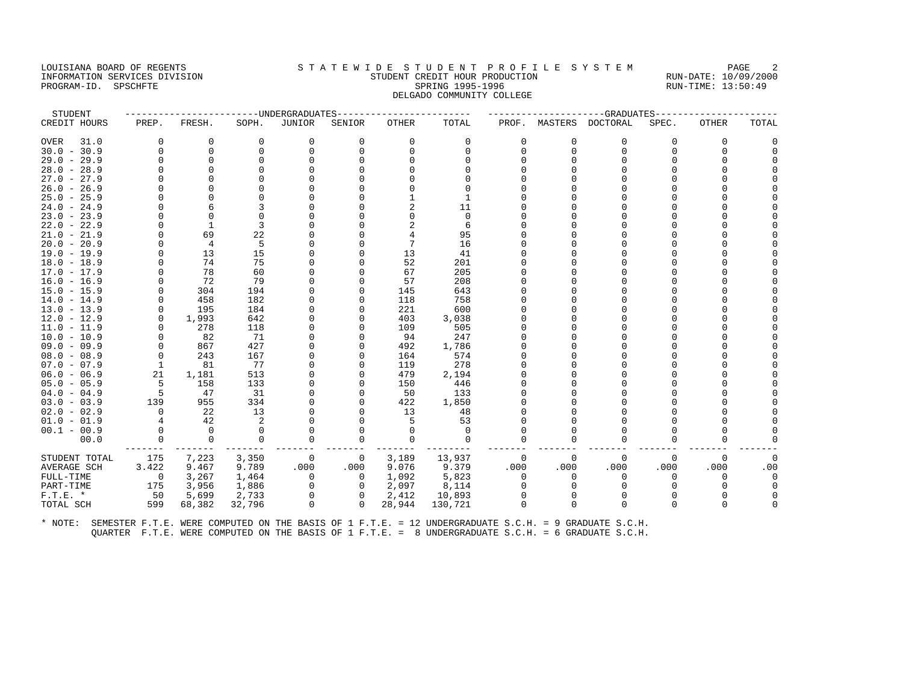LOUISIANA BOARD OF REGENTS — S T A T E W I D E   S T U D E N T   P R O F I L E   S Y S T E M
INFORMATION SERVICES DIVISION — STUDENT CREDIT HOUR PRODUCTION — RUN-DATE: 10/09/2000
PROGRAM-ID. SPSCHFTE — SPRING 1995-1996 — RUN-TIME: 13:50:49

DELGADO COMMUNITY COLLEGE

| STUDENT | UNDERGRADUATES | | | | | | | GRADUATES | | | | | | |
|---|---|---|---|---|---|---|---|---|---|---|---|---|---|---|
| CREDIT HOURS | PREP. | FRESH. | SOPH. | JUNIOR | SENIOR | OTHER | TOTAL | PROF. | MASTERS | DOCTORAL | SPEC. | OTHER | TOTAL |
| OVER 31.0 | 0 | 0 | 0 | 0 | 0 | 0 | 0 | 0 | 0 | 0 | 0 | 0 | 0 |
| 30.0 - 30.9 | 0 | 0 | 0 | 0 | 0 | 0 | 0 | 0 | 0 | 0 | 0 | 0 | 0 |
| 29.0 - 29.9 | 0 | 0 | 0 | 0 | 0 | 0 | 0 | 0 | 0 | 0 | 0 | 0 | 0 |
| 28.0 - 28.9 | 0 | 0 | 0 | 0 | 0 | 0 | 0 | 0 | 0 | 0 | 0 | 0 | 0 |
| 27.0 - 27.9 | 0 | 0 | 0 | 0 | 0 | 0 | 0 | 0 | 0 | 0 | 0 | 0 | 0 |
| 26.0 - 26.9 | 0 | 0 | 0 | 0 | 0 | 0 | 0 | 0 | 0 | 0 | 0 | 0 | 0 |
| 25.0 - 25.9 | 0 | 0 | 0 | 0 | 0 | 1 | 1 | 0 | 0 | 0 | 0 | 0 | 0 |
| 24.0 - 24.9 | 0 | 6 | 3 | 0 | 0 | 2 | 11 | 0 | 0 | 0 | 0 | 0 | 0 |
| 23.0 - 23.9 | 0 | 0 | 0 | 0 | 0 | 0 | 0 | 0 | 0 | 0 | 0 | 0 | 0 |
| 22.0 - 22.9 | 0 | 1 | 3 | 0 | 0 | 2 | 6 | 0 | 0 | 0 | 0 | 0 | 0 |
| 21.0 - 21.9 | 0 | 69 | 22 | 0 | 0 | 4 | 95 | 0 | 0 | 0 | 0 | 0 | 0 |
| 20.0 - 20.9 | 0 | 4 | 5 | 0 | 0 | 7 | 16 | 0 | 0 | 0 | 0 | 0 | 0 |
| 19.0 - 19.9 | 0 | 13 | 15 | 0 | 0 | 13 | 41 | 0 | 0 | 0 | 0 | 0 | 0 |
| 18.0 - 18.9 | 0 | 74 | 75 | 0 | 0 | 52 | 201 | 0 | 0 | 0 | 0 | 0 | 0 |
| 17.0 - 17.9 | 0 | 78 | 60 | 0 | 0 | 67 | 205 | 0 | 0 | 0 | 0 | 0 | 0 |
| 16.0 - 16.9 | 0 | 72 | 79 | 0 | 0 | 57 | 208 | 0 | 0 | 0 | 0 | 0 | 0 |
| 15.0 - 15.9 | 0 | 304 | 194 | 0 | 0 | 145 | 643 | 0 | 0 | 0 | 0 | 0 | 0 |
| 14.0 - 14.9 | 0 | 458 | 182 | 0 | 0 | 118 | 758 | 0 | 0 | 0 | 0 | 0 | 0 |
| 13.0 - 13.9 | 0 | 195 | 184 | 0 | 0 | 221 | 600 | 0 | 0 | 0 | 0 | 0 | 0 |
| 12.0 - 12.9 | 0 | 1,993 | 642 | 0 | 0 | 403 | 3,038 | 0 | 0 | 0 | 0 | 0 | 0 |
| 11.0 - 11.9 | 0 | 278 | 118 | 0 | 0 | 109 | 505 | 0 | 0 | 0 | 0 | 0 | 0 |
| 10.0 - 10.9 | 0 | 82 | 71 | 0 | 0 | 94 | 247 | 0 | 0 | 0 | 0 | 0 | 0 |
| 09.0 - 09.9 | 0 | 867 | 427 | 0 | 0 | 492 | 1,786 | 0 | 0 | 0 | 0 | 0 | 0 |
| 08.0 - 08.9 | 0 | 243 | 167 | 0 | 0 | 164 | 574 | 0 | 0 | 0 | 0 | 0 | 0 |
| 07.0 - 07.9 | 1 | 81 | 77 | 0 | 0 | 119 | 278 | 0 | 0 | 0 | 0 | 0 | 0 |
| 06.0 - 06.9 | 21 | 1,181 | 513 | 0 | 0 | 479 | 2,194 | 0 | 0 | 0 | 0 | 0 | 0 |
| 05.0 - 05.9 | 5 | 158 | 133 | 0 | 0 | 150 | 446 | 0 | 0 | 0 | 0 | 0 | 0 |
| 04.0 - 04.9 | 5 | 47 | 31 | 0 | 0 | 50 | 133 | 0 | 0 | 0 | 0 | 0 | 0 |
| 03.0 - 03.9 | 139 | 955 | 334 | 0 | 0 | 422 | 1,850 | 0 | 0 | 0 | 0 | 0 | 0 |
| 02.0 - 02.9 | 0 | 22 | 13 | 0 | 0 | 13 | 48 | 0 | 0 | 0 | 0 | 0 | 0 |
| 01.0 - 01.9 | 4 | 42 | 2 | 0 | 0 | 5 | 53 | 0 | 0 | 0 | 0 | 0 | 0 |
| 00.1 - 00.9 | 0 | 0 | 0 | 0 | 0 | 0 | 0 | 0 | 0 | 0 | 0 | 0 | 0 |
| 00.0 | 0 | 0 | 0 | 0 | 0 | 0 | 0 | 0 | 0 | 0 | 0 | 0 | 0 |
| STUDENT TOTAL | 175 | 7,223 | 3,350 | 0 | 0 | 3,189 | 13,937 | 0 | 0 | 0 | 0 | 0 | 0 |
| AVERAGE SCH | 3.422 | 9.467 | 9.789 | .000 | .000 | 9.076 | 9.379 | .000 | .000 | .000 | .000 | .000 | .00 |
| FULL-TIME | 0 | 3,267 | 1,464 | 0 | 0 | 1,092 | 5,823 | 0 | 0 | 0 | 0 | 0 | 0 |
| PART-TIME | 175 | 3,956 | 1,886 | 0 | 0 | 2,097 | 8,114 | 0 | 0 | 0 | 0 | 0 | 0 |
| F.T.E. * | 50 | 5,699 | 2,733 | 0 | 0 | 2,412 | 10,893 | 0 | 0 | 0 | 0 | 0 | 0 |
| TOTAL SCH | 599 | 68,382 | 32,796 | 0 | 0 | 28,944 | 130,721 | 0 | 0 | 0 | 0 | 0 | 0 |

\* NOTE: SEMESTER F.T.E. WERE COMPUTED ON THE BASIS OF 1 F.T.E. = 12 UNDERGRADUATE S.C.H. = 9 GRADUATE S.C.H.
QUARTER F.T.E. WERE COMPUTED ON THE BASIS OF 1 F.T.E. = 8 UNDERGRADUATE S.C.H. = 6 GRADUATE S.C.H.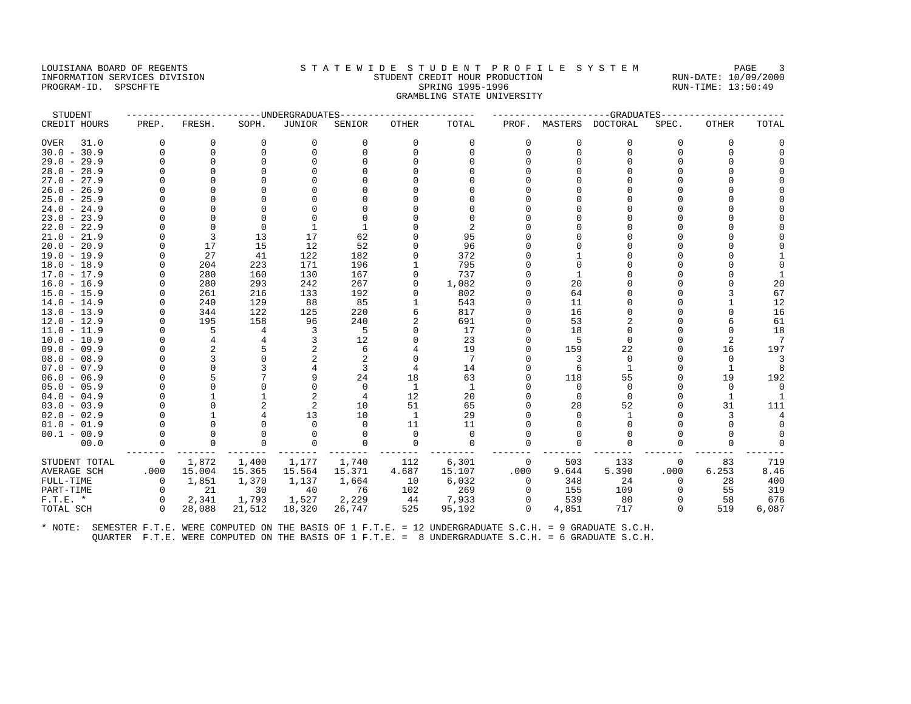LOUISIANA BOARD OF REGENTS
INFORMATION SERVICES DIVISION
PROGRAM-ID. SPSCHFTE

# STATEWIDE STUDENT PROFILE SYSTEM
## STUDENT CREDIT HOUR PRODUCTION
## SPRING 1995-1996
## GRAMBLING STATE UNIVERSITY

RUN-DATE: 10/09/2000
RUN-TIME: 13:50:49

| STUDENT CREDIT HOURS | UNDERGRADUATES PREP. | FRESH. | SOPH. | JUNIOR | SENIOR | OTHER | TOTAL | GRADUATES PROF. | MASTERS | DOCTORAL | SPEC. | OTHER | TOTAL |
|---|---|---|---|---|---|---|---|---|---|---|---|---|---|
| OVER 31.0 | 0 | 0 | 0 | 0 | 0 | 0 | 0 | 0 | 0 | 0 | 0 | 0 | 0 |
| 30.0 - 30.9 | 0 | 0 | 0 | 0 | 0 | 0 | 0 | 0 | 0 | 0 | 0 | 0 | 0 |
| 29.0 - 29.9 | 0 | 0 | 0 | 0 | 0 | 0 | 0 | 0 | 0 | 0 | 0 | 0 | 0 |
| 28.0 - 28.9 | 0 | 0 | 0 | 0 | 0 | 0 | 0 | 0 | 0 | 0 | 0 | 0 | 0 |
| 27.0 - 27.9 | 0 | 0 | 0 | 0 | 0 | 0 | 0 | 0 | 0 | 0 | 0 | 0 | 0 |
| 26.0 - 26.9 | 0 | 0 | 0 | 0 | 0 | 0 | 0 | 0 | 0 | 0 | 0 | 0 | 0 |
| 25.0 - 25.9 | 0 | 0 | 0 | 0 | 0 | 0 | 0 | 0 | 0 | 0 | 0 | 0 | 0 |
| 24.0 - 24.9 | 0 | 0 | 0 | 0 | 0 | 0 | 0 | 0 | 0 | 0 | 0 | 0 | 0 |
| 23.0 - 23.9 | 0 | 0 | 0 | 0 | 0 | 0 | 0 | 0 | 0 | 0 | 0 | 0 | 0 |
| 22.0 - 22.9 | 0 | 0 | 0 | 1 | 1 | 0 | 2 | 0 | 0 | 0 | 0 | 0 | 0 |
| 21.0 - 21.9 | 0 | 3 | 13 | 17 | 62 | 0 | 95 | 0 | 0 | 0 | 0 | 0 | 0 |
| 20.0 - 20.9 | 0 | 17 | 15 | 12 | 52 | 0 | 96 | 0 | 0 | 0 | 0 | 0 | 0 |
| 19.0 - 19.9 | 0 | 27 | 41 | 122 | 182 | 0 | 372 | 0 | 1 | 0 | 0 | 0 | 1 |
| 18.0 - 18.9 | 0 | 204 | 223 | 171 | 196 | 1 | 795 | 0 | 0 | 0 | 0 | 0 | 0 |
| 17.0 - 17.9 | 0 | 280 | 160 | 130 | 167 | 0 | 737 | 0 | 1 | 0 | 0 | 0 | 1 |
| 16.0 - 16.9 | 0 | 280 | 293 | 242 | 267 | 0 | 1,082 | 0 | 20 | 0 | 0 | 0 | 20 |
| 15.0 - 15.9 | 0 | 261 | 216 | 133 | 192 | 0 | 802 | 0 | 64 | 0 | 0 | 3 | 67 |
| 14.0 - 14.9 | 0 | 240 | 129 | 88 | 85 | 1 | 543 | 0 | 11 | 0 | 0 | 1 | 12 |
| 13.0 - 13.9 | 0 | 344 | 122 | 125 | 220 | 6 | 817 | 0 | 16 | 0 | 0 | 0 | 16 |
| 12.0 - 12.9 | 0 | 195 | 158 | 96 | 240 | 2 | 691 | 0 | 53 | 2 | 0 | 6 | 61 |
| 11.0 - 11.9 | 0 | 5 | 4 | 3 | 5 | 0 | 17 | 0 | 18 | 0 | 0 | 0 | 18 |
| 10.0 - 10.9 | 0 | 4 | 4 | 3 | 12 | 0 | 23 | 0 | 5 | 0 | 0 | 2 | 7 |
| 09.0 - 09.9 | 0 | 2 | 5 | 2 | 6 | 4 | 19 | 0 | 159 | 22 | 0 | 16 | 197 |
| 08.0 - 08.9 | 0 | 3 | 0 | 2 | 2 | 0 | 7 | 0 | 3 | 0 | 0 | 0 | 3 |
| 07.0 - 07.9 | 0 | 0 | 3 | 4 | 3 | 4 | 14 | 0 | 6 | 1 | 0 | 1 | 8 |
| 06.0 - 06.9 | 0 | 5 | 7 | 9 | 24 | 18 | 63 | 0 | 118 | 55 | 0 | 19 | 192 |
| 05.0 - 05.9 | 0 | 0 | 0 | 0 | 0 | 1 | 1 | 0 | 0 | 0 | 0 | 0 | 0 |
| 04.0 - 04.9 | 0 | 1 | 1 | 2 | 4 | 12 | 20 | 0 | 0 | 0 | 0 | 1 | 1 |
| 03.0 - 03.9 | 0 | 0 | 2 | 2 | 10 | 51 | 65 | 0 | 28 | 52 | 0 | 31 | 111 |
| 02.0 - 02.9 | 0 | 1 | 4 | 13 | 10 | 1 | 29 | 0 | 0 | 1 | 0 | 3 | 4 |
| 01.0 - 01.9 | 0 | 0 | 0 | 0 | 0 | 11 | 11 | 0 | 0 | 0 | 0 | 0 | 0 |
| 00.1 - 00.9 | 0 | 0 | 0 | 0 | 0 | 0 | 0 | 0 | 0 | 0 | 0 | 0 | 0 |
| 00.0 | 0 | 0 | 0 | 0 | 0 | 0 | 0 | 0 | 0 | 0 | 0 | 0 | 0 |
| STUDENT TOTAL | 0 | 1,872 | 1,400 | 1,177 | 1,740 | 112 | 6,301 | 0 | 503 | 133 | 0 | 83 | 719 |
| AVERAGE SCH | .000 | 15.004 | 15.365 | 15.564 | 15.371 | 4.687 | 15.107 | .000 | 9.644 | 5.390 | .000 | 6.253 | 8.46 |
| FULL-TIME | 0 | 1,851 | 1,370 | 1,137 | 1,664 | 10 | 6,032 | 0 | 348 | 24 | 0 | 28 | 400 |
| PART-TIME | 0 | 21 | 30 | 40 | 76 | 102 | 269 | 0 | 155 | 109 | 0 | 55 | 319 |
| F.T.E. * | 0 | 2,341 | 1,793 | 1,527 | 2,229 | 44 | 7,933 | 0 | 539 | 80 | 0 | 58 | 676 |
| TOTAL SCH | 0 | 28,088 | 21,512 | 18,320 | 26,747 | 525 | 95,192 | 0 | 4,851 | 717 | 0 | 519 | 6,087 |

\* NOTE: SEMESTER F.T.E. WERE COMPUTED ON THE BASIS OF 1 F.T.E. = 12 UNDERGRADUATE S.C.H. = 9 GRADUATE S.C.H.
QUARTER F.T.E. WERE COMPUTED ON THE BASIS OF 1 F.T.E. = 8 UNDERGRADUATE S.C.H. = 6 GRADUATE S.C.H.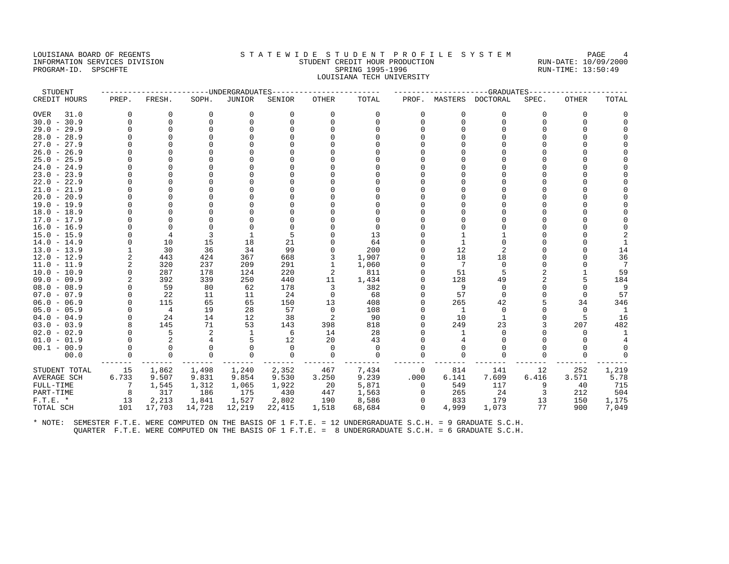LOUISIANA BOARD OF REGENTS
INFORMATION SERVICES DIVISION
PROGRAM-ID. SPSCHFTE

STATEWIDE STUDENT PROFILE SYSTEM
STUDENT CREDIT HOUR PRODUCTION
SPRING 1995-1996
LOUISIANA TECH UNIVERSITY

RUN-DATE: 10/09/2000
RUN-TIME: 13:50:49

| STUDENT CREDIT HOURS | UNDERGRADUATES PREP. | FRESH. | SOPH. | JUNIOR | SENIOR | OTHER | TOTAL | GRADUATES PROF. | MASTERS | DOCTORAL | SPEC. | OTHER | TOTAL |
|---|---|---|---|---|---|---|---|---|---|---|---|---|---|
| OVER 31.0 | 0 | 0 | 0 | 0 | 0 | 0 | 0 | 0 | 0 | 0 | 0 | 0 | 0 |
| 30.0 - 30.9 | 0 | 0 | 0 | 0 | 0 | 0 | 0 | 0 | 0 | 0 | 0 | 0 | 0 |
| 29.0 - 29.9 | 0 | 0 | 0 | 0 | 0 | 0 | 0 | 0 | 0 | 0 | 0 | 0 | 0 |
| 28.0 - 28.9 | 0 | 0 | 0 | 0 | 0 | 0 | 0 | 0 | 0 | 0 | 0 | 0 | 0 |
| 27.0 - 27.9 | 0 | 0 | 0 | 0 | 0 | 0 | 0 | 0 | 0 | 0 | 0 | 0 | 0 |
| 26.0 - 26.9 | 0 | 0 | 0 | 0 | 0 | 0 | 0 | 0 | 0 | 0 | 0 | 0 | 0 |
| 25.0 - 25.9 | 0 | 0 | 0 | 0 | 0 | 0 | 0 | 0 | 0 | 0 | 0 | 0 | 0 |
| 24.0 - 24.9 | 0 | 0 | 0 | 0 | 0 | 0 | 0 | 0 | 0 | 0 | 0 | 0 | 0 |
| 23.0 - 23.9 | 0 | 0 | 0 | 0 | 0 | 0 | 0 | 0 | 0 | 0 | 0 | 0 | 0 |
| 22.0 - 22.9 | 0 | 0 | 0 | 0 | 0 | 0 | 0 | 0 | 0 | 0 | 0 | 0 | 0 |
| 21.0 - 21.9 | 0 | 0 | 0 | 0 | 0 | 0 | 0 | 0 | 0 | 0 | 0 | 0 | 0 |
| 20.0 - 20.9 | 0 | 0 | 0 | 0 | 0 | 0 | 0 | 0 | 0 | 0 | 0 | 0 | 0 |
| 19.0 - 19.9 | 0 | 0 | 0 | 0 | 0 | 0 | 0 | 0 | 0 | 0 | 0 | 0 | 0 |
| 18.0 - 18.9 | 0 | 0 | 0 | 0 | 0 | 0 | 0 | 0 | 0 | 0 | 0 | 0 | 0 |
| 17.0 - 17.9 | 0 | 0 | 0 | 0 | 0 | 0 | 0 | 0 | 0 | 0 | 0 | 0 | 0 |
| 16.0 - 16.9 | 0 | 0 | 0 | 0 | 0 | 0 | 0 | 0 | 0 | 0 | 0 | 0 | 0 |
| 15.0 - 15.9 | 0 | 4 | 3 | 1 | 5 | 0 | 13 | 0 | 1 | 1 | 0 | 0 | 2 |
| 14.0 - 14.9 | 0 | 10 | 15 | 18 | 21 | 0 | 64 | 0 | 1 | 0 | 0 | 0 | 1 |
| 13.0 - 13.9 | 1 | 30 | 36 | 34 | 99 | 0 | 200 | 0 | 12 | 2 | 0 | 0 | 14 |
| 12.0 - 12.9 | 2 | 443 | 424 | 367 | 668 | 3 | 1,907 | 0 | 18 | 18 | 0 | 0 | 36 |
| 11.0 - 11.9 | 2 | 320 | 237 | 209 | 291 | 1 | 1,060 | 0 | 7 | 0 | 0 | 0 | 7 |
| 10.0 - 10.9 | 0 | 287 | 178 | 124 | 220 | 2 | 811 | 0 | 51 | 5 | 2 | 1 | 59 |
| 09.0 - 09.9 | 2 | 392 | 339 | 250 | 440 | 11 | 1,434 | 0 | 128 | 49 | 2 | 5 | 184 |
| 08.0 - 08.9 | 0 | 59 | 80 | 62 | 178 | 3 | 382 | 0 | 9 | 0 | 0 | 0 | 9 |
| 07.0 - 07.9 | 0 | 22 | 11 | 11 | 24 | 0 | 68 | 0 | 57 | 0 | 0 | 0 | 57 |
| 06.0 - 06.9 | 0 | 115 | 65 | 65 | 150 | 13 | 408 | 0 | 265 | 42 | 5 | 34 | 346 |
| 05.0 - 05.9 | 0 | 4 | 19 | 28 | 57 | 0 | 108 | 0 | 1 | 0 | 0 | 0 | 1 |
| 04.0 - 04.9 | 0 | 24 | 14 | 12 | 38 | 2 | 90 | 0 | 10 | 1 | 0 | 5 | 16 |
| 03.0 - 03.9 | 8 | 145 | 71 | 53 | 143 | 398 | 818 | 0 | 249 | 23 | 3 | 207 | 482 |
| 02.0 - 02.9 | 0 | 5 | 2 | 1 | 6 | 14 | 28 | 0 | 1 | 0 | 0 | 0 | 1 |
| 01.0 - 01.9 | 0 | 2 | 4 | 5 | 12 | 20 | 43 | 0 | 4 | 0 | 0 | 0 | 4 |
| 00.1 - 00.9 | 0 | 0 | 0 | 0 | 0 | 0 | 0 | 0 | 0 | 0 | 0 | 0 | 0 |
| 00.0 | 0 | 0 | 0 | 0 | 0 | 0 | 0 | 0 | 0 | 0 | 0 | 0 | 0 |
| STUDENT TOTAL | 15 | 1,862 | 1,498 | 1,240 | 2,352 | 467 | 7,434 | 0 | 814 | 141 | 12 | 252 | 1,219 |
| AVERAGE SCH | 6.733 | 9.507 | 9.831 | 9.854 | 9.530 | 3.250 | 9.239 | .000 | 6.141 | 7.609 | 6.416 | 3.571 | 5.78 |
| FULL-TIME | 7 | 1,545 | 1,312 | 1,065 | 1,922 | 20 | 5,871 | 0 | 549 | 117 | 9 | 40 | 715 |
| PART-TIME | 8 | 317 | 186 | 175 | 430 | 447 | 1,563 | 0 | 265 | 24 | 3 | 212 | 504 |
| F.T.E. * | 13 | 2,213 | 1,841 | 1,527 | 2,802 | 190 | 8,586 | 0 | 833 | 179 | 13 | 150 | 1,175 |
| TOTAL SCH | 101 | 17,703 | 14,728 | 12,219 | 22,415 | 1,518 | 68,684 | 0 | 4,999 | 1,073 | 77 | 900 | 7,049 |

* NOTE: SEMESTER F.T.E. WERE COMPUTED ON THE BASIS OF 1 F.T.E. = 12 UNDERGRADUATE S.C.H. = 9 GRADUATE S.C.H.
QUARTER F.T.E. WERE COMPUTED ON THE BASIS OF 1 F.T.E. = 8 UNDERGRADUATE S.C.H. = 6 GRADUATE S.C.H.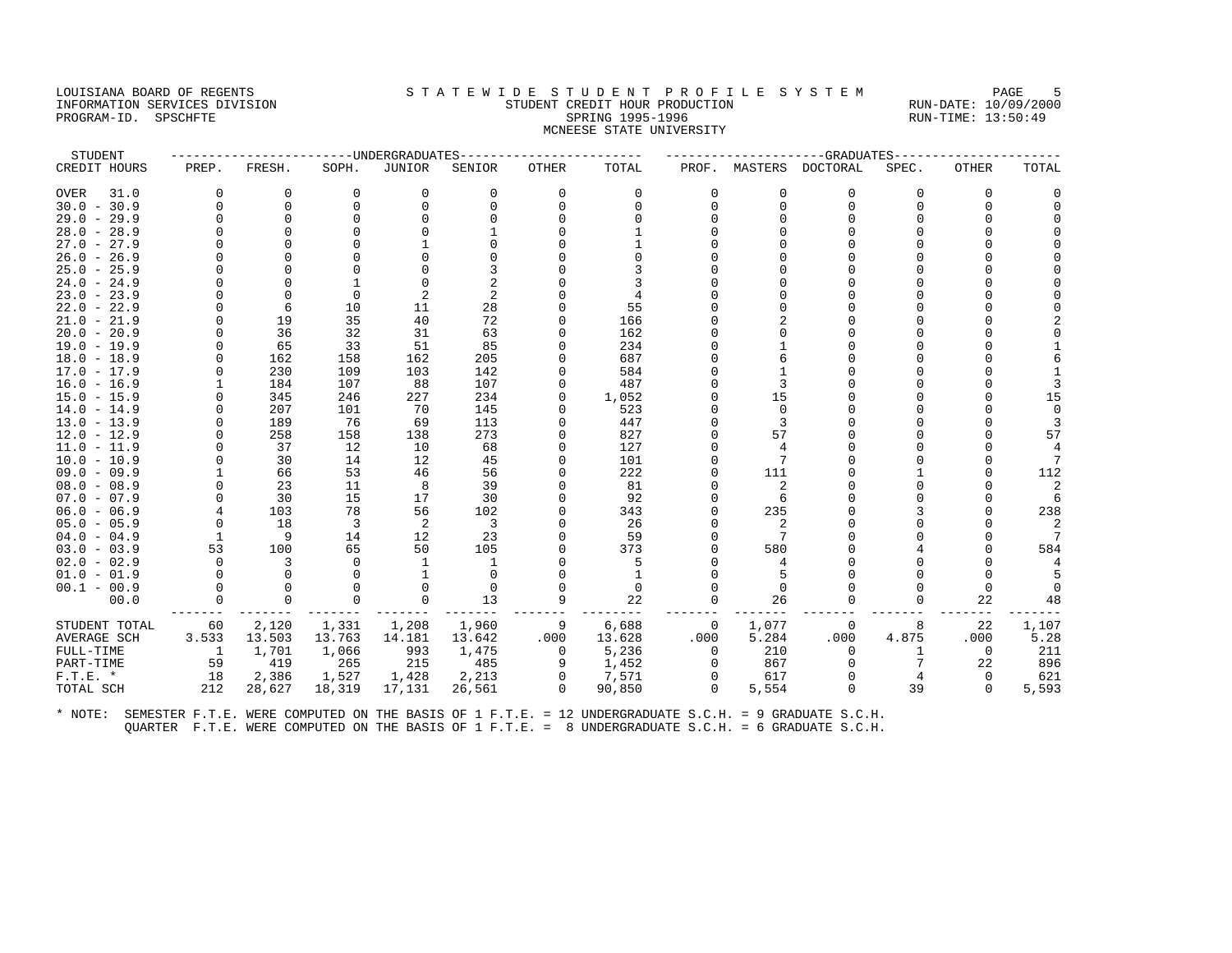LOUISIANA BOARD OF REGENTS
INFORMATION SERVICES DIVISION
PROGRAM-ID. SPSCHFTE

# STATEWIDE STUDENT PROFILE SYSTEM

STUDENT CREDIT HOUR PRODUCTION
SPRING 1995-1996
MCNEESE STATE UNIVERSITY

RUN-DATE: 10/09/2000
RUN-TIME: 13:50:49

| STUDENT CREDIT HOURS | UNDERGRADUATES PREP. | FRESH. | SOPH. | JUNIOR | SENIOR | OTHER | TOTAL | GRADUATES PROF. | MASTERS | DOCTORAL | SPEC. | OTHER | TOTAL |
|---|---|---|---|---|---|---|---|---|---|---|---|---|---|
| OVER 31.0 | 0 | 0 | 0 | 0 | 0 | 0 | 0 | 0 | 0 | 0 | 0 | 0 | 0 |
| 30.0 - 30.9 | 0 | 0 | 0 | 0 | 0 | 0 | 0 | 0 | 0 | 0 | 0 | 0 | 0 |
| 29.0 - 29.9 | 0 | 0 | 0 | 0 | 0 | 0 | 0 | 0 | 0 | 0 | 0 | 0 | 0 |
| 28.0 - 28.9 | 0 | 0 | 0 | 0 | 1 | 0 | 1 | 0 | 0 | 0 | 0 | 0 | 0 |
| 27.0 - 27.9 | 0 | 0 | 0 | 1 | 0 | 0 | 1 | 0 | 0 | 0 | 0 | 0 | 0 |
| 26.0 - 26.9 | 0 | 0 | 0 | 0 | 0 | 0 | 0 | 0 | 0 | 0 | 0 | 0 | 0 |
| 25.0 - 25.9 | 0 | 0 | 0 | 0 | 3 | 0 | 3 | 0 | 0 | 0 | 0 | 0 | 0 |
| 24.0 - 24.9 | 0 | 0 | 1 | 0 | 2 | 0 | 3 | 0 | 0 | 0 | 0 | 0 | 0 |
| 23.0 - 23.9 | 0 | 0 | 0 | 2 | 2 | 0 | 4 | 0 | 0 | 0 | 0 | 0 | 0 |
| 22.0 - 22.9 | 0 | 6 | 10 | 11 | 28 | 0 | 55 | 0 | 0 | 0 | 0 | 0 | 0 |
| 21.0 - 21.9 | 0 | 19 | 35 | 40 | 72 | 0 | 166 | 0 | 2 | 0 | 0 | 0 | 2 |
| 20.0 - 20.9 | 0 | 36 | 32 | 31 | 63 | 0 | 162 | 0 | 0 | 0 | 0 | 0 | 0 |
| 19.0 - 19.9 | 0 | 65 | 33 | 51 | 85 | 0 | 234 | 0 | 1 | 0 | 0 | 0 | 1 |
| 18.0 - 18.9 | 0 | 162 | 158 | 162 | 205 | 0 | 687 | 0 | 6 | 0 | 0 | 0 | 6 |
| 17.0 - 17.9 | 0 | 230 | 109 | 103 | 142 | 0 | 584 | 0 | 1 | 0 | 0 | 0 | 1 |
| 16.0 - 16.9 | 1 | 184 | 107 | 88 | 107 | 0 | 487 | 0 | 3 | 0 | 0 | 0 | 3 |
| 15.0 - 15.9 | 0 | 345 | 246 | 227 | 234 | 0 | 1,052 | 0 | 15 | 0 | 0 | 0 | 15 |
| 14.0 - 14.9 | 0 | 207 | 101 | 70 | 145 | 0 | 523 | 0 | 0 | 0 | 0 | 0 | 0 |
| 13.0 - 13.9 | 0 | 189 | 76 | 69 | 113 | 0 | 447 | 0 | 3 | 0 | 0 | 0 | 3 |
| 12.0 - 12.9 | 0 | 258 | 158 | 138 | 273 | 0 | 827 | 0 | 57 | 0 | 0 | 0 | 57 |
| 11.0 - 11.9 | 0 | 37 | 12 | 10 | 68 | 0 | 127 | 0 | 4 | 0 | 0 | 0 | 4 |
| 10.0 - 10.9 | 0 | 30 | 14 | 12 | 45 | 0 | 101 | 0 | 7 | 0 | 0 | 0 | 7 |
| 09.0 - 09.9 | 1 | 66 | 53 | 46 | 56 | 0 | 222 | 0 | 111 | 0 | 1 | 0 | 112 |
| 08.0 - 08.9 | 0 | 23 | 11 | 8 | 39 | 0 | 81 | 0 | 2 | 0 | 0 | 0 | 2 |
| 07.0 - 07.9 | 0 | 30 | 15 | 17 | 30 | 0 | 92 | 0 | 6 | 0 | 0 | 0 | 6 |
| 06.0 - 06.9 | 4 | 103 | 78 | 56 | 102 | 0 | 343 | 0 | 235 | 0 | 3 | 0 | 238 |
| 05.0 - 05.9 | 0 | 18 | 3 | 2 | 3 | 0 | 26 | 0 | 2 | 0 | 0 | 0 | 2 |
| 04.0 - 04.9 | 1 | 9 | 14 | 12 | 23 | 0 | 59 | 0 | 7 | 0 | 0 | 0 | 7 |
| 03.0 - 03.9 | 53 | 100 | 65 | 50 | 105 | 0 | 373 | 0 | 580 | 0 | 4 | 0 | 584 |
| 02.0 - 02.9 | 0 | 3 | 0 | 1 | 1 | 0 | 5 | 0 | 4 | 0 | 0 | 0 | 4 |
| 01.0 - 01.9 | 0 | 0 | 0 | 1 | 0 | 0 | 1 | 0 | 5 | 0 | 0 | 0 | 5 |
| 00.1 - 00.9 | 0 | 0 | 0 | 0 | 0 | 0 | 0 | 0 | 0 | 0 | 0 | 0 | 0 |
| 00.0 | 0 | 0 | 0 | 0 | 13 | 9 | 22 | 0 | 26 | 0 | 0 | 22 | 48 |
| STUDENT TOTAL | 60 | 2,120 | 1,331 | 1,208 | 1,960 | 9 | 6,688 | 0 | 1,077 | 0 | 8 | 22 | 1,107 |
| AVERAGE SCH | 3.533 | 13.503 | 13.763 | 14.181 | 13.642 | .000 | 13.628 | .000 | 5.284 | .000 | 4.875 | .000 | 5.28 |
| FULL-TIME | 1 | 1,701 | 1,066 | 993 | 1,475 | 0 | 5,236 | 0 | 210 | 0 | 1 | 0 | 211 |
| PART-TIME | 59 | 419 | 265 | 215 | 485 | 9 | 1,452 | 0 | 867 | 0 | 7 | 22 | 896 |
| F.T.E. * | 18 | 2,386 | 1,527 | 1,428 | 2,213 | 0 | 7,571 | 0 | 617 | 0 | 4 | 0 | 621 |
| TOTAL SCH | 212 | 28,627 | 18,319 | 17,131 | 26,561 | 0 | 90,850 | 0 | 5,554 | 0 | 39 | 0 | 5,593 |

\* NOTE: SEMESTER F.T.E. WERE COMPUTED ON THE BASIS OF 1 F.T.E. = 12 UNDERGRADUATE S.C.H. = 9 GRADUATE S.C.H.
QUARTER F.T.E. WERE COMPUTED ON THE BASIS OF 1 F.T.E. = 8 UNDERGRADUATE S.C.H. = 6 GRADUATE S.C.H.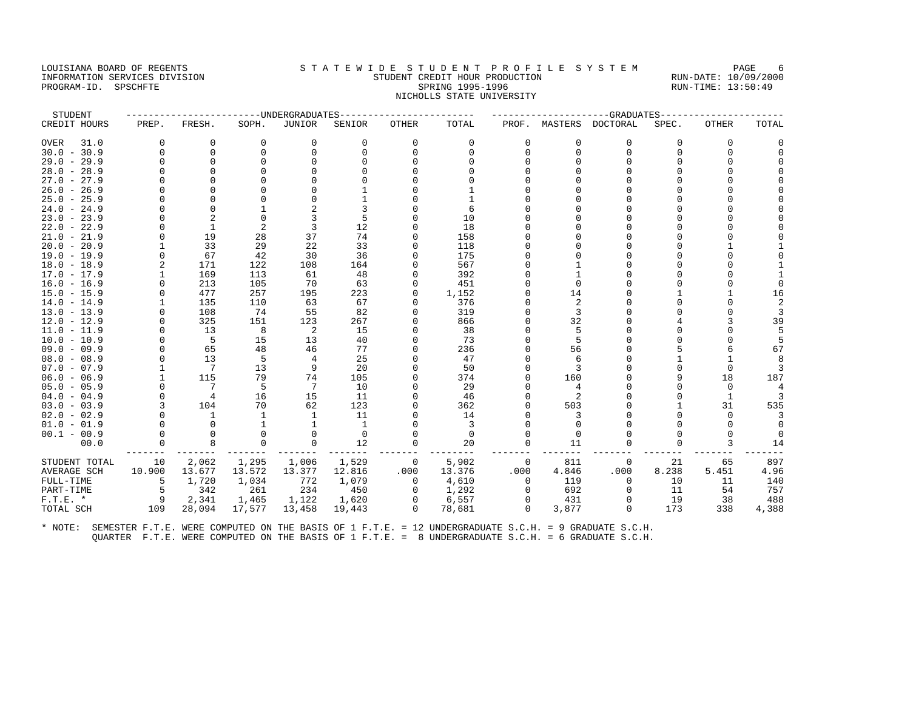LOUISIANA BOARD OF REGENTS
INFORMATION SERVICES DIVISION
PROGRAM-ID. SPSCHFTE

# S T A T E W I D E S T U D E N T P R O F I L E S Y S T E M

## STUDENT CREDIT HOUR PRODUCTION

## SPRING 1995-1996

## NICHOLLS STATE UNIVERSITY

RUN-DATE: 10/09/2000
RUN-TIME: 13:50:49

| STUDENT | UNDERGRADUATES | | | | | | | GRADUATES | | | | | | |
|---|---|---|---|---|---|---|---|---|---|---|---|---|---|---|
| CREDIT HOURS | PREP. | FRESH. | SOPH. | JUNIOR | SENIOR | OTHER | TOTAL | PROF. | MASTERS | DOCTORAL | SPEC. | OTHER | TOTAL |
| OVER 31.0 | 0 | 0 | 0 | 0 | 0 | 0 | 0 | 0 | 0 | 0 | 0 | 0 | 0 |
| 30.0 - 30.9 | 0 | 0 | 0 | 0 | 0 | 0 | 0 | 0 | 0 | 0 | 0 | 0 | 0 |
| 29.0 - 29.9 | 0 | 0 | 0 | 0 | 0 | 0 | 0 | 0 | 0 | 0 | 0 | 0 | 0 |
| 28.0 - 28.9 | 0 | 0 | 0 | 0 | 0 | 0 | 0 | 0 | 0 | 0 | 0 | 0 | 0 |
| 27.0 - 27.9 | 0 | 0 | 0 | 0 | 0 | 0 | 0 | 0 | 0 | 0 | 0 | 0 | 0 |
| 26.0 - 26.9 | 0 | 0 | 0 | 0 | 1 | 0 | 1 | 0 | 0 | 0 | 0 | 0 | 0 |
| 25.0 - 25.9 | 0 | 0 | 0 | 0 | 1 | 0 | 1 | 0 | 0 | 0 | 0 | 0 | 0 |
| 24.0 - 24.9 | 0 | 0 | 1 | 2 | 3 | 0 | 6 | 0 | 0 | 0 | 0 | 0 | 0 |
| 23.0 - 23.9 | 0 | 2 | 0 | 3 | 5 | 0 | 10 | 0 | 0 | 0 | 0 | 0 | 0 |
| 22.0 - 22.9 | 0 | 1 | 2 | 3 | 12 | 0 | 18 | 0 | 0 | 0 | 0 | 0 | 0 |
| 21.0 - 21.9 | 0 | 19 | 28 | 37 | 74 | 0 | 158 | 0 | 0 | 0 | 0 | 0 | 0 |
| 20.0 - 20.9 | 1 | 33 | 29 | 22 | 33 | 0 | 118 | 0 | 0 | 0 | 0 | 1 | 1 |
| 19.0 - 19.9 | 0 | 67 | 42 | 30 | 36 | 0 | 175 | 0 | 0 | 0 | 0 | 0 | 0 |
| 18.0 - 18.9 | 2 | 171 | 122 | 108 | 164 | 0 | 567 | 0 | 1 | 0 | 0 | 0 | 1 |
| 17.0 - 17.9 | 1 | 169 | 113 | 61 | 48 | 0 | 392 | 0 | 1 | 0 | 0 | 0 | 1 |
| 16.0 - 16.9 | 0 | 213 | 105 | 70 | 63 | 0 | 451 | 0 | 0 | 0 | 0 | 0 | 0 |
| 15.0 - 15.9 | 0 | 477 | 257 | 195 | 223 | 0 | 1,152 | 0 | 14 | 0 | 1 | 1 | 16 |
| 14.0 - 14.9 | 1 | 135 | 110 | 63 | 67 | 0 | 376 | 0 | 2 | 0 | 0 | 0 | 2 |
| 13.0 - 13.9 | 0 | 108 | 74 | 55 | 82 | 0 | 319 | 0 | 3 | 0 | 0 | 0 | 3 |
| 12.0 - 12.9 | 0 | 325 | 151 | 123 | 267 | 0 | 866 | 0 | 32 | 0 | 4 | 3 | 39 |
| 11.0 - 11.9 | 0 | 13 | 8 | 2 | 15 | 0 | 38 | 0 | 5 | 0 | 0 | 0 | 5 |
| 10.0 - 10.9 | 0 | 5 | 15 | 13 | 40 | 0 | 73 | 0 | 5 | 0 | 0 | 0 | 5 |
| 09.0 - 09.9 | 0 | 65 | 48 | 46 | 77 | 0 | 236 | 0 | 56 | 0 | 5 | 6 | 67 |
| 08.0 - 08.9 | 0 | 13 | 5 | 4 | 25 | 0 | 47 | 0 | 6 | 0 | 1 | 1 | 8 |
| 07.0 - 07.9 | 1 | 7 | 13 | 9 | 20 | 0 | 50 | 0 | 3 | 0 | 0 | 0 | 3 |
| 06.0 - 06.9 | 1 | 115 | 79 | 74 | 105 | 0 | 374 | 0 | 160 | 0 | 9 | 18 | 187 |
| 05.0 - 05.9 | 0 | 7 | 5 | 7 | 10 | 0 | 29 | 0 | 4 | 0 | 0 | 0 | 4 |
| 04.0 - 04.9 | 0 | 4 | 16 | 15 | 11 | 0 | 46 | 0 | 2 | 0 | 0 | 1 | 3 |
| 03.0 - 03.9 | 3 | 104 | 70 | 62 | 123 | 0 | 362 | 0 | 503 | 0 | 1 | 31 | 535 |
| 02.0 - 02.9 | 0 | 1 | 1 | 1 | 11 | 0 | 14 | 0 | 3 | 0 | 0 | 0 | 3 |
| 01.0 - 01.9 | 0 | 0 | 1 | 1 | 1 | 0 | 3 | 0 | 0 | 0 | 0 | 0 | 0 |
| 00.1 - 00.9 | 0 | 0 | 0 | 0 | 0 | 0 | 0 | 0 | 0 | 0 | 0 | 0 | 0 |
| 00.0 | 0 | 8 | 0 | 0 | 12 | 0 | 20 | 0 | 11 | 0 | 0 | 3 | 14 |
| STUDENT TOTAL | 10 | 2,062 | 1,295 | 1,006 | 1,529 | 0 | 5,902 | 0 | 811 | 0 | 21 | 65 | 897 |
| AVERAGE SCH | 10.900 | 13.677 | 13.572 | 13.377 | 12.816 | .000 | 13.376 | .000 | 4.846 | .000 | 8.238 | 5.451 | 4.96 |
| FULL-TIME | 5 | 1,720 | 1,034 | 772 | 1,079 | 0 | 4,610 | 0 | 119 | 0 | 10 | 11 | 140 |
| PART-TIME | 5 | 342 | 261 | 234 | 450 | 0 | 1,292 | 0 | 692 | 0 | 11 | 54 | 757 |
| F.T.E. * | 9 | 2,341 | 1,465 | 1,122 | 1,620 | 0 | 6,557 | 0 | 431 | 0 | 19 | 38 | 488 |
| TOTAL SCH | 109 | 28,094 | 17,577 | 13,458 | 19,443 | 0 | 78,681 | 0 | 3,877 | 0 | 173 | 338 | 4,388 |

* NOTE: SEMESTER F.T.E. WERE COMPUTED ON THE BASIS OF 1 F.T.E. = 12 UNDERGRADUATE S.C.H. = 9 GRADUATE S.C.H.
QUARTER F.T.E. WERE COMPUTED ON THE BASIS OF 1 F.T.E. = 8 UNDERGRADUATE S.C.H. = 6 GRADUATE S.C.H.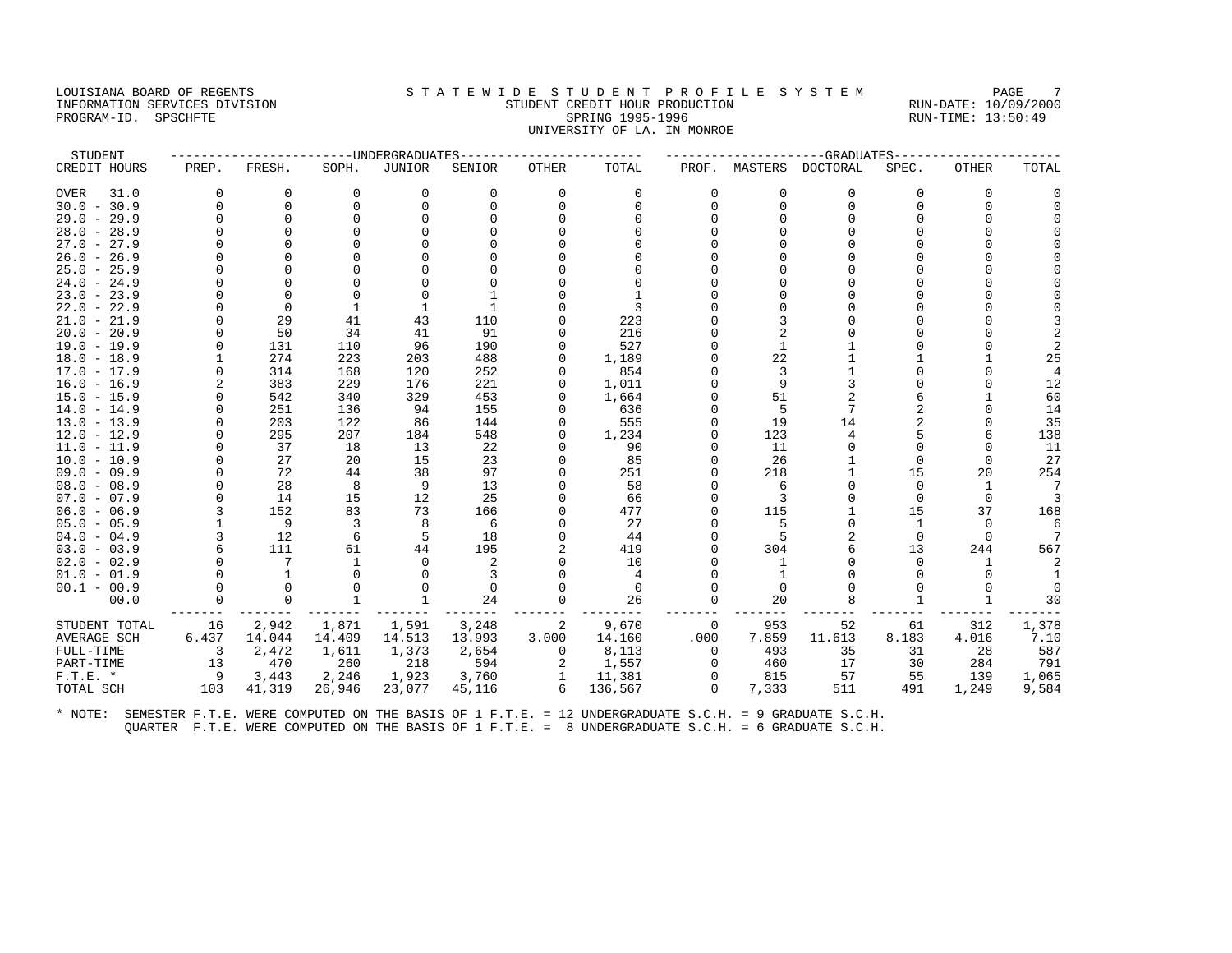LOUISIANA BOARD OF REGENTS
INFORMATION SERVICES DIVISION
PROGRAM-ID. SPSCHFTE

RUN-DATE: 10/09/2000
RUN-TIME: 13:50:49

# STATEWIDE STUDENT PROFILE SYSTEM

## STUDENT CREDIT HOUR PRODUCTION

### SPRING 1995-1996

### UNIVERSITY OF LA. IN MONROE

| STUDENT | UNDERGRADUATES | | | | | | | GRADUATES | | | | | |
|---|---|---|---|---|---|---|---|---|---|---|---|---|---|
| CREDIT HOURS | PREP. | FRESH. | SOPH. | JUNIOR | SENIOR | OTHER | TOTAL | PROF. | MASTERS | DOCTORAL | SPEC. | OTHER | TOTAL |
| OVER 31.0 | 0 | 0 | 0 | 0 | 0 | 0 | 0 | 0 | 0 | 0 | 0 | 0 | 0 |
| 30.0 - 30.9 | 0 | 0 | 0 | 0 | 0 | 0 | 0 | 0 | 0 | 0 | 0 | 0 | 0 |
| 29.0 - 29.9 | 0 | 0 | 0 | 0 | 0 | 0 | 0 | 0 | 0 | 0 | 0 | 0 | 0 |
| 28.0 - 28.9 | 0 | 0 | 0 | 0 | 0 | 0 | 0 | 0 | 0 | 0 | 0 | 0 | 0 |
| 27.0 - 27.9 | 0 | 0 | 0 | 0 | 0 | 0 | 0 | 0 | 0 | 0 | 0 | 0 | 0 |
| 26.0 - 26.9 | 0 | 0 | 0 | 0 | 0 | 0 | 0 | 0 | 0 | 0 | 0 | 0 | 0 |
| 25.0 - 25.9 | 0 | 0 | 0 | 0 | 0 | 0 | 0 | 0 | 0 | 0 | 0 | 0 | 0 |
| 24.0 - 24.9 | 0 | 0 | 0 | 0 | 0 | 0 | 0 | 0 | 0 | 0 | 0 | 0 | 0 |
| 23.0 - 23.9 | 0 | 0 | 0 | 0 | 1 | 0 | 1 | 0 | 0 | 0 | 0 | 0 | 0 |
| 22.0 - 22.9 | 0 | 0 | 1 | 1 | 1 | 0 | 3 | 0 | 0 | 0 | 0 | 0 | 0 |
| 21.0 - 21.9 | 0 | 29 | 41 | 43 | 110 | 0 | 223 | 0 | 3 | 0 | 0 | 0 | 3 |
| 20.0 - 20.9 | 0 | 50 | 34 | 41 | 91 | 0 | 216 | 0 | 2 | 0 | 0 | 0 | 2 |
| 19.0 - 19.9 | 0 | 131 | 110 | 96 | 190 | 0 | 527 | 0 | 1 | 1 | 0 | 0 | 2 |
| 18.0 - 18.9 | 1 | 274 | 223 | 203 | 488 | 0 | 1,189 | 0 | 22 | 1 | 1 | 1 | 25 |
| 17.0 - 17.9 | 0 | 314 | 168 | 120 | 252 | 0 | 854 | 0 | 3 | 1 | 0 | 0 | 4 |
| 16.0 - 16.9 | 2 | 383 | 229 | 176 | 221 | 0 | 1,011 | 0 | 9 | 3 | 0 | 0 | 12 |
| 15.0 - 15.9 | 0 | 542 | 340 | 329 | 453 | 0 | 1,664 | 0 | 51 | 2 | 6 | 1 | 60 |
| 14.0 - 14.9 | 0 | 251 | 136 | 94 | 155 | 0 | 636 | 0 | 5 | 7 | 2 | 0 | 14 |
| 13.0 - 13.9 | 0 | 203 | 122 | 86 | 144 | 0 | 555 | 0 | 19 | 14 | 2 | 0 | 35 |
| 12.0 - 12.9 | 0 | 295 | 207 | 184 | 548 | 0 | 1,234 | 0 | 123 | 4 | 5 | 6 | 138 |
| 11.0 - 11.9 | 0 | 37 | 18 | 13 | 22 | 0 | 90 | 0 | 11 | 0 | 0 | 0 | 11 |
| 10.0 - 10.9 | 0 | 27 | 20 | 15 | 23 | 0 | 85 | 0 | 26 | 1 | 0 | 0 | 27 |
| 09.0 - 09.9 | 0 | 72 | 44 | 38 | 97 | 0 | 251 | 0 | 218 | 1 | 15 | 20 | 254 |
| 08.0 - 08.9 | 0 | 28 | 8 | 9 | 13 | 0 | 58 | 0 | 6 | 0 | 0 | 1 | 7 |
| 07.0 - 07.9 | 0 | 14 | 15 | 12 | 25 | 0 | 66 | 0 | 3 | 0 | 0 | 0 | 3 |
| 06.0 - 06.9 | 3 | 152 | 83 | 73 | 166 | 0 | 477 | 0 | 115 | 1 | 15 | 37 | 168 |
| 05.0 - 05.9 | 1 | 9 | 3 | 8 | 6 | 0 | 27 | 0 | 5 | 0 | 1 | 0 | 6 |
| 04.0 - 04.9 | 3 | 12 | 6 | 5 | 18 | 0 | 44 | 0 | 5 | 2 | 0 | 0 | 7 |
| 03.0 - 03.9 | 6 | 111 | 61 | 44 | 195 | 2 | 419 | 0 | 304 | 6 | 13 | 244 | 567 |
| 02.0 - 02.9 | 0 | 7 | 1 | 0 | 2 | 0 | 10 | 0 | 1 | 0 | 0 | 1 | 2 |
| 01.0 - 01.9 | 0 | 1 | 0 | 0 | 3 | 0 | 4 | 0 | 1 | 0 | 0 | 0 | 1 |
| 00.1 - 00.9 | 0 | 0 | 0 | 0 | 0 | 0 | 0 | 0 | 0 | 0 | 0 | 0 | 0 |
| 00.0 | 0 | 0 | 1 | 1 | 24 | 0 | 26 | 0 | 20 | 8 | 1 | 1 | 30 |
| STUDENT TOTAL | 16 | 2,942 | 1,871 | 1,591 | 3,248 | 2 | 9,670 | 0 | 953 | 52 | 61 | 312 | 1,378 |
| AVERAGE SCH | 6.437 | 14.044 | 14.409 | 14.513 | 13.993 | 3.000 | 14.160 | .000 | 7.859 | 11.613 | 8.183 | 4.016 | 7.10 |
| FULL-TIME | 3 | 2,472 | 1,611 | 1,373 | 2,654 | 0 | 8,113 | 0 | 493 | 35 | 31 | 28 | 587 |
| PART-TIME | 13 | 470 | 260 | 218 | 594 | 2 | 1,557 | 0 | 460 | 17 | 30 | 284 | 791 |
| F.T.E. * | 9 | 3,443 | 2,246 | 1,923 | 3,760 | 1 | 11,381 | 0 | 815 | 57 | 55 | 139 | 1,065 |
| TOTAL SCH | 103 | 41,319 | 26,946 | 23,077 | 45,116 | 6 | 136,567 | 0 | 7,333 | 511 | 491 | 1,249 | 9,584 |

* NOTE: SEMESTER F.T.E. WERE COMPUTED ON THE BASIS OF 1 F.T.E. = 12 UNDERGRADUATE S.C.H. = 9 GRADUATE S.C.H.
QUARTER F.T.E. WERE COMPUTED ON THE BASIS OF 1 F.T.E. = 8 UNDERGRADUATE S.C.H. = 6 GRADUATE S.C.H.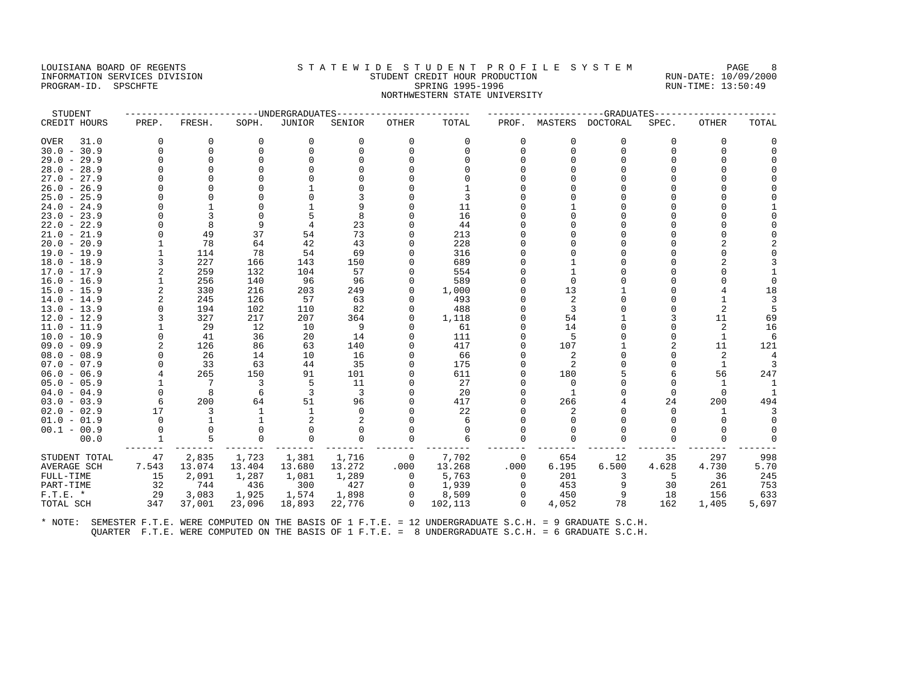LOUISIANA BOARD OF REGENTS
INFORMATION SERVICES DIVISION
PROGRAM-ID. SPSCHFTE

STATEWIDE STUDENT PROFILE SYSTEM
STUDENT CREDIT HOUR PRODUCTION
SPRING 1995-1996
NORTHWESTERN STATE UNIVERSITY

RUN-DATE: 10/09/2000
RUN-TIME: 13:50:49

| STUDENT CREDIT HOURS | UNDERGRADUATES PREP. | FRESH. | SOPH. | JUNIOR | SENIOR | OTHER | TOTAL | GRADUATES PROF. | MASTERS | DOCTORAL | SPEC. | OTHER | TOTAL |
|---|---|---|---|---|---|---|---|---|---|---|---|---|---|
| OVER 31.0 | 0 | 0 | 0 | 0 | 0 | 0 | 0 | 0 | 0 | 0 | 0 | 0 | 0 |
| 30.0 - 30.9 | 0 | 0 | 0 | 0 | 0 | 0 | 0 | 0 | 0 | 0 | 0 | 0 | 0 |
| 29.0 - 29.9 | 0 | 0 | 0 | 0 | 0 | 0 | 0 | 0 | 0 | 0 | 0 | 0 | 0 |
| 28.0 - 28.9 | 0 | 0 | 0 | 0 | 0 | 0 | 0 | 0 | 0 | 0 | 0 | 0 | 0 |
| 27.0 - 27.9 | 0 | 0 | 0 | 0 | 0 | 0 | 0 | 0 | 0 | 0 | 0 | 0 | 0 |
| 26.0 - 26.9 | 0 | 0 | 0 | 1 | 0 | 0 | 1 | 0 | 0 | 0 | 0 | 0 | 0 |
| 25.0 - 25.9 | 0 | 0 | 0 | 0 | 3 | 0 | 3 | 0 | 0 | 0 | 0 | 0 | 0 |
| 24.0 - 24.9 | 0 | 1 | 0 | 1 | 9 | 0 | 11 | 0 | 1 | 0 | 0 | 0 | 1 |
| 23.0 - 23.9 | 0 | 3 | 0 | 5 | 8 | 0 | 16 | 0 | 0 | 0 | 0 | 0 | 0 |
| 22.0 - 22.9 | 0 | 8 | 9 | 4 | 23 | 0 | 44 | 0 | 0 | 0 | 0 | 0 | 0 |
| 21.0 - 21.9 | 0 | 49 | 37 | 54 | 73 | 0 | 213 | 0 | 0 | 0 | 0 | 0 | 0 |
| 20.0 - 20.9 | 1 | 78 | 64 | 42 | 43 | 0 | 228 | 0 | 0 | 0 | 0 | 2 | 2 |
| 19.0 - 19.9 | 1 | 114 | 78 | 54 | 69 | 0 | 316 | 0 | 0 | 0 | 0 | 0 | 0 |
| 18.0 - 18.9 | 3 | 227 | 166 | 143 | 150 | 0 | 689 | 0 | 1 | 0 | 0 | 2 | 3 |
| 17.0 - 17.9 | 2 | 259 | 132 | 104 | 57 | 0 | 554 | 0 | 1 | 0 | 0 | 0 | 1 |
| 16.0 - 16.9 | 1 | 256 | 140 | 96 | 96 | 0 | 589 | 0 | 0 | 0 | 0 | 0 | 0 |
| 15.0 - 15.9 | 2 | 330 | 216 | 203 | 249 | 0 | 1,000 | 0 | 13 | 1 | 0 | 4 | 18 |
| 14.0 - 14.9 | 2 | 245 | 126 | 57 | 63 | 0 | 493 | 0 | 2 | 0 | 0 | 1 | 3 |
| 13.0 - 13.9 | 0 | 194 | 102 | 110 | 82 | 0 | 488 | 0 | 3 | 0 | 0 | 2 | 5 |
| 12.0 - 12.9 | 3 | 327 | 217 | 207 | 364 | 0 | 1,118 | 0 | 54 | 1 | 3 | 11 | 69 |
| 11.0 - 11.9 | 1 | 29 | 12 | 10 | 9 | 0 | 61 | 0 | 14 | 0 | 0 | 2 | 16 |
| 10.0 - 10.9 | 0 | 41 | 36 | 20 | 14 | 0 | 111 | 0 | 5 | 0 | 0 | 1 | 6 |
| 09.0 - 09.9 | 2 | 126 | 86 | 63 | 140 | 0 | 417 | 0 | 107 | 1 | 2 | 11 | 121 |
| 08.0 - 08.9 | 0 | 26 | 14 | 10 | 16 | 0 | 66 | 0 | 2 | 0 | 0 | 2 | 4 |
| 07.0 - 07.9 | 0 | 33 | 63 | 44 | 35 | 0 | 175 | 0 | 2 | 0 | 0 | 1 | 3 |
| 06.0 - 06.9 | 4 | 265 | 150 | 91 | 101 | 0 | 611 | 0 | 180 | 5 | 6 | 56 | 247 |
| 05.0 - 05.9 | 1 | 7 | 3 | 5 | 11 | 0 | 27 | 0 | 0 | 0 | 0 | 1 | 1 |
| 04.0 - 04.9 | 0 | 8 | 6 | 3 | 3 | 0 | 20 | 0 | 1 | 0 | 0 | 0 | 1 |
| 03.0 - 03.9 | 6 | 200 | 64 | 51 | 96 | 0 | 417 | 0 | 266 | 4 | 24 | 200 | 494 |
| 02.0 - 02.9 | 17 | 3 | 1 | 1 | 0 | 0 | 22 | 0 | 2 | 0 | 0 | 1 | 3 |
| 01.0 - 01.9 | 0 | 1 | 1 | 2 | 2 | 0 | 6 | 0 | 0 | 0 | 0 | 0 | 0 |
| 00.1 - 00.9 | 0 | 0 | 0 | 0 | 0 | 0 | 0 | 0 | 0 | 0 | 0 | 0 | 0 |
| 00.0 | 1 | 5 | 0 | 0 | 0 | 0 | 6 | 0 | 0 | 0 | 0 | 0 | 0 |
| STUDENT TOTAL | 47 | 2,835 | 1,723 | 1,381 | 1,716 | 0 | 7,702 | 0 | 654 | 12 | 35 | 297 | 998 |
| AVERAGE SCH | 7.543 | 13.074 | 13.404 | 13.680 | 13.272 | .000 | 13.268 | .000 | 6.195 | 6.500 | 4.628 | 4.730 | 5.70 |
| FULL-TIME | 15 | 2,091 | 1,287 | 1,081 | 1,289 | 0 | 5,763 | 0 | 201 | 3 | 5 | 36 | 245 |
| PART-TIME | 32 | 744 | 436 | 300 | 427 | 0 | 1,939 | 0 | 453 | 9 | 30 | 261 | 753 |
| F.T.E. * | 29 | 3,083 | 1,925 | 1,574 | 1,898 | 0 | 8,509 | 0 | 450 | 9 | 18 | 156 | 633 |
| TOTAL SCH | 347 | 37,001 | 23,096 | 18,893 | 22,776 | 0 | 102,113 | 0 | 4,052 | 78 | 162 | 1,405 | 5,697 |

* NOTE: SEMESTER F.T.E. WERE COMPUTED ON THE BASIS OF 1 F.T.E. = 12 UNDERGRADUATE S.C.H. = 9 GRADUATE S.C.H.
QUARTER F.T.E. WERE COMPUTED ON THE BASIS OF 1 F.T.E. = 8 UNDERGRADUATE S.C.H. = 6 GRADUATE S.C.H.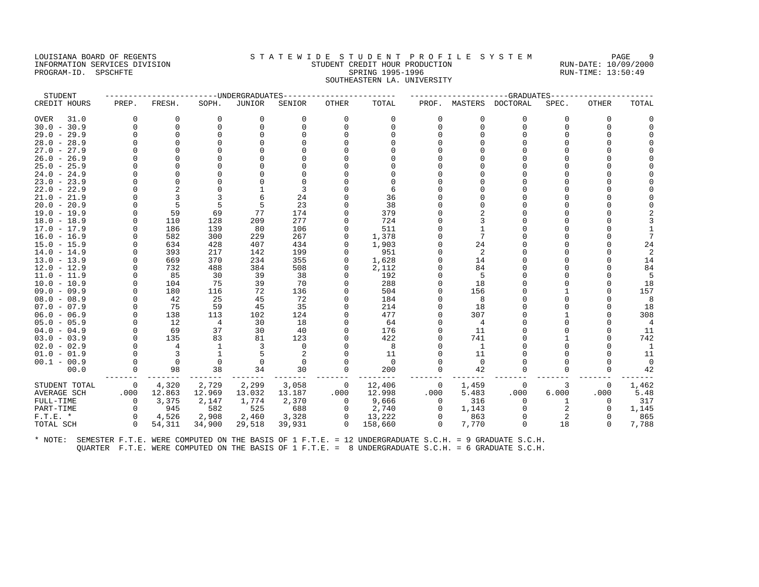LOUISIANA BOARD OF REGENTS
INFORMATION SERVICES DIVISION
PROGRAM-ID. SPSCHFTE

# S T A T E W I D E S T U D E N T P R O F I L E S Y S T E M

## STUDENT CREDIT HOUR PRODUCTION

SPRING 1995-1996

SOUTHEASTERN LA. UNIVERSITY

RUN-DATE: 10/09/2000
RUN-TIME: 13:50:49

| STUDENT CREDIT HOURS | UNDERGRADUATES PREP. | FRESH. | SOPH. | JUNIOR | SENIOR | OTHER | TOTAL | GRADUATES PROF. | MASTERS | DOCTORAL | SPEC. | OTHER | TOTAL |
|---|---|---|---|---|---|---|---|---|---|---|---|---|---|
| OVER 31.0 | 0 | 0 | 0 | 0 | 0 | 0 | 0 | 0 | 0 | 0 | 0 | 0 | 0 |
| 30.0 - 30.9 | 0 | 0 | 0 | 0 | 0 | 0 | 0 | 0 | 0 | 0 | 0 | 0 | 0 |
| 29.0 - 29.9 | 0 | 0 | 0 | 0 | 0 | 0 | 0 | 0 | 0 | 0 | 0 | 0 | 0 |
| 28.0 - 28.9 | 0 | 0 | 0 | 0 | 0 | 0 | 0 | 0 | 0 | 0 | 0 | 0 | 0 |
| 27.0 - 27.9 | 0 | 0 | 0 | 0 | 0 | 0 | 0 | 0 | 0 | 0 | 0 | 0 | 0 |
| 26.0 - 26.9 | 0 | 0 | 0 | 0 | 0 | 0 | 0 | 0 | 0 | 0 | 0 | 0 | 0 |
| 25.0 - 25.9 | 0 | 0 | 0 | 0 | 0 | 0 | 0 | 0 | 0 | 0 | 0 | 0 | 0 |
| 24.0 - 24.9 | 0 | 0 | 0 | 0 | 0 | 0 | 0 | 0 | 0 | 0 | 0 | 0 | 0 |
| 23.0 - 23.9 | 0 | 0 | 0 | 0 | 0 | 0 | 0 | 0 | 0 | 0 | 0 | 0 | 0 |
| 22.0 - 22.9 | 0 | 2 | 0 | 1 | 3 | 0 | 6 | 0 | 0 | 0 | 0 | 0 | 0 |
| 21.0 - 21.9 | 0 | 3 | 3 | 6 | 24 | 0 | 36 | 0 | 0 | 0 | 0 | 0 | 0 |
| 20.0 - 20.9 | 0 | 5 | 5 | 5 | 23 | 0 | 38 | 0 | 0 | 0 | 0 | 0 | 0 |
| 19.0 - 19.9 | 0 | 59 | 69 | 77 | 174 | 0 | 379 | 0 | 2 | 0 | 0 | 0 | 2 |
| 18.0 - 18.9 | 0 | 110 | 128 | 209 | 277 | 0 | 724 | 0 | 3 | 0 | 0 | 0 | 3 |
| 17.0 - 17.9 | 0 | 186 | 139 | 80 | 106 | 0 | 511 | 0 | 1 | 0 | 0 | 0 | 1 |
| 16.0 - 16.9 | 0 | 582 | 300 | 229 | 267 | 0 | 1,378 | 0 | 7 | 0 | 0 | 0 | 7 |
| 15.0 - 15.9 | 0 | 634 | 428 | 407 | 434 | 0 | 1,903 | 0 | 24 | 0 | 0 | 0 | 24 |
| 14.0 - 14.9 | 0 | 393 | 217 | 142 | 199 | 0 | 951 | 0 | 2 | 0 | 0 | 0 | 2 |
| 13.0 - 13.9 | 0 | 669 | 370 | 234 | 355 | 0 | 1,628 | 0 | 14 | 0 | 0 | 0 | 14 |
| 12.0 - 12.9 | 0 | 732 | 488 | 384 | 508 | 0 | 2,112 | 0 | 84 | 0 | 0 | 0 | 84 |
| 11.0 - 11.9 | 0 | 85 | 30 | 39 | 38 | 0 | 192 | 0 | 5 | 0 | 0 | 0 | 5 |
| 10.0 - 10.9 | 0 | 104 | 75 | 39 | 70 | 0 | 288 | 0 | 18 | 0 | 0 | 0 | 18 |
| 09.0 - 09.9 | 0 | 180 | 116 | 72 | 136 | 0 | 504 | 0 | 156 | 0 | 1 | 0 | 157 |
| 08.0 - 08.9 | 0 | 42 | 25 | 45 | 72 | 0 | 184 | 0 | 8 | 0 | 0 | 0 | 8 |
| 07.0 - 07.9 | 0 | 75 | 59 | 45 | 35 | 0 | 214 | 0 | 18 | 0 | 0 | 0 | 18 |
| 06.0 - 06.9 | 0 | 138 | 113 | 102 | 124 | 0 | 477 | 0 | 307 | 0 | 1 | 0 | 308 |
| 05.0 - 05.9 | 0 | 12 | 4 | 30 | 18 | 0 | 64 | 0 | 4 | 0 | 0 | 0 | 4 |
| 04.0 - 04.9 | 0 | 69 | 37 | 30 | 40 | 0 | 176 | 0 | 11 | 0 | 0 | 0 | 11 |
| 03.0 - 03.9 | 0 | 135 | 83 | 81 | 123 | 0 | 422 | 0 | 741 | 0 | 1 | 0 | 742 |
| 02.0 - 02.9 | 0 | 4 | 1 | 3 | 0 | 0 | 8 | 0 | 1 | 0 | 0 | 0 | 1 |
| 01.0 - 01.9 | 0 | 3 | 1 | 5 | 2 | 0 | 11 | 0 | 11 | 0 | 0 | 0 | 11 |
| 00.1 - 00.9 | 0 | 0 | 0 | 0 | 0 | 0 | 0 | 0 | 0 | 0 | 0 | 0 | 0 |
| 00.0 | 0 | 98 | 38 | 34 | 30 | 0 | 200 | 0 | 42 | 0 | 0 | 0 | 42 |
| STUDENT TOTAL | 0 | 4,320 | 2,729 | 2,299 | 3,058 | 0 | 12,406 | 0 | 1,459 | 0 | 3 | 0 | 1,462 |
| AVERAGE SCH | .000 | 12.863 | 12.969 | 13.032 | 13.187 | .000 | 12.998 | .000 | 5.483 | .000 | 6.000 | .000 | 5.48 |
| FULL-TIME | 0 | 3,375 | 2,147 | 1,774 | 2,370 | 0 | 9,666 | 0 | 316 | 0 | 1 | 0 | 317 |
| PART-TIME | 0 | 945 | 582 | 525 | 688 | 0 | 2,740 | 0 | 1,143 | 0 | 2 | 0 | 1,145 |
| F.T.E. * | 0 | 4,526 | 2,908 | 2,460 | 3,328 | 0 | 13,222 | 0 | 863 | 0 | 2 | 0 | 865 |
| TOTAL SCH | 0 | 54,311 | 34,900 | 29,518 | 39,931 | 0 | 158,660 | 0 | 7,770 | 0 | 18 | 0 | 7,788 |

\* NOTE: SEMESTER F.T.E. WERE COMPUTED ON THE BASIS OF 1 F.T.E. = 12 UNDERGRADUATE S.C.H. = 9 GRADUATE S.C.H.
QUARTER F.T.E. WERE COMPUTED ON THE BASIS OF 1 F.T.E. = 8 UNDERGRADUATE S.C.H. = 6 GRADUATE S.C.H.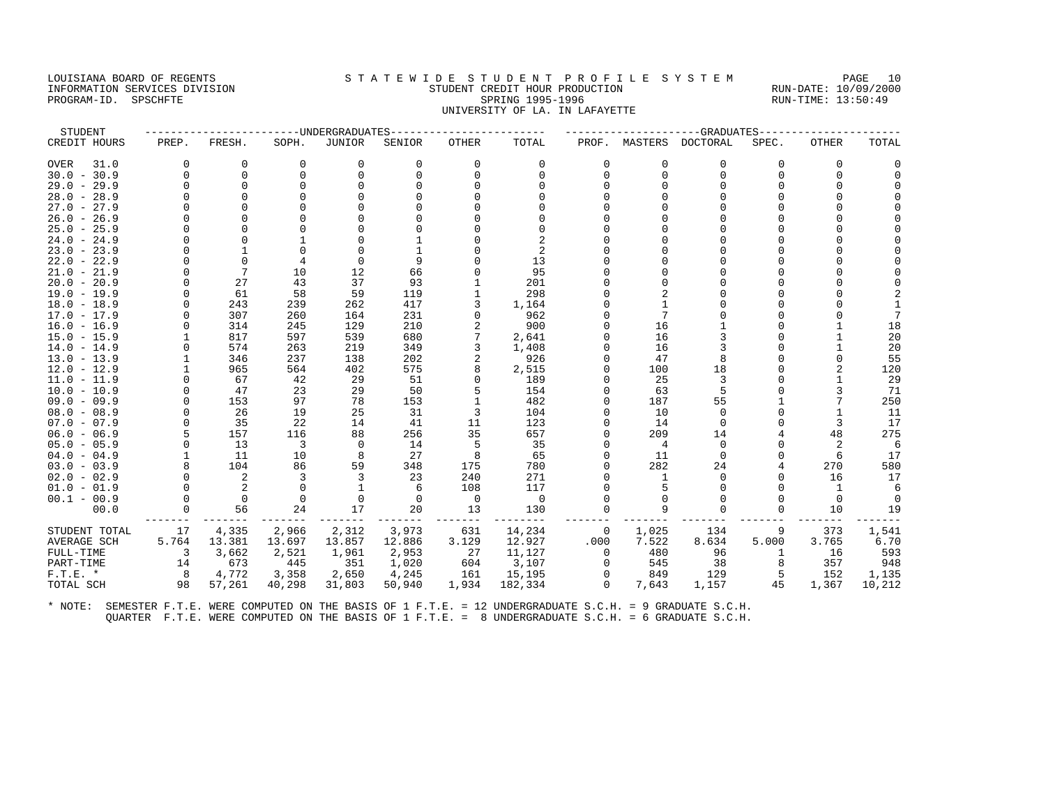LOUISIANA BOARD OF REGENTS
INFORMATION SERVICES DIVISION
PROGRAM-ID. SPSCHFTE

# STATEWIDE STUDENT PROFILE SYSTEM
## STUDENT CREDIT HOUR PRODUCTION
## SPRING 1995-1996
## UNIVERSITY OF LA. IN LAFAYETTE

RUN-DATE: 10/09/2000
RUN-TIME: 13:50:49

| STUDENT | UNDERGRADUATES | | | | | | | GRADUATES | | | | | |
|---|---|---|---|---|---|---|---|---|---|---|---|---|---|
| CREDIT HOURS | PREP. | FRESH. | SOPH. | JUNIOR | SENIOR | OTHER | TOTAL | PROF. | MASTERS | DOCTORAL | SPEC. | OTHER | TOTAL |
| OVER 31.0 | 0 | 0 | 0 | 0 | 0 | 0 | 0 | 0 | 0 | 0 | 0 | 0 | 0 |
| 30.0 - 30.9 | 0 | 0 | 0 | 0 | 0 | 0 | 0 | 0 | 0 | 0 | 0 | 0 | 0 |
| 29.0 - 29.9 | 0 | 0 | 0 | 0 | 0 | 0 | 0 | 0 | 0 | 0 | 0 | 0 | 0 |
| 28.0 - 28.9 | 0 | 0 | 0 | 0 | 0 | 0 | 0 | 0 | 0 | 0 | 0 | 0 | 0 |
| 27.0 - 27.9 | 0 | 0 | 0 | 0 | 0 | 0 | 0 | 0 | 0 | 0 | 0 | 0 | 0 |
| 26.0 - 26.9 | 0 | 0 | 0 | 0 | 0 | 0 | 0 | 0 | 0 | 0 | 0 | 0 | 0 |
| 25.0 - 25.9 | 0 | 0 | 0 | 0 | 0 | 0 | 0 | 0 | 0 | 0 | 0 | 0 | 0 |
| 24.0 - 24.9 | 0 | 0 | 1 | 0 | 1 | 0 | 2 | 0 | 0 | 0 | 0 | 0 | 0 |
| 23.0 - 23.9 | 0 | 1 | 0 | 0 | 1 | 0 | 2 | 0 | 0 | 0 | 0 | 0 | 0 |
| 22.0 - 22.9 | 0 | 0 | 4 | 0 | 9 | 0 | 13 | 0 | 0 | 0 | 0 | 0 | 0 |
| 21.0 - 21.9 | 0 | 7 | 10 | 12 | 66 | 0 | 95 | 0 | 0 | 0 | 0 | 0 | 0 |
| 20.0 - 20.9 | 0 | 27 | 43 | 37 | 93 | 1 | 201 | 0 | 0 | 0 | 0 | 0 | 0 |
| 19.0 - 19.9 | 0 | 61 | 58 | 59 | 119 | 1 | 298 | 0 | 2 | 0 | 0 | 0 | 2 |
| 18.0 - 18.9 | 0 | 243 | 239 | 262 | 417 | 3 | 1,164 | 0 | 1 | 0 | 0 | 0 | 1 |
| 17.0 - 17.9 | 0 | 307 | 260 | 164 | 231 | 0 | 962 | 0 | 7 | 0 | 0 | 0 | 7 |
| 16.0 - 16.9 | 0 | 314 | 245 | 129 | 210 | 2 | 900 | 0 | 16 | 1 | 0 | 1 | 18 |
| 15.0 - 15.9 | 1 | 817 | 597 | 539 | 680 | 7 | 2,641 | 0 | 16 | 3 | 0 | 1 | 20 |
| 14.0 - 14.9 | 0 | 574 | 263 | 219 | 349 | 3 | 1,408 | 0 | 16 | 3 | 0 | 1 | 20 |
| 13.0 - 13.9 | 1 | 346 | 237 | 138 | 202 | 2 | 926 | 0 | 47 | 8 | 0 | 0 | 55 |
| 12.0 - 12.9 | 1 | 965 | 564 | 402 | 575 | 8 | 2,515 | 0 | 100 | 18 | 0 | 2 | 120 |
| 11.0 - 11.9 | 0 | 67 | 42 | 29 | 51 | 0 | 189 | 0 | 25 | 3 | 0 | 1 | 29 |
| 10.0 - 10.9 | 0 | 47 | 23 | 29 | 50 | 5 | 154 | 0 | 63 | 5 | 0 | 3 | 71 |
| 09.0 - 09.9 | 0 | 153 | 97 | 78 | 153 | 1 | 482 | 0 | 187 | 55 | 1 | 7 | 250 |
| 08.0 - 08.9 | 0 | 26 | 19 | 25 | 31 | 3 | 104 | 0 | 10 | 0 | 0 | 1 | 11 |
| 07.0 - 07.9 | 0 | 35 | 22 | 14 | 41 | 11 | 123 | 0 | 14 | 0 | 0 | 3 | 17 |
| 06.0 - 06.9 | 5 | 157 | 116 | 88 | 256 | 35 | 657 | 0 | 209 | 14 | 4 | 48 | 275 |
| 05.0 - 05.9 | 0 | 13 | 3 | 0 | 14 | 5 | 35 | 0 | 4 | 0 | 0 | 2 | 6 |
| 04.0 - 04.9 | 1 | 11 | 10 | 8 | 27 | 8 | 65 | 0 | 11 | 0 | 0 | 6 | 17 |
| 03.0 - 03.9 | 8 | 104 | 86 | 59 | 348 | 175 | 780 | 0 | 282 | 24 | 4 | 270 | 580 |
| 02.0 - 02.9 | 0 | 2 | 3 | 3 | 23 | 240 | 271 | 0 | 1 | 0 | 0 | 16 | 17 |
| 01.0 - 01.9 | 0 | 2 | 0 | 1 | 6 | 108 | 117 | 0 | 5 | 0 | 0 | 1 | 6 |
| 00.1 - 00.9 | 0 | 0 | 0 | 0 | 0 | 0 | 0 | 0 | 0 | 0 | 0 | 0 | 0 |
| 00.0 | 0 | 56 | 24 | 17 | 20 | 13 | 130 | 0 | 9 | 0 | 0 | 10 | 19 |
| STUDENT TOTAL | 17 | 4,335 | 2,966 | 2,312 | 3,973 | 631 | 14,234 | 0 | 1,025 | 134 | 9 | 373 | 1,541 |
| AVERAGE SCH | 5.764 | 13.381 | 13.697 | 13.857 | 12.886 | 3.129 | 12.927 | .000 | 7.522 | 8.634 | 5.000 | 3.765 | 6.70 |
| FULL-TIME | 3 | 3,662 | 2,521 | 1,961 | 2,953 | 27 | 11,127 | 0 | 480 | 96 | 1 | 16 | 593 |
| PART-TIME | 14 | 673 | 445 | 351 | 1,020 | 604 | 3,107 | 0 | 545 | 38 | 8 | 357 | 948 |
| F.T.E. * | 8 | 4,772 | 3,358 | 2,650 | 4,245 | 161 | 15,195 | 0 | 849 | 129 | 5 | 152 | 1,135 |
| TOTAL SCH | 98 | 57,261 | 40,298 | 31,803 | 50,940 | 1,934 | 182,334 | 0 | 7,643 | 1,157 | 45 | 1,367 | 10,212 |

* NOTE: SEMESTER F.T.E. WERE COMPUTED ON THE BASIS OF 1 F.T.E. = 12 UNDERGRADUATE S.C.H. = 9 GRADUATE S.C.H.
QUARTER F.T.E. WERE COMPUTED ON THE BASIS OF 1 F.T.E. = 8 UNDERGRADUATE S.C.H. = 6 GRADUATE S.C.H.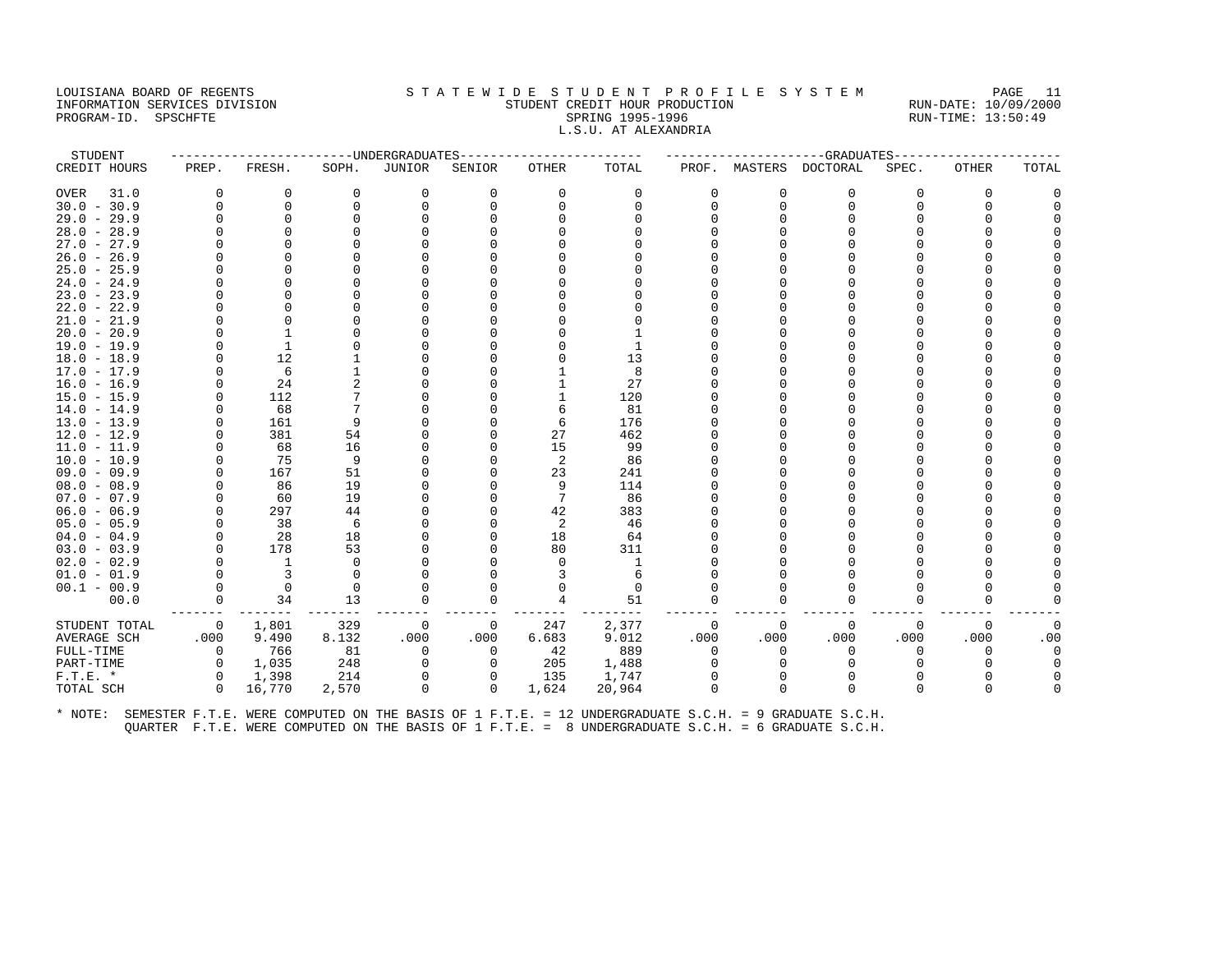LOUISIANA BOARD OF REGENTS
INFORMATION SERVICES DIVISION
PROGRAM-ID. SPSCHFTE

STATEWIDE STUDENT PROFILE SYSTEM
STUDENT CREDIT HOUR PRODUCTION
SPRING 1995-1996
L.S.U. AT ALEXANDRIA

RUN-DATE: 10/09/2000
RUN-TIME: 13:50:49

| STUDENT CREDIT HOURS | UNDERGRADUATES PREP. | FRESH. | SOPH. | JUNIOR | SENIOR | OTHER | TOTAL | GRADUATES PROF. | MASTERS | DOCTORAL | SPEC. | OTHER | TOTAL |
|---|---|---|---|---|---|---|---|---|---|---|---|---|---|
| OVER 31.0 | 0 | 0 | 0 | 0 | 0 | 0 | 0 | 0 | 0 | 0 | 0 | 0 | 0 |
| 30.0 - 30.9 | 0 | 0 | 0 | 0 | 0 | 0 | 0 | 0 | 0 | 0 | 0 | 0 | 0 |
| 29.0 - 29.9 | 0 | 0 | 0 | 0 | 0 | 0 | 0 | 0 | 0 | 0 | 0 | 0 | 0 |
| 28.0 - 28.9 | 0 | 0 | 0 | 0 | 0 | 0 | 0 | 0 | 0 | 0 | 0 | 0 | 0 |
| 27.0 - 27.9 | 0 | 0 | 0 | 0 | 0 | 0 | 0 | 0 | 0 | 0 | 0 | 0 | 0 |
| 26.0 - 26.9 | 0 | 0 | 0 | 0 | 0 | 0 | 0 | 0 | 0 | 0 | 0 | 0 | 0 |
| 25.0 - 25.9 | 0 | 0 | 0 | 0 | 0 | 0 | 0 | 0 | 0 | 0 | 0 | 0 | 0 |
| 24.0 - 24.9 | 0 | 0 | 0 | 0 | 0 | 0 | 0 | 0 | 0 | 0 | 0 | 0 | 0 |
| 23.0 - 23.9 | 0 | 0 | 0 | 0 | 0 | 0 | 0 | 0 | 0 | 0 | 0 | 0 | 0 |
| 22.0 - 22.9 | 0 | 0 | 0 | 0 | 0 | 0 | 0 | 0 | 0 | 0 | 0 | 0 | 0 |
| 21.0 - 21.9 | 0 | 0 | 0 | 0 | 0 | 0 | 0 | 0 | 0 | 0 | 0 | 0 | 0 |
| 20.0 - 20.9 | 0 | 1 | 0 | 0 | 0 | 0 | 1 | 0 | 0 | 0 | 0 | 0 | 0 |
| 19.0 - 19.9 | 0 | 1 | 0 | 0 | 0 | 0 | 1 | 0 | 0 | 0 | 0 | 0 | 0 |
| 18.0 - 18.9 | 0 | 12 | 1 | 0 | 0 | 0 | 13 | 0 | 0 | 0 | 0 | 0 | 0 |
| 17.0 - 17.9 | 0 | 6 | 1 | 0 | 0 | 1 | 8 | 0 | 0 | 0 | 0 | 0 | 0 |
| 16.0 - 16.9 | 0 | 24 | 2 | 0 | 0 | 1 | 27 | 0 | 0 | 0 | 0 | 0 | 0 |
| 15.0 - 15.9 | 0 | 112 | 7 | 0 | 0 | 1 | 120 | 0 | 0 | 0 | 0 | 0 | 0 |
| 14.0 - 14.9 | 0 | 68 | 7 | 0 | 0 | 6 | 81 | 0 | 0 | 0 | 0 | 0 | 0 |
| 13.0 - 13.9 | 0 | 161 | 9 | 0 | 0 | 6 | 176 | 0 | 0 | 0 | 0 | 0 | 0 |
| 12.0 - 12.9 | 0 | 381 | 54 | 0 | 0 | 27 | 462 | 0 | 0 | 0 | 0 | 0 | 0 |
| 11.0 - 11.9 | 0 | 68 | 16 | 0 | 0 | 15 | 99 | 0 | 0 | 0 | 0 | 0 | 0 |
| 10.0 - 10.9 | 0 | 75 | 9 | 0 | 0 | 2 | 86 | 0 | 0 | 0 | 0 | 0 | 0 |
| 09.0 - 09.9 | 0 | 167 | 51 | 0 | 0 | 23 | 241 | 0 | 0 | 0 | 0 | 0 | 0 |
| 08.0 - 08.9 | 0 | 86 | 19 | 0 | 0 | 9 | 114 | 0 | 0 | 0 | 0 | 0 | 0 |
| 07.0 - 07.9 | 0 | 60 | 19 | 0 | 0 | 7 | 86 | 0 | 0 | 0 | 0 | 0 | 0 |
| 06.0 - 06.9 | 0 | 297 | 44 | 0 | 0 | 42 | 383 | 0 | 0 | 0 | 0 | 0 | 0 |
| 05.0 - 05.9 | 0 | 38 | 6 | 0 | 0 | 2 | 46 | 0 | 0 | 0 | 0 | 0 | 0 |
| 04.0 - 04.9 | 0 | 28 | 18 | 0 | 0 | 18 | 64 | 0 | 0 | 0 | 0 | 0 | 0 |
| 03.0 - 03.9 | 0 | 178 | 53 | 0 | 0 | 80 | 311 | 0 | 0 | 0 | 0 | 0 | 0 |
| 02.0 - 02.9 | 0 | 1 | 0 | 0 | 0 | 0 | 1 | 0 | 0 | 0 | 0 | 0 | 0 |
| 01.0 - 01.9 | 0 | 3 | 0 | 0 | 0 | 3 | 6 | 0 | 0 | 0 | 0 | 0 | 0 |
| 00.1 - 00.9 | 0 | 0 | 0 | 0 | 0 | 0 | 0 | 0 | 0 | 0 | 0 | 0 | 0 |
| 00.0 | 0 | 34 | 13 | 0 | 0 | 4 | 51 | 0 | 0 | 0 | 0 | 0 | 0 |
| STUDENT TOTAL | 0 | 1,801 | 329 | 0 | 0 | 247 | 2,377 | 0 | 0 | 0 | 0 | 0 | 0 |
| AVERAGE SCH | .000 | 9.490 | 8.132 | .000 | .000 | 6.683 | 9.012 | .000 | .000 | .000 | .000 | .000 | .00 |
| FULL-TIME | 0 | 766 | 81 | 0 | 0 | 42 | 889 | 0 | 0 | 0 | 0 | 0 | 0 |
| PART-TIME | 0 | 1,035 | 248 | 0 | 0 | 205 | 1,488 | 0 | 0 | 0 | 0 | 0 | 0 |
| F.T.E. * | 0 | 1,398 | 214 | 0 | 0 | 135 | 1,747 | 0 | 0 | 0 | 0 | 0 | 0 |
| TOTAL SCH | 0 | 16,770 | 2,570 | 0 | 0 | 1,624 | 20,964 | 0 | 0 | 0 | 0 | 0 | 0 |

\* NOTE: SEMESTER F.T.E. WERE COMPUTED ON THE BASIS OF 1 F.T.E. = 12 UNDERGRADUATE S.C.H. = 9 GRADUATE S.C.H.
QUARTER F.T.E. WERE COMPUTED ON THE BASIS OF 1 F.T.E. = 8 UNDERGRADUATE S.C.H. = 6 GRADUATE S.C.H.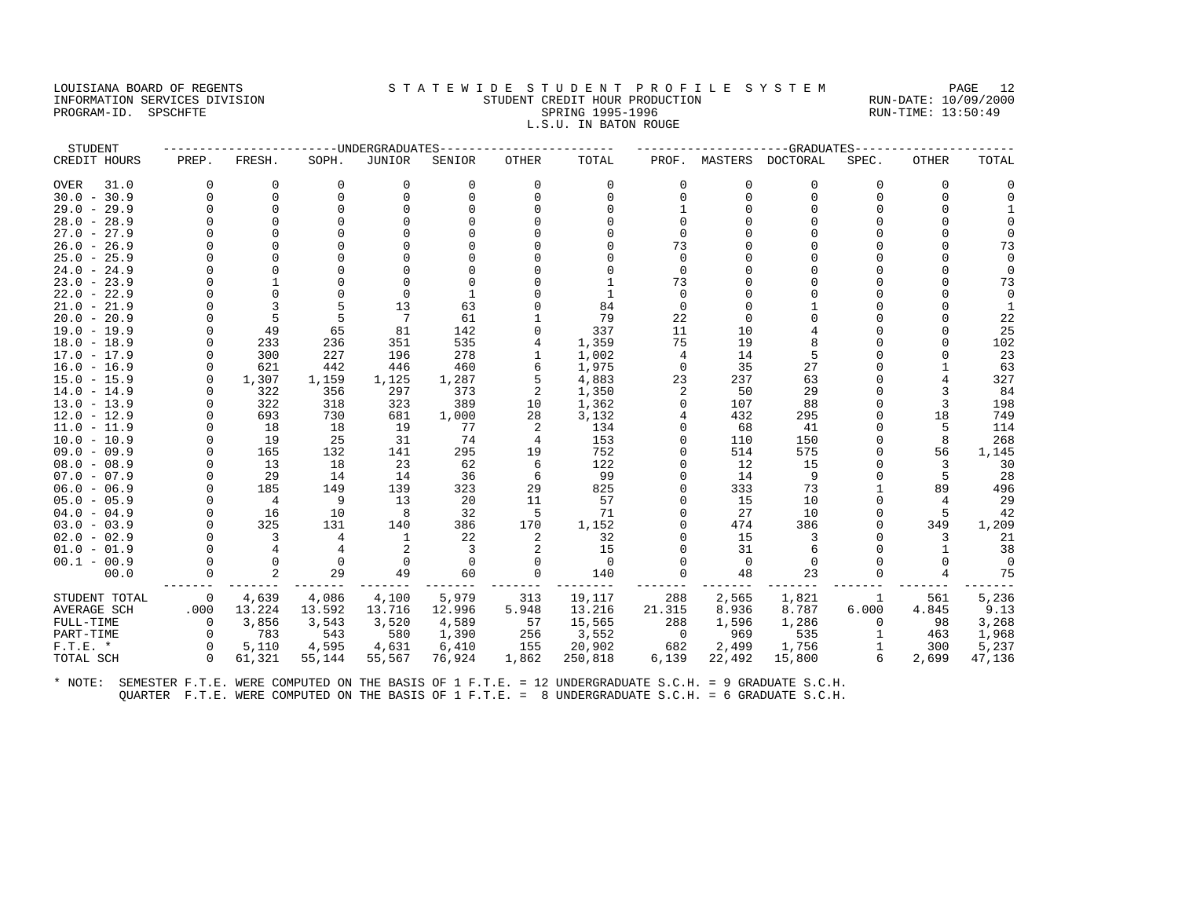LOUISIANA BOARD OF REGENTS
INFORMATION SERVICES DIVISION
PROGRAM-ID. SPSCHFTE

# STATEWIDE STUDENT PROFILE SYSTEM

## STUDENT CREDIT HOUR PRODUCTION

SPRING 1995-1996

L.S.U. IN BATON ROUGE

RUN-DATE: 10/09/2000
RUN-TIME: 13:50:49

| STUDENT | UNDERGRADUATES | | | | | | | GRADUATES | | | | | | |
|---|---|---|---|---|---|---|---|---|---|---|---|---|---|---|
| CREDIT HOURS | PREP. | FRESH. | SOPH. | JUNIOR | SENIOR | OTHER | TOTAL | PROF. | MASTERS | DOCTORAL | SPEC. | OTHER | TOTAL |
| OVER 31.0 | 0 | 0 | 0 | 0 | 0 | 0 | 0 | 0 | 0 | 0 | 0 | 0 | 0 |
| 30.0 - 30.9 | 0 | 0 | 0 | 0 | 0 | 0 | 0 | 0 | 0 | 0 | 0 | 0 | 0 |
| 29.0 - 29.9 | 0 | 0 | 0 | 0 | 0 | 0 | 0 | 1 | 0 | 0 | 0 | 0 | 1 |
| 28.0 - 28.9 | 0 | 0 | 0 | 0 | 0 | 0 | 0 | 0 | 0 | 0 | 0 | 0 | 0 |
| 27.0 - 27.9 | 0 | 0 | 0 | 0 | 0 | 0 | 0 | 0 | 0 | 0 | 0 | 0 | 0 |
| 26.0 - 26.9 | 0 | 0 | 0 | 0 | 0 | 0 | 0 | 73 | 0 | 0 | 0 | 0 | 73 |
| 25.0 - 25.9 | 0 | 0 | 0 | 0 | 0 | 0 | 0 | 0 | 0 | 0 | 0 | 0 | 0 |
| 24.0 - 24.9 | 0 | 0 | 0 | 0 | 0 | 0 | 0 | 0 | 0 | 0 | 0 | 0 | 0 |
| 23.0 - 23.9 | 0 | 1 | 0 | 0 | 0 | 0 | 1 | 73 | 0 | 0 | 0 | 0 | 73 |
| 22.0 - 22.9 | 0 | 0 | 0 | 0 | 1 | 0 | 1 | 0 | 0 | 0 | 0 | 0 | 0 |
| 21.0 - 21.9 | 0 | 3 | 5 | 13 | 63 | 0 | 84 | 0 | 0 | 1 | 0 | 0 | 1 |
| 20.0 - 20.9 | 0 | 5 | 5 | 7 | 61 | 1 | 79 | 22 | 0 | 0 | 0 | 0 | 22 |
| 19.0 - 19.9 | 0 | 49 | 65 | 81 | 142 | 0 | 337 | 11 | 10 | 4 | 0 | 0 | 25 |
| 18.0 - 18.9 | 0 | 233 | 236 | 351 | 535 | 4 | 1,359 | 75 | 19 | 8 | 0 | 0 | 102 |
| 17.0 - 17.9 | 0 | 300 | 227 | 196 | 278 | 1 | 1,002 | 4 | 14 | 5 | 0 | 0 | 23 |
| 16.0 - 16.9 | 0 | 621 | 442 | 446 | 460 | 6 | 1,975 | 0 | 35 | 27 | 0 | 1 | 63 |
| 15.0 - 15.9 | 0 | 1,307 | 1,159 | 1,125 | 1,287 | 5 | 4,883 | 23 | 237 | 63 | 0 | 4 | 327 |
| 14.0 - 14.9 | 0 | 322 | 356 | 297 | 373 | 2 | 1,350 | 2 | 50 | 29 | 0 | 3 | 84 |
| 13.0 - 13.9 | 0 | 322 | 318 | 323 | 389 | 10 | 1,362 | 0 | 107 | 88 | 0 | 3 | 198 |
| 12.0 - 12.9 | 0 | 693 | 730 | 681 | 1,000 | 28 | 3,132 | 4 | 432 | 295 | 0 | 18 | 749 |
| 11.0 - 11.9 | 0 | 18 | 18 | 19 | 77 | 2 | 134 | 0 | 68 | 41 | 0 | 5 | 114 |
| 10.0 - 10.9 | 0 | 19 | 25 | 31 | 74 | 4 | 153 | 0 | 110 | 150 | 0 | 8 | 268 |
| 09.0 - 09.9 | 0 | 165 | 132 | 141 | 295 | 19 | 752 | 0 | 514 | 575 | 0 | 56 | 1,145 |
| 08.0 - 08.9 | 0 | 13 | 18 | 23 | 62 | 6 | 122 | 0 | 12 | 15 | 0 | 3 | 30 |
| 07.0 - 07.9 | 0 | 29 | 14 | 14 | 36 | 6 | 99 | 0 | 14 | 9 | 0 | 5 | 28 |
| 06.0 - 06.9 | 0 | 185 | 149 | 139 | 323 | 29 | 825 | 0 | 333 | 73 | 1 | 89 | 496 |
| 05.0 - 05.9 | 0 | 4 | 9 | 13 | 20 | 11 | 57 | 0 | 15 | 10 | 0 | 4 | 29 |
| 04.0 - 04.9 | 0 | 16 | 10 | 8 | 32 | 5 | 71 | 0 | 27 | 10 | 0 | 5 | 42 |
| 03.0 - 03.9 | 0 | 325 | 131 | 140 | 386 | 170 | 1,152 | 0 | 474 | 386 | 0 | 349 | 1,209 |
| 02.0 - 02.9 | 0 | 3 | 4 | 1 | 22 | 2 | 32 | 0 | 15 | 3 | 0 | 3 | 21 |
| 01.0 - 01.9 | 0 | 4 | 4 | 2 | 3 | 2 | 15 | 0 | 31 | 6 | 0 | 1 | 38 |
| 00.1 - 00.9 | 0 | 0 | 0 | 0 | 0 | 0 | 0 | 0 | 0 | 0 | 0 | 0 | 0 |
| 00.0 | 0 | 2 | 29 | 49 | 60 | 0 | 140 | 0 | 48 | 23 | 0 | 4 | 75 |
| STUDENT TOTAL | 0 | 4,639 | 4,086 | 4,100 | 5,979 | 313 | 19,117 | 288 | 2,565 | 1,821 | 1 | 561 | 5,236 |
| AVERAGE SCH | .000 | 13.224 | 13.592 | 13.716 | 12.996 | 5.948 | 13.216 | 21.315 | 8.936 | 8.787 | 6.000 | 4.845 | 9.13 |
| FULL-TIME | 0 | 3,856 | 3,543 | 3,520 | 4,589 | 57 | 15,565 | 288 | 1,596 | 1,286 | 0 | 98 | 3,268 |
| PART-TIME | 0 | 783 | 543 | 580 | 1,390 | 256 | 3,552 | 0 | 969 | 535 | 1 | 463 | 1,968 |
| F.T.E. * | 0 | 5,110 | 4,595 | 4,631 | 6,410 | 155 | 20,902 | 682 | 2,499 | 1,756 | 1 | 300 | 5,237 |
| TOTAL SCH | 0 | 61,321 | 55,144 | 55,567 | 76,924 | 1,862 | 250,818 | 6,139 | 22,492 | 15,800 | 6 | 2,699 | 47,136 |

\* NOTE: SEMESTER F.T.E. WERE COMPUTED ON THE BASIS OF 1 F.T.E. = 12 UNDERGRADUATE S.C.H. = 9 GRADUATE S.C.H.
QUARTER F.T.E. WERE COMPUTED ON THE BASIS OF 1 F.T.E. = 8 UNDERGRADUATE S.C.H. = 6 GRADUATE S.C.H.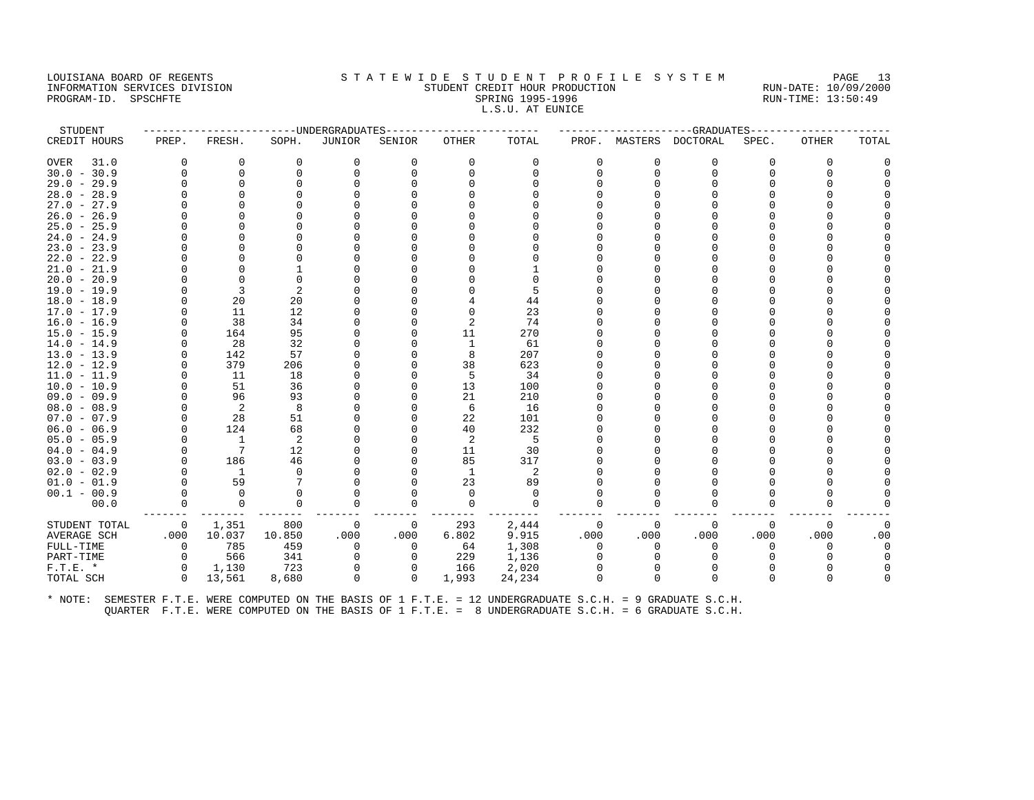LOUISIANA BOARD OF REGENTS
INFORMATION SERVICES DIVISION
PROGRAM-ID. SPSCHFTE

STATEWIDE STUDENT PROFILE SYSTEM
STUDENT CREDIT HOUR PRODUCTION
SPRING 1995-1996
L.S.U. AT EUNICE

RUN-DATE: 10/09/2000
RUN-TIME: 13:50:49

| STUDENT CREDIT HOURS | UNDERGRADUATES PREP. | FRESH. | SOPH. | JUNIOR | SENIOR | OTHER | TOTAL | GRADUATES PROF. | MASTERS | DOCTORAL | SPEC. | OTHER | TOTAL |
|---|---|---|---|---|---|---|---|---|---|---|---|---|---|
| OVER 31.0 | 0 | 0 | 0 | 0 | 0 | 0 | 0 | 0 | 0 | 0 | 0 | 0 | 0 |
| 30.0 - 30.9 | 0 | 0 | 0 | 0 | 0 | 0 | 0 | 0 | 0 | 0 | 0 | 0 | 0 |
| 29.0 - 29.9 | 0 | 0 | 0 | 0 | 0 | 0 | 0 | 0 | 0 | 0 | 0 | 0 | 0 |
| 28.0 - 28.9 | 0 | 0 | 0 | 0 | 0 | 0 | 0 | 0 | 0 | 0 | 0 | 0 | 0 |
| 27.0 - 27.9 | 0 | 0 | 0 | 0 | 0 | 0 | 0 | 0 | 0 | 0 | 0 | 0 | 0 |
| 26.0 - 26.9 | 0 | 0 | 0 | 0 | 0 | 0 | 0 | 0 | 0 | 0 | 0 | 0 | 0 |
| 25.0 - 25.9 | 0 | 0 | 0 | 0 | 0 | 0 | 0 | 0 | 0 | 0 | 0 | 0 | 0 |
| 24.0 - 24.9 | 0 | 0 | 0 | 0 | 0 | 0 | 0 | 0 | 0 | 0 | 0 | 0 | 0 |
| 23.0 - 23.9 | 0 | 0 | 0 | 0 | 0 | 0 | 0 | 0 | 0 | 0 | 0 | 0 | 0 |
| 22.0 - 22.9 | 0 | 0 | 0 | 0 | 0 | 0 | 0 | 0 | 0 | 0 | 0 | 0 | 0 |
| 21.0 - 21.9 | 0 | 0 | 1 | 0 | 0 | 0 | 1 | 0 | 0 | 0 | 0 | 0 | 0 |
| 20.0 - 20.9 | 0 | 0 | 0 | 0 | 0 | 0 | 0 | 0 | 0 | 0 | 0 | 0 | 0 |
| 19.0 - 19.9 | 0 | 3 | 2 | 0 | 0 | 0 | 5 | 0 | 0 | 0 | 0 | 0 | 0 |
| 18.0 - 18.9 | 0 | 20 | 20 | 0 | 0 | 4 | 44 | 0 | 0 | 0 | 0 | 0 | 0 |
| 17.0 - 17.9 | 0 | 11 | 12 | 0 | 0 | 0 | 23 | 0 | 0 | 0 | 0 | 0 | 0 |
| 16.0 - 16.9 | 0 | 38 | 34 | 0 | 0 | 2 | 74 | 0 | 0 | 0 | 0 | 0 | 0 |
| 15.0 - 15.9 | 0 | 164 | 95 | 0 | 0 | 11 | 270 | 0 | 0 | 0 | 0 | 0 | 0 |
| 14.0 - 14.9 | 0 | 28 | 32 | 0 | 0 | 1 | 61 | 0 | 0 | 0 | 0 | 0 | 0 |
| 13.0 - 13.9 | 0 | 142 | 57 | 0 | 0 | 8 | 207 | 0 | 0 | 0 | 0 | 0 | 0 |
| 12.0 - 12.9 | 0 | 379 | 206 | 0 | 0 | 38 | 623 | 0 | 0 | 0 | 0 | 0 | 0 |
| 11.0 - 11.9 | 0 | 11 | 18 | 0 | 0 | 5 | 34 | 0 | 0 | 0 | 0 | 0 | 0 |
| 10.0 - 10.9 | 0 | 51 | 36 | 0 | 0 | 13 | 100 | 0 | 0 | 0 | 0 | 0 | 0 |
| 09.0 - 09.9 | 0 | 96 | 93 | 0 | 0 | 21 | 210 | 0 | 0 | 0 | 0 | 0 | 0 |
| 08.0 - 08.9 | 0 | 2 | 8 | 0 | 0 | 6 | 16 | 0 | 0 | 0 | 0 | 0 | 0 |
| 07.0 - 07.9 | 0 | 28 | 51 | 0 | 0 | 22 | 101 | 0 | 0 | 0 | 0 | 0 | 0 |
| 06.0 - 06.9 | 0 | 124 | 68 | 0 | 0 | 40 | 232 | 0 | 0 | 0 | 0 | 0 | 0 |
| 05.0 - 05.9 | 0 | 1 | 2 | 0 | 0 | 2 | 5 | 0 | 0 | 0 | 0 | 0 | 0 |
| 04.0 - 04.9 | 0 | 7 | 12 | 0 | 0 | 11 | 30 | 0 | 0 | 0 | 0 | 0 | 0 |
| 03.0 - 03.9 | 0 | 186 | 46 | 0 | 0 | 85 | 317 | 0 | 0 | 0 | 0 | 0 | 0 |
| 02.0 - 02.9 | 0 | 1 | 0 | 0 | 0 | 1 | 2 | 0 | 0 | 0 | 0 | 0 | 0 |
| 01.0 - 01.9 | 0 | 59 | 7 | 0 | 0 | 23 | 89 | 0 | 0 | 0 | 0 | 0 | 0 |
| 00.1 - 00.9 | 0 | 0 | 0 | 0 | 0 | 0 | 0 | 0 | 0 | 0 | 0 | 0 | 0 |
| 00.0 | 0 | 0 | 0 | 0 | 0 | 0 | 0 | 0 | 0 | 0 | 0 | 0 | 0 |
| STUDENT TOTAL | 0 | 1,351 | 800 | 0 | 0 | 293 | 2,444 | 0 | 0 | 0 | 0 | 0 | 0 |
| AVERAGE SCH | .000 | 10.037 | 10.850 | .000 | .000 | 6.802 | 9.915 | .000 | .000 | .000 | .000 | .000 | .00 |
| FULL-TIME | 0 | 785 | 459 | 0 | 0 | 64 | 1,308 | 0 | 0 | 0 | 0 | 0 | 0 |
| PART-TIME | 0 | 566 | 341 | 0 | 0 | 229 | 1,136 | 0 | 0 | 0 | 0 | 0 | 0 |
| F.T.E. * | 0 | 1,130 | 723 | 0 | 0 | 166 | 2,020 | 0 | 0 | 0 | 0 | 0 | 0 |
| TOTAL SCH | 0 | 13,561 | 8,680 | 0 | 0 | 1,993 | 24,234 | 0 | 0 | 0 | 0 | 0 | 0 |

* NOTE: SEMESTER F.T.E. WERE COMPUTED ON THE BASIS OF 1 F.T.E. = 12 UNDERGRADUATE S.C.H. = 9 GRADUATE S.C.H.
QUARTER F.T.E. WERE COMPUTED ON THE BASIS OF 1 F.T.E. = 8 UNDERGRADUATE S.C.H. = 6 GRADUATE S.C.H.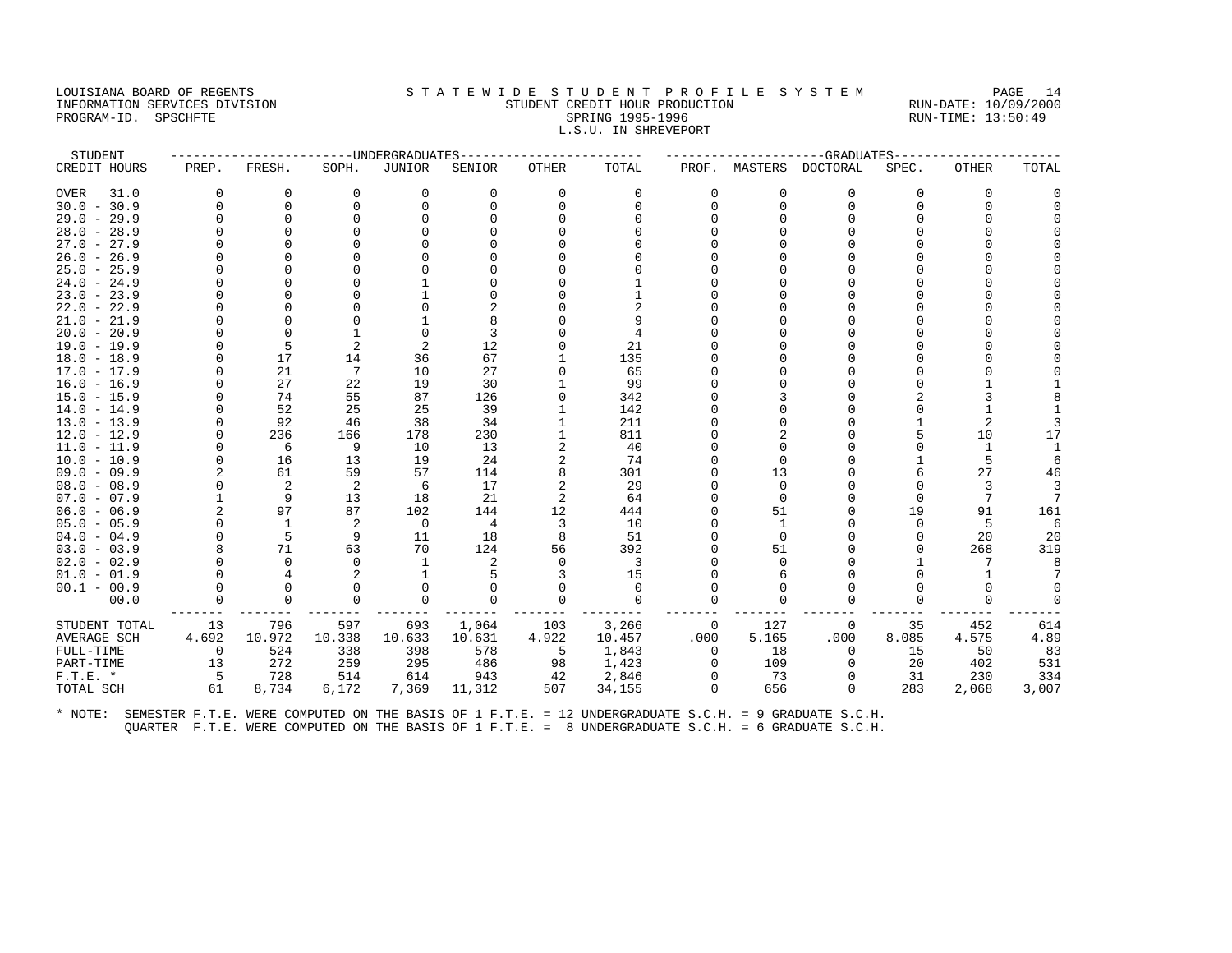LOUISIANA BOARD OF REGENTS
INFORMATION SERVICES DIVISION
PROGRAM-ID. SPSCHFTE

STATEWIDE STUDENT PROFILE SYSTEM
STUDENT CREDIT HOUR PRODUCTION
SPRING 1995-1996
L.S.U. IN SHREVEPORT

RUN-DATE: 10/09/2000
RUN-TIME: 13:50:49

| STUDENT CREDIT HOURS | UNDERGRADUATES PREP. | FRESH. | SOPH. | JUNIOR | SENIOR | OTHER | TOTAL | GRADUATES PROF. | MASTERS | DOCTORAL | SPEC. | OTHER | TOTAL |
|---|---|---|---|---|---|---|---|---|---|---|---|---|---|
| OVER 31.0 | 0 | 0 | 0 | 0 | 0 | 0 | 0 | 0 | 0 | 0 | 0 | 0 | 0 |
| 30.0 - 30.9 | 0 | 0 | 0 | 0 | 0 | 0 | 0 | 0 | 0 | 0 | 0 | 0 | 0 |
| 29.0 - 29.9 | 0 | 0 | 0 | 0 | 0 | 0 | 0 | 0 | 0 | 0 | 0 | 0 | 0 |
| 28.0 - 28.9 | 0 | 0 | 0 | 0 | 0 | 0 | 0 | 0 | 0 | 0 | 0 | 0 | 0 |
| 27.0 - 27.9 | 0 | 0 | 0 | 0 | 0 | 0 | 0 | 0 | 0 | 0 | 0 | 0 | 0 |
| 26.0 - 26.9 | 0 | 0 | 0 | 0 | 0 | 0 | 0 | 0 | 0 | 0 | 0 | 0 | 0 |
| 25.0 - 25.9 | 0 | 0 | 0 | 0 | 0 | 0 | 0 | 0 | 0 | 0 | 0 | 0 | 0 |
| 24.0 - 24.9 | 0 | 0 | 0 | 1 | 0 | 0 | 1 | 0 | 0 | 0 | 0 | 0 | 0 |
| 23.0 - 23.9 | 0 | 0 | 0 | 1 | 0 | 0 | 1 | 0 | 0 | 0 | 0 | 0 | 0 |
| 22.0 - 22.9 | 0 | 0 | 0 | 0 | 2 | 0 | 2 | 0 | 0 | 0 | 0 | 0 | 0 |
| 21.0 - 21.9 | 0 | 0 | 0 | 1 | 8 | 0 | 9 | 0 | 0 | 0 | 0 | 0 | 0 |
| 20.0 - 20.9 | 0 | 0 | 1 | 0 | 3 | 0 | 4 | 0 | 0 | 0 | 0 | 0 | 0 |
| 19.0 - 19.9 | 0 | 5 | 2 | 2 | 12 | 0 | 21 | 0 | 0 | 0 | 0 | 0 | 0 |
| 18.0 - 18.9 | 0 | 17 | 14 | 36 | 67 | 1 | 135 | 0 | 0 | 0 | 0 | 0 | 0 |
| 17.0 - 17.9 | 0 | 21 | 7 | 10 | 27 | 0 | 65 | 0 | 0 | 0 | 0 | 0 | 0 |
| 16.0 - 16.9 | 0 | 27 | 22 | 19 | 30 | 1 | 99 | 0 | 0 | 0 | 0 | 1 | 1 |
| 15.0 - 15.9 | 0 | 74 | 55 | 87 | 126 | 0 | 342 | 0 | 3 | 0 | 2 | 3 | 8 |
| 14.0 - 14.9 | 0 | 52 | 25 | 25 | 39 | 1 | 142 | 0 | 0 | 0 | 0 | 1 | 1 |
| 13.0 - 13.9 | 0 | 92 | 46 | 38 | 34 | 1 | 211 | 0 | 0 | 0 | 1 | 2 | 3 |
| 12.0 - 12.9 | 0 | 236 | 166 | 178 | 230 | 1 | 811 | 0 | 2 | 0 | 5 | 10 | 17 |
| 11.0 - 11.9 | 0 | 6 | 9 | 10 | 13 | 2 | 40 | 0 | 0 | 0 | 0 | 1 | 1 |
| 10.0 - 10.9 | 0 | 16 | 13 | 19 | 24 | 2 | 74 | 0 | 0 | 0 | 1 | 5 | 6 |
| 09.0 - 09.9 | 2 | 61 | 59 | 57 | 114 | 8 | 301 | 0 | 13 | 0 | 6 | 27 | 46 |
| 08.0 - 08.9 | 0 | 2 | 2 | 6 | 17 | 2 | 29 | 0 | 0 | 0 | 0 | 3 | 3 |
| 07.0 - 07.9 | 1 | 9 | 13 | 18 | 21 | 2 | 64 | 0 | 0 | 0 | 0 | 7 | 7 |
| 06.0 - 06.9 | 2 | 97 | 87 | 102 | 144 | 12 | 444 | 0 | 51 | 0 | 19 | 91 | 161 |
| 05.0 - 05.9 | 0 | 1 | 2 | 0 | 4 | 3 | 10 | 0 | 1 | 0 | 0 | 5 | 6 |
| 04.0 - 04.9 | 0 | 5 | 9 | 11 | 18 | 8 | 51 | 0 | 0 | 0 | 0 | 20 | 20 |
| 03.0 - 03.9 | 8 | 71 | 63 | 70 | 124 | 56 | 392 | 0 | 51 | 0 | 0 | 268 | 319 |
| 02.0 - 02.9 | 0 | 0 | 0 | 1 | 2 | 0 | 3 | 0 | 0 | 0 | 1 | 7 | 8 |
| 01.0 - 01.9 | 0 | 4 | 2 | 1 | 5 | 3 | 15 | 0 | 6 | 0 | 0 | 1 | 7 |
| 00.1 - 00.9 | 0 | 0 | 0 | 0 | 0 | 0 | 0 | 0 | 0 | 0 | 0 | 0 | 0 |
| 00.0 | 0 | 0 | 0 | 0 | 0 | 0 | 0 | 0 | 0 | 0 | 0 | 0 | 0 |
| STUDENT TOTAL | 13 | 796 | 597 | 693 | 1,064 | 103 | 3,266 | 0 | 127 | 0 | 35 | 452 | 614 |
| AVERAGE SCH | 4.692 | 10.972 | 10.338 | 10.633 | 10.631 | 4.922 | 10.457 | .000 | 5.165 | .000 | 8.085 | 4.575 | 4.89 |
| FULL-TIME | 0 | 524 | 338 | 398 | 578 | 5 | 1,843 | 0 | 18 | 0 | 15 | 50 | 83 |
| PART-TIME | 13 | 272 | 259 | 295 | 486 | 98 | 1,423 | 0 | 109 | 0 | 20 | 402 | 531 |
| F.T.E. * | 5 | 728 | 514 | 614 | 943 | 42 | 2,846 | 0 | 73 | 0 | 31 | 230 | 334 |
| TOTAL SCH | 61 | 8,734 | 6,172 | 7,369 | 11,312 | 507 | 34,155 | 0 | 656 | 0 | 283 | 2,068 | 3,007 |

* NOTE: SEMESTER F.T.E. WERE COMPUTED ON THE BASIS OF 1 F.T.E. = 12 UNDERGRADUATE S.C.H. = 9 GRADUATE S.C.H.
QUARTER F.T.E. WERE COMPUTED ON THE BASIS OF 1 F.T.E. = 8 UNDERGRADUATE S.C.H. = 6 GRADUATE S.C.H.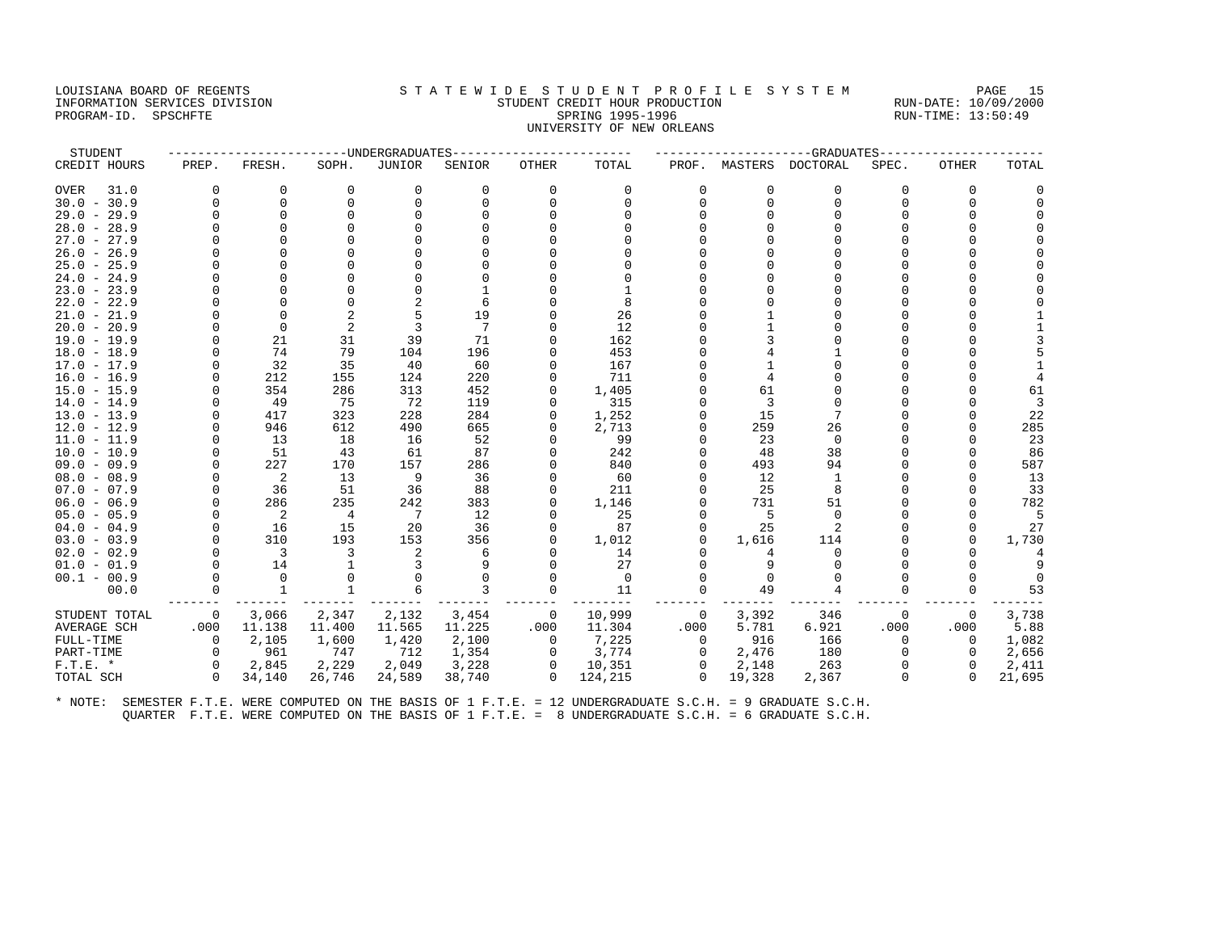LOUISIANA BOARD OF REGENTS
INFORMATION SERVICES DIVISION
PROGRAM-ID. SPSCHFTE

STATEWIDE STUDENT PROFILE SYSTEM
STUDENT CREDIT HOUR PRODUCTION
SPRING 1995-1996
UNIVERSITY OF NEW ORLEANS

RUN-DATE: 10/09/2000
RUN-TIME: 13:50:49

| STUDENT | UNDERGRADUATES | | | | | | | GRADUATES | | | | | | |
|---|---|---|---|---|---|---|---|---|---|---|---|---|---|---|
| CREDIT HOURS | PREP. | FRESH. | SOPH. | JUNIOR | SENIOR | OTHER | TOTAL | PROF. | MASTERS | DOCTORAL | SPEC. | OTHER | TOTAL |
| OVER 31.0 | 0 | 0 | 0 | 0 | 0 | 0 | 0 | 0 | 0 | 0 | 0 | 0 | 0 |
| 30.0 - 30.9 | 0 | 0 | 0 | 0 | 0 | 0 | 0 | 0 | 0 | 0 | 0 | 0 | 0 |
| 29.0 - 29.9 | 0 | 0 | 0 | 0 | 0 | 0 | 0 | 0 | 0 | 0 | 0 | 0 | 0 |
| 28.0 - 28.9 | 0 | 0 | 0 | 0 | 0 | 0 | 0 | 0 | 0 | 0 | 0 | 0 | 0 |
| 27.0 - 27.9 | 0 | 0 | 0 | 0 | 0 | 0 | 0 | 0 | 0 | 0 | 0 | 0 | 0 |
| 26.0 - 26.9 | 0 | 0 | 0 | 0 | 0 | 0 | 0 | 0 | 0 | 0 | 0 | 0 | 0 |
| 25.0 - 25.9 | 0 | 0 | 0 | 0 | 0 | 0 | 0 | 0 | 0 | 0 | 0 | 0 | 0 |
| 24.0 - 24.9 | 0 | 0 | 0 | 0 | 0 | 0 | 0 | 0 | 0 | 0 | 0 | 0 | 0 |
| 23.0 - 23.9 | 0 | 0 | 0 | 0 | 1 | 0 | 1 | 0 | 0 | 0 | 0 | 0 | 0 |
| 22.0 - 22.9 | 0 | 0 | 0 | 2 | 6 | 0 | 8 | 0 | 0 | 0 | 0 | 0 | 0 |
| 21.0 - 21.9 | 0 | 0 | 2 | 5 | 19 | 0 | 26 | 0 | 1 | 0 | 0 | 0 | 1 |
| 20.0 - 20.9 | 0 | 0 | 2 | 3 | 7 | 0 | 12 | 0 | 1 | 0 | 0 | 0 | 1 |
| 19.0 - 19.9 | 0 | 21 | 31 | 39 | 71 | 0 | 162 | 0 | 3 | 0 | 0 | 0 | 3 |
| 18.0 - 18.9 | 0 | 74 | 79 | 104 | 196 | 0 | 453 | 0 | 4 | 1 | 0 | 0 | 5 |
| 17.0 - 17.9 | 0 | 32 | 35 | 40 | 60 | 0 | 167 | 0 | 1 | 0 | 0 | 0 | 1 |
| 16.0 - 16.9 | 0 | 212 | 155 | 124 | 220 | 0 | 711 | 0 | 4 | 0 | 0 | 0 | 4 |
| 15.0 - 15.9 | 0 | 354 | 286 | 313 | 452 | 0 | 1,405 | 0 | 61 | 0 | 0 | 0 | 61 |
| 14.0 - 14.9 | 0 | 49 | 75 | 72 | 119 | 0 | 315 | 0 | 3 | 0 | 0 | 0 | 3 |
| 13.0 - 13.9 | 0 | 417 | 323 | 228 | 284 | 0 | 1,252 | 0 | 15 | 7 | 0 | 0 | 22 |
| 12.0 - 12.9 | 0 | 946 | 612 | 490 | 665 | 0 | 2,713 | 0 | 259 | 26 | 0 | 0 | 285 |
| 11.0 - 11.9 | 0 | 13 | 18 | 16 | 52 | 0 | 99 | 0 | 23 | 0 | 0 | 0 | 23 |
| 10.0 - 10.9 | 0 | 51 | 43 | 61 | 87 | 0 | 242 | 0 | 48 | 38 | 0 | 0 | 86 |
| 09.0 - 09.9 | 0 | 227 | 170 | 157 | 286 | 0 | 840 | 0 | 493 | 94 | 0 | 0 | 587 |
| 08.0 - 08.9 | 0 | 2 | 13 | 9 | 36 | 0 | 60 | 0 | 12 | 1 | 0 | 0 | 13 |
| 07.0 - 07.9 | 0 | 36 | 51 | 36 | 88 | 0 | 211 | 0 | 25 | 8 | 0 | 0 | 33 |
| 06.0 - 06.9 | 0 | 286 | 235 | 242 | 383 | 0 | 1,146 | 0 | 731 | 51 | 0 | 0 | 782 |
| 05.0 - 05.9 | 0 | 2 | 4 | 7 | 12 | 0 | 25 | 0 | 5 | 0 | 0 | 0 | 5 |
| 04.0 - 04.9 | 0 | 16 | 15 | 20 | 36 | 0 | 87 | 0 | 25 | 2 | 0 | 0 | 27 |
| 03.0 - 03.9 | 0 | 310 | 193 | 153 | 356 | 0 | 1,012 | 0 | 1,616 | 114 | 0 | 0 | 1,730 |
| 02.0 - 02.9 | 0 | 3 | 3 | 2 | 6 | 0 | 14 | 0 | 4 | 0 | 0 | 0 | 4 |
| 01.0 - 01.9 | 0 | 14 | 1 | 3 | 9 | 0 | 27 | 0 | 9 | 0 | 0 | 0 | 9 |
| 00.1 - 00.9 | 0 | 0 | 0 | 0 | 0 | 0 | 0 | 0 | 0 | 0 | 0 | 0 | 0 |
| 00.0 | 0 | 1 | 1 | 6 | 3 | 0 | 11 | 0 | 49 | 4 | 0 | 0 | 53 |
| STUDENT TOTAL | 0 | 3,066 | 2,347 | 2,132 | 3,454 | 0 | 10,999 | 0 | 3,392 | 346 | 0 | 0 | 3,738 |
| AVERAGE SCH | .000 | 11.138 | 11.400 | 11.565 | 11.225 | .000 | 11.304 | .000 | 5.781 | 6.921 | .000 | .000 | 5.88 |
| FULL-TIME | 0 | 2,105 | 1,600 | 1,420 | 2,100 | 0 | 7,225 | 0 | 916 | 166 | 0 | 0 | 1,082 |
| PART-TIME | 0 | 961 | 747 | 712 | 1,354 | 0 | 3,774 | 0 | 2,476 | 180 | 0 | 0 | 2,656 |
| F.T.E. * | 0 | 2,845 | 2,229 | 2,049 | 3,228 | 0 | 10,351 | 0 | 2,148 | 263 | 0 | 0 | 2,411 |
| TOTAL SCH | 0 | 34,140 | 26,746 | 24,589 | 38,740 | 0 | 124,215 | 0 | 19,328 | 2,367 | 0 | 0 | 21,695 |

\* NOTE: SEMESTER F.T.E. WERE COMPUTED ON THE BASIS OF 1 F.T.E. = 12 UNDERGRADUATE S.C.H. = 9 GRADUATE S.C.H.
QUARTER F.T.E. WERE COMPUTED ON THE BASIS OF 1 F.T.E. = 8 UNDERGRADUATE S.C.H. = 6 GRADUATE S.C.H.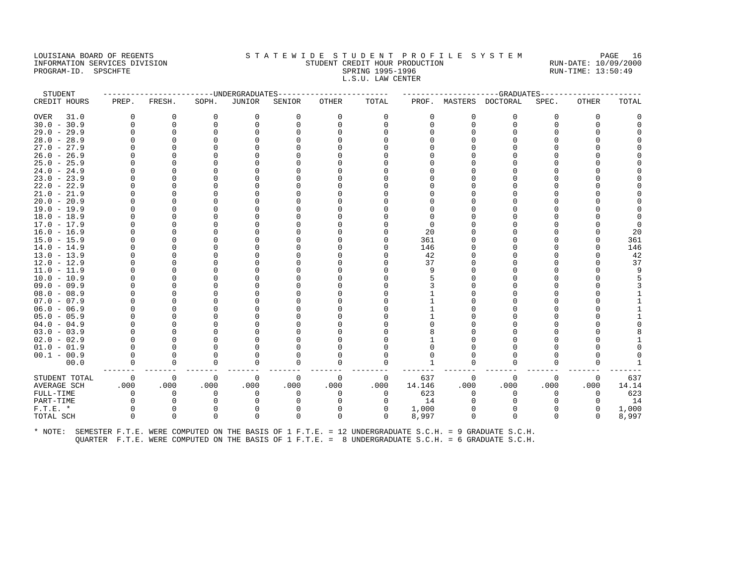LOUISIANA BOARD OF REGENTS
INFORMATION SERVICES DIVISION
PROGRAM-ID. SPSCHFTE

# S T A T E W I D E S T U D E N T P R O F I L E S Y S T E M
## STUDENT CREDIT HOUR PRODUCTION
## SPRING 1995-1996
## L.S.U. LAW CENTER

RUN-DATE: 10/09/2000
RUN-TIME: 13:50:49

| STUDENT CREDIT HOURS | UNDERGRADUATES PREP. | FRESH. | SOPH. | JUNIOR | SENIOR | OTHER | TOTAL | GRADUATES PROF. | MASTERS | DOCTORAL | SPEC. | OTHER | TOTAL |
|---|---|---|---|---|---|---|---|---|---|---|---|---|---|
| OVER 31.0 | 0 | 0 | 0 | 0 | 0 | 0 | 0 | 0 | 0 | 0 | 0 | 0 | 0 |
| 30.0 - 30.9 | 0 | 0 | 0 | 0 | 0 | 0 | 0 | 0 | 0 | 0 | 0 | 0 | 0 |
| 29.0 - 29.9 | 0 | 0 | 0 | 0 | 0 | 0 | 0 | 0 | 0 | 0 | 0 | 0 | 0 |
| 28.0 - 28.9 | 0 | 0 | 0 | 0 | 0 | 0 | 0 | 0 | 0 | 0 | 0 | 0 | 0 |
| 27.0 - 27.9 | 0 | 0 | 0 | 0 | 0 | 0 | 0 | 0 | 0 | 0 | 0 | 0 | 0 |
| 26.0 - 26.9 | 0 | 0 | 0 | 0 | 0 | 0 | 0 | 0 | 0 | 0 | 0 | 0 | 0 |
| 25.0 - 25.9 | 0 | 0 | 0 | 0 | 0 | 0 | 0 | 0 | 0 | 0 | 0 | 0 | 0 |
| 24.0 - 24.9 | 0 | 0 | 0 | 0 | 0 | 0 | 0 | 0 | 0 | 0 | 0 | 0 | 0 |
| 23.0 - 23.9 | 0 | 0 | 0 | 0 | 0 | 0 | 0 | 0 | 0 | 0 | 0 | 0 | 0 |
| 22.0 - 22.9 | 0 | 0 | 0 | 0 | 0 | 0 | 0 | 0 | 0 | 0 | 0 | 0 | 0 |
| 21.0 - 21.9 | 0 | 0 | 0 | 0 | 0 | 0 | 0 | 0 | 0 | 0 | 0 | 0 | 0 |
| 20.0 - 20.9 | 0 | 0 | 0 | 0 | 0 | 0 | 0 | 0 | 0 | 0 | 0 | 0 | 0 |
| 19.0 - 19.9 | 0 | 0 | 0 | 0 | 0 | 0 | 0 | 0 | 0 | 0 | 0 | 0 | 0 |
| 18.0 - 18.9 | 0 | 0 | 0 | 0 | 0 | 0 | 0 | 0 | 0 | 0 | 0 | 0 | 0 |
| 17.0 - 17.9 | 0 | 0 | 0 | 0 | 0 | 0 | 0 | 0 | 0 | 0 | 0 | 0 | 0 |
| 16.0 - 16.9 | 0 | 0 | 0 | 0 | 0 | 0 | 0 | 20 | 0 | 0 | 0 | 0 | 20 |
| 15.0 - 15.9 | 0 | 0 | 0 | 0 | 0 | 0 | 0 | 361 | 0 | 0 | 0 | 0 | 361 |
| 14.0 - 14.9 | 0 | 0 | 0 | 0 | 0 | 0 | 0 | 146 | 0 | 0 | 0 | 0 | 146 |
| 13.0 - 13.9 | 0 | 0 | 0 | 0 | 0 | 0 | 0 | 42 | 0 | 0 | 0 | 0 | 42 |
| 12.0 - 12.9 | 0 | 0 | 0 | 0 | 0 | 0 | 0 | 37 | 0 | 0 | 0 | 0 | 37 |
| 11.0 - 11.9 | 0 | 0 | 0 | 0 | 0 | 0 | 0 | 9 | 0 | 0 | 0 | 0 | 9 |
| 10.0 - 10.9 | 0 | 0 | 0 | 0 | 0 | 0 | 0 | 5 | 0 | 0 | 0 | 0 | 5 |
| 09.0 - 09.9 | 0 | 0 | 0 | 0 | 0 | 0 | 0 | 3 | 0 | 0 | 0 | 0 | 3 |
| 08.0 - 08.9 | 0 | 0 | 0 | 0 | 0 | 0 | 0 | 1 | 0 | 0 | 0 | 0 | 1 |
| 07.0 - 07.9 | 0 | 0 | 0 | 0 | 0 | 0 | 0 | 1 | 0 | 0 | 0 | 0 | 1 |
| 06.0 - 06.9 | 0 | 0 | 0 | 0 | 0 | 0 | 0 | 1 | 0 | 0 | 0 | 0 | 1 |
| 05.0 - 05.9 | 0 | 0 | 0 | 0 | 0 | 0 | 0 | 1 | 0 | 0 | 0 | 0 | 1 |
| 04.0 - 04.9 | 0 | 0 | 0 | 0 | 0 | 0 | 0 | 0 | 0 | 0 | 0 | 0 | 0 |
| 03.0 - 03.9 | 0 | 0 | 0 | 0 | 0 | 0 | 0 | 8 | 0 | 0 | 0 | 0 | 8 |
| 02.0 - 02.9 | 0 | 0 | 0 | 0 | 0 | 0 | 0 | 1 | 0 | 0 | 0 | 0 | 1 |
| 01.0 - 01.9 | 0 | 0 | 0 | 0 | 0 | 0 | 0 | 0 | 0 | 0 | 0 | 0 | 0 |
| 00.1 - 00.9 | 0 | 0 | 0 | 0 | 0 | 0 | 0 | 0 | 0 | 0 | 0 | 0 | 0 |
| 00.0 | 0 | 0 | 0 | 0 | 0 | 0 | 0 | 1 | 0 | 0 | 0 | 0 | 1 |
| STUDENT TOTAL | 0 | 0 | 0 | 0 | 0 | 0 | 0 | 637 | 0 | 0 | 0 | 0 | 637 |
| AVERAGE SCH | .000 | .000 | .000 | .000 | .000 | .000 | .000 | 14.146 | .000 | .000 | .000 | .000 | 14.14 |
| FULL-TIME | 0 | 0 | 0 | 0 | 0 | 0 | 0 | 623 | 0 | 0 | 0 | 0 | 623 |
| PART-TIME | 0 | 0 | 0 | 0 | 0 | 0 | 0 | 14 | 0 | 0 | 0 | 0 | 14 |
| F.T.E. * | 0 | 0 | 0 | 0 | 0 | 0 | 0 | 1,000 | 0 | 0 | 0 | 0 | 1,000 |
| TOTAL SCH | 0 | 0 | 0 | 0 | 0 | 0 | 0 | 8,997 | 0 | 0 | 0 | 0 | 8,997 |

* NOTE: SEMESTER F.T.E. WERE COMPUTED ON THE BASIS OF 1 F.T.E. = 12 UNDERGRADUATE S.C.H. = 9 GRADUATE S.C.H.
QUARTER F.T.E. WERE COMPUTED ON THE BASIS OF 1 F.T.E. = 8 UNDERGRADUATE S.C.H. = 6 GRADUATE S.C.H.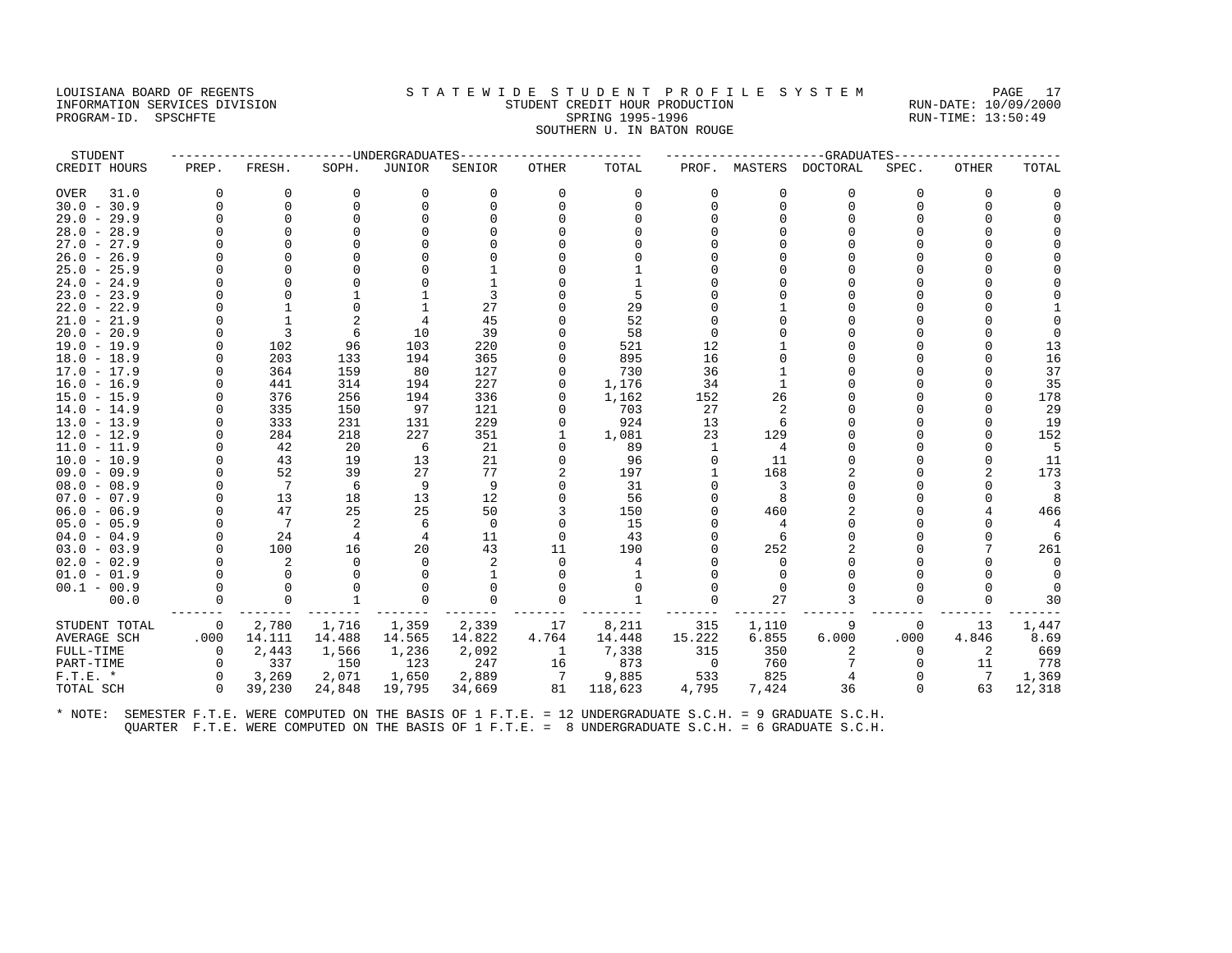LOUISIANA BOARD OF REGENTS
INFORMATION SERVICES DIVISION
PROGRAM-ID. SPSCHFTE

STATEWIDE STUDENT PROFILE SYSTEM
STUDENT CREDIT HOUR PRODUCTION
SPRING 1995-1996
SOUTHERN U. IN BATON ROUGE

RUN-DATE: 10/09/2000
RUN-TIME: 13:50:49

| STUDENT | UNDERGRADUATES | | | | | | | GRADUATES | | | | | |
|---|---|---|---|---|---|---|---|---|---|---|---|---|---|
| CREDIT HOURS | PREP. | FRESH. | SOPH. | JUNIOR | SENIOR | OTHER | TOTAL | PROF. | MASTERS | DOCTORAL | SPEC. | OTHER | TOTAL |
| OVER 31.0 | 0 | 0 | 0 | 0 | 0 | 0 | 0 | 0 | 0 | 0 | 0 | 0 | 0 |
| 30.0 - 30.9 | 0 | 0 | 0 | 0 | 0 | 0 | 0 | 0 | 0 | 0 | 0 | 0 | 0 |
| 29.0 - 29.9 | 0 | 0 | 0 | 0 | 0 | 0 | 0 | 0 | 0 | 0 | 0 | 0 | 0 |
| 28.0 - 28.9 | 0 | 0 | 0 | 0 | 0 | 0 | 0 | 0 | 0 | 0 | 0 | 0 | 0 |
| 27.0 - 27.9 | 0 | 0 | 0 | 0 | 0 | 0 | 0 | 0 | 0 | 0 | 0 | 0 | 0 |
| 26.0 - 26.9 | 0 | 0 | 0 | 0 | 0 | 0 | 0 | 0 | 0 | 0 | 0 | 0 | 0 |
| 25.0 - 25.9 | 0 | 0 | 0 | 0 | 1 | 0 | 1 | 0 | 0 | 0 | 0 | 0 | 0 |
| 24.0 - 24.9 | 0 | 0 | 0 | 0 | 1 | 0 | 1 | 0 | 0 | 0 | 0 | 0 | 0 |
| 23.0 - 23.9 | 0 | 0 | 1 | 1 | 3 | 0 | 5 | 0 | 0 | 0 | 0 | 0 | 0 |
| 22.0 - 22.9 | 0 | 1 | 0 | 1 | 27 | 0 | 29 | 0 | 1 | 0 | 0 | 0 | 1 |
| 21.0 - 21.9 | 0 | 1 | 2 | 4 | 45 | 0 | 52 | 0 | 0 | 0 | 0 | 0 | 0 |
| 20.0 - 20.9 | 0 | 3 | 6 | 10 | 39 | 0 | 58 | 0 | 0 | 0 | 0 | 0 | 0 |
| 19.0 - 19.9 | 0 | 102 | 96 | 103 | 220 | 0 | 521 | 12 | 1 | 0 | 0 | 0 | 13 |
| 18.0 - 18.9 | 0 | 203 | 133 | 194 | 365 | 0 | 895 | 16 | 0 | 0 | 0 | 0 | 16 |
| 17.0 - 17.9 | 0 | 364 | 159 | 80 | 127 | 0 | 730 | 36 | 1 | 0 | 0 | 0 | 37 |
| 16.0 - 16.9 | 0 | 441 | 314 | 194 | 227 | 0 | 1,176 | 34 | 1 | 0 | 0 | 0 | 35 |
| 15.0 - 15.9 | 0 | 376 | 256 | 194 | 336 | 0 | 1,162 | 152 | 26 | 0 | 0 | 0 | 178 |
| 14.0 - 14.9 | 0 | 335 | 150 | 97 | 121 | 0 | 703 | 27 | 2 | 0 | 0 | 0 | 29 |
| 13.0 - 13.9 | 0 | 333 | 231 | 131 | 229 | 0 | 924 | 13 | 6 | 0 | 0 | 0 | 19 |
| 12.0 - 12.9 | 0 | 284 | 218 | 227 | 351 | 1 | 1,081 | 23 | 129 | 0 | 0 | 0 | 152 |
| 11.0 - 11.9 | 0 | 42 | 20 | 6 | 21 | 0 | 89 | 1 | 4 | 0 | 0 | 0 | 5 |
| 10.0 - 10.9 | 0 | 43 | 19 | 13 | 21 | 0 | 96 | 0 | 11 | 0 | 0 | 0 | 11 |
| 09.0 - 09.9 | 0 | 52 | 39 | 27 | 77 | 2 | 197 | 1 | 168 | 2 | 0 | 2 | 173 |
| 08.0 - 08.9 | 0 | 7 | 6 | 9 | 9 | 0 | 31 | 0 | 3 | 0 | 0 | 0 | 3 |
| 07.0 - 07.9 | 0 | 13 | 18 | 13 | 12 | 0 | 56 | 0 | 8 | 0 | 0 | 0 | 8 |
| 06.0 - 06.9 | 0 | 47 | 25 | 25 | 50 | 3 | 150 | 0 | 460 | 2 | 0 | 4 | 466 |
| 05.0 - 05.9 | 0 | 7 | 2 | 6 | 0 | 0 | 15 | 0 | 4 | 0 | 0 | 0 | 4 |
| 04.0 - 04.9 | 0 | 24 | 4 | 4 | 11 | 0 | 43 | 0 | 6 | 0 | 0 | 0 | 6 |
| 03.0 - 03.9 | 0 | 100 | 16 | 20 | 43 | 11 | 190 | 0 | 252 | 2 | 0 | 7 | 261 |
| 02.0 - 02.9 | 0 | 2 | 0 | 0 | 2 | 0 | 4 | 0 | 0 | 0 | 0 | 0 | 0 |
| 01.0 - 01.9 | 0 | 0 | 0 | 0 | 1 | 0 | 1 | 0 | 0 | 0 | 0 | 0 | 0 |
| 00.1 - 00.9 | 0 | 0 | 0 | 0 | 0 | 0 | 0 | 0 | 0 | 0 | 0 | 0 | 0 |
| 00.0 | 0 | 0 | 1 | 0 | 0 | 0 | 1 | 0 | 27 | 3 | 0 | 0 | 30 |
| STUDENT TOTAL | 0 | 2,780 | 1,716 | 1,359 | 2,339 | 17 | 8,211 | 315 | 1,110 | 9 | 0 | 13 | 1,447 |
| AVERAGE SCH | .000 | 14.111 | 14.488 | 14.565 | 14.822 | 4.764 | 14.448 | 15.222 | 6.855 | 6.000 | .000 | 4.846 | 8.69 |
| FULL-TIME | 0 | 2,443 | 1,566 | 1,236 | 2,092 | 1 | 7,338 | 315 | 350 | 2 | 0 | 2 | 669 |
| PART-TIME | 0 | 337 | 150 | 123 | 247 | 16 | 873 | 0 | 760 | 7 | 0 | 11 | 778 |
| F.T.E. * | 0 | 3,269 | 2,071 | 1,650 | 2,889 | 7 | 9,885 | 533 | 825 | 4 | 0 | 7 | 1,369 |
| TOTAL SCH | 0 | 39,230 | 24,848 | 19,795 | 34,669 | 81 | 118,623 | 4,795 | 7,424 | 36 | 0 | 63 | 12,318 |

\* NOTE: SEMESTER F.T.E. WERE COMPUTED ON THE BASIS OF 1 F.T.E. = 12 UNDERGRADUATE S.C.H. = 9 GRADUATE S.C.H.
QUARTER F.T.E. WERE COMPUTED ON THE BASIS OF 1 F.T.E. = 8 UNDERGRADUATE S.C.H. = 6 GRADUATE S.C.H.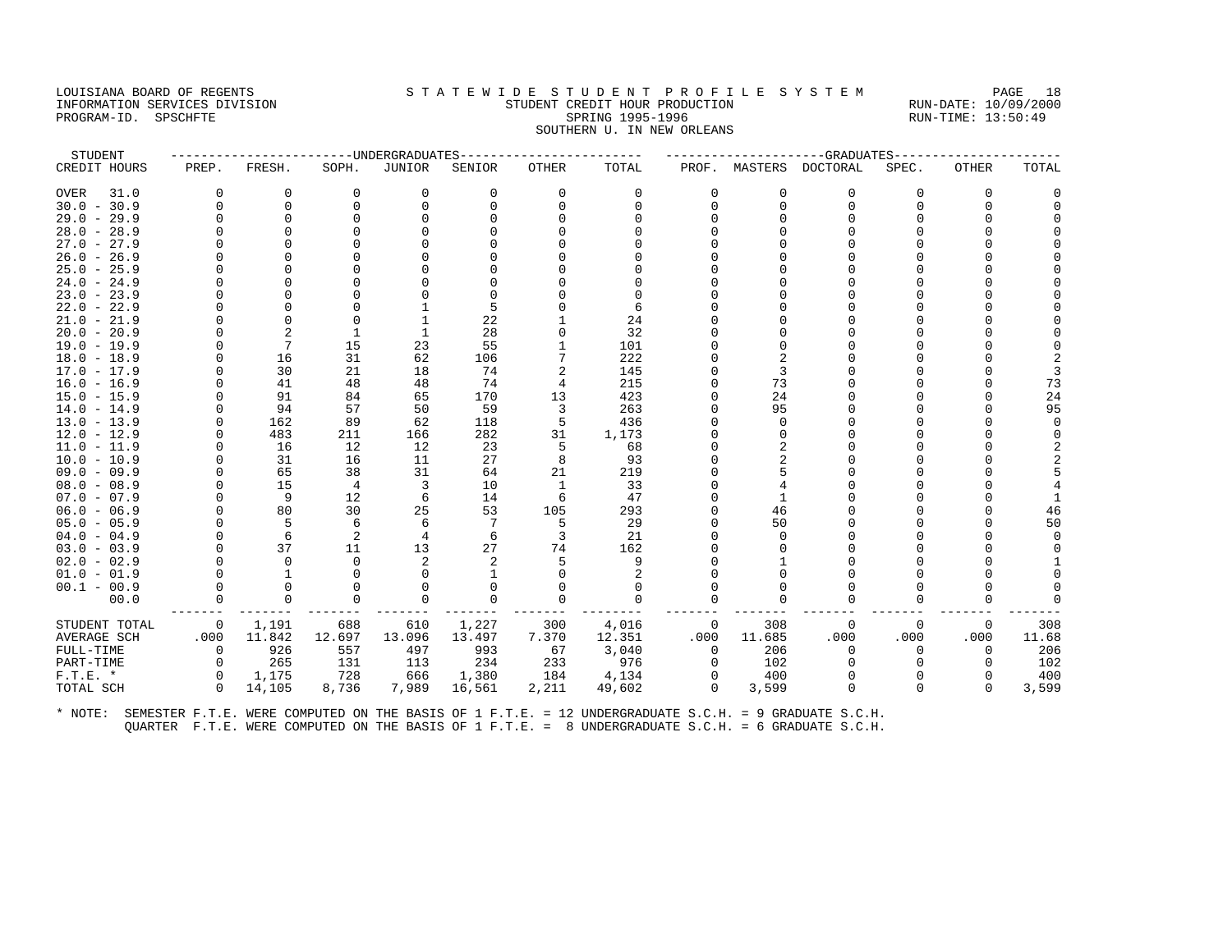LOUISIANA BOARD OF REGENTS
INFORMATION SERVICES DIVISION
PROGRAM-ID. SPSCHFTE

STATEWIDE STUDENT PROFILE SYSTEM
STUDENT CREDIT HOUR PRODUCTION
SPRING 1995-1996
SOUTHERN U. IN NEW ORLEANS

RUN-DATE: 10/09/2000
RUN-TIME: 13:50:49

| STUDENT | UNDERGRADUATES | | | | | | | GRADUATES | | | | | |
|---|---|---|---|---|---|---|---|---|---|---|---|---|---|
| CREDIT HOURS | PREP. | FRESH. | SOPH. | JUNIOR | SENIOR | OTHER | TOTAL | PROF. | MASTERS | DOCTORAL | SPEC. | OTHER | TOTAL |
| OVER 31.0 | 0 | 0 | 0 | 0 | 0 | 0 | 0 | 0 | 0 | 0 | 0 | 0 | 0 |
| 30.0 - 30.9 | 0 | 0 | 0 | 0 | 0 | 0 | 0 | 0 | 0 | 0 | 0 | 0 | 0 |
| 29.0 - 29.9 | 0 | 0 | 0 | 0 | 0 | 0 | 0 | 0 | 0 | 0 | 0 | 0 | 0 |
| 28.0 - 28.9 | 0 | 0 | 0 | 0 | 0 | 0 | 0 | 0 | 0 | 0 | 0 | 0 | 0 |
| 27.0 - 27.9 | 0 | 0 | 0 | 0 | 0 | 0 | 0 | 0 | 0 | 0 | 0 | 0 | 0 |
| 26.0 - 26.9 | 0 | 0 | 0 | 0 | 0 | 0 | 0 | 0 | 0 | 0 | 0 | 0 | 0 |
| 25.0 - 25.9 | 0 | 0 | 0 | 0 | 0 | 0 | 0 | 0 | 0 | 0 | 0 | 0 | 0 |
| 24.0 - 24.9 | 0 | 0 | 0 | 0 | 0 | 0 | 0 | 0 | 0 | 0 | 0 | 0 | 0 |
| 23.0 - 23.9 | 0 | 0 | 0 | 0 | 0 | 0 | 0 | 0 | 0 | 0 | 0 | 0 | 0 |
| 22.0 - 22.9 | 0 | 0 | 0 | 1 | 5 | 0 | 6 | 0 | 0 | 0 | 0 | 0 | 0 |
| 21.0 - 21.9 | 0 | 0 | 0 | 1 | 22 | 1 | 24 | 0 | 0 | 0 | 0 | 0 | 0 |
| 20.0 - 20.9 | 0 | 2 | 1 | 1 | 28 | 0 | 32 | 0 | 0 | 0 | 0 | 0 | 0 |
| 19.0 - 19.9 | 0 | 7 | 15 | 23 | 55 | 1 | 101 | 0 | 0 | 0 | 0 | 0 | 0 |
| 18.0 - 18.9 | 0 | 16 | 31 | 62 | 106 | 7 | 222 | 0 | 2 | 0 | 0 | 0 | 2 |
| 17.0 - 17.9 | 0 | 30 | 21 | 18 | 74 | 2 | 145 | 0 | 3 | 0 | 0 | 0 | 3 |
| 16.0 - 16.9 | 0 | 41 | 48 | 48 | 74 | 4 | 215 | 0 | 73 | 0 | 0 | 0 | 73 |
| 15.0 - 15.9 | 0 | 91 | 84 | 65 | 170 | 13 | 423 | 0 | 24 | 0 | 0 | 0 | 24 |
| 14.0 - 14.9 | 0 | 94 | 57 | 50 | 59 | 3 | 263 | 0 | 95 | 0 | 0 | 0 | 95 |
| 13.0 - 13.9 | 0 | 162 | 89 | 62 | 118 | 5 | 436 | 0 | 0 | 0 | 0 | 0 | 0 |
| 12.0 - 12.9 | 0 | 483 | 211 | 166 | 282 | 31 | 1,173 | 0 | 0 | 0 | 0 | 0 | 0 |
| 11.0 - 11.9 | 0 | 16 | 12 | 12 | 23 | 5 | 68 | 0 | 2 | 0 | 0 | 0 | 2 |
| 10.0 - 10.9 | 0 | 31 | 16 | 11 | 27 | 8 | 93 | 0 | 2 | 0 | 0 | 0 | 2 |
| 09.0 - 09.9 | 0 | 65 | 38 | 31 | 64 | 21 | 219 | 0 | 5 | 0 | 0 | 0 | 5 |
| 08.0 - 08.9 | 0 | 15 | 4 | 3 | 10 | 1 | 33 | 0 | 4 | 0 | 0 | 0 | 4 |
| 07.0 - 07.9 | 0 | 9 | 12 | 6 | 14 | 6 | 47 | 0 | 1 | 0 | 0 | 0 | 1 |
| 06.0 - 06.9 | 0 | 80 | 30 | 25 | 53 | 105 | 293 | 0 | 46 | 0 | 0 | 0 | 46 |
| 05.0 - 05.9 | 0 | 5 | 6 | 6 | 7 | 5 | 29 | 0 | 50 | 0 | 0 | 0 | 50 |
| 04.0 - 04.9 | 0 | 6 | 2 | 4 | 6 | 3 | 21 | 0 | 0 | 0 | 0 | 0 | 0 |
| 03.0 - 03.9 | 0 | 37 | 11 | 13 | 27 | 74 | 162 | 0 | 0 | 0 | 0 | 0 | 0 |
| 02.0 - 02.9 | 0 | 0 | 0 | 2 | 2 | 5 | 9 | 0 | 1 | 0 | 0 | 0 | 1 |
| 01.0 - 01.9 | 0 | 1 | 0 | 0 | 1 | 0 | 2 | 0 | 0 | 0 | 0 | 0 | 0 |
| 00.1 - 00.9 | 0 | 0 | 0 | 0 | 0 | 0 | 0 | 0 | 0 | 0 | 0 | 0 | 0 |
| 00.0 | 0 | 0 | 0 | 0 | 0 | 0 | 0 | 0 | 0 | 0 | 0 | 0 | 0 |
| STUDENT TOTAL | 0 | 1,191 | 688 | 610 | 1,227 | 300 | 4,016 | 0 | 308 | 0 | 0 | 0 | 308 |
| AVERAGE SCH | .000 | 11.842 | 12.697 | 13.096 | 13.497 | 7.370 | 12.351 | .000 | 11.685 | .000 | .000 | .000 | 11.68 |
| FULL-TIME | 0 | 926 | 557 | 497 | 993 | 67 | 3,040 | 0 | 206 | 0 | 0 | 0 | 206 |
| PART-TIME | 0 | 265 | 131 | 113 | 234 | 233 | 976 | 0 | 102 | 0 | 0 | 0 | 102 |
| F.T.E. * | 0 | 1,175 | 728 | 666 | 1,380 | 184 | 4,134 | 0 | 400 | 0 | 0 | 0 | 400 |
| TOTAL SCH | 0 | 14,105 | 8,736 | 7,989 | 16,561 | 2,211 | 49,602 | 0 | 3,599 | 0 | 0 | 0 | 3,599 |

* NOTE: SEMESTER F.T.E. WERE COMPUTED ON THE BASIS OF 1 F.T.E. = 12 UNDERGRADUATE S.C.H. = 9 GRADUATE S.C.H.
QUARTER F.T.E. WERE COMPUTED ON THE BASIS OF 1 F.T.E. = 8 UNDERGRADUATE S.C.H. = 6 GRADUATE S.C.H.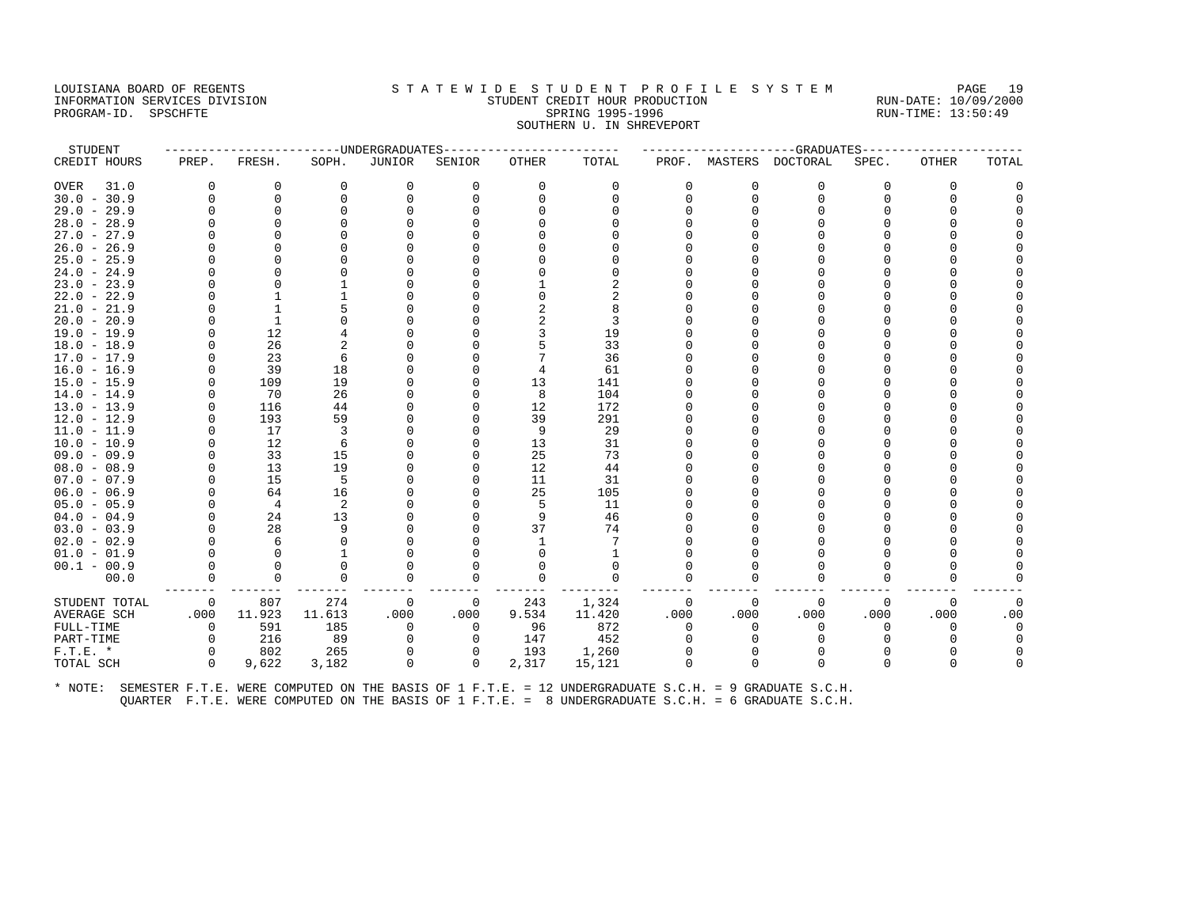LOUISIANA BOARD OF REGENTS — STATEWIDE STUDENT PROFILE SYSTEM
INFORMATION SERVICES DIVISION — STUDENT CREDIT HOUR PRODUCTION — RUN-DATE: 10/09/2000
PROGRAM-ID. SPSCHFTE — SPRING 1995-1996 — RUN-TIME: 13:50:49

SOUTHERN U. IN SHREVEPORT

| STUDENT | UNDERGRADUATES | | | | | | | GRADUATES | | | | | | |
|---|---|---|---|---|---|---|---|---|---|---|---|---|---|---|
| CREDIT HOURS | PREP. | FRESH. | SOPH. | JUNIOR | SENIOR | OTHER | TOTAL | PROF. | MASTERS | DOCTORAL | SPEC. | OTHER | TOTAL |
| OVER 31.0 | 0 | 0 | 0 | 0 | 0 | 0 | 0 | 0 | 0 | 0 | 0 | 0 | 0 |
| 30.0 - 30.9 | 0 | 0 | 0 | 0 | 0 | 0 | 0 | 0 | 0 | 0 | 0 | 0 | 0 |
| 29.0 - 29.9 | 0 | 0 | 0 | 0 | 0 | 0 | 0 | 0 | 0 | 0 | 0 | 0 | 0 |
| 28.0 - 28.9 | 0 | 0 | 0 | 0 | 0 | 0 | 0 | 0 | 0 | 0 | 0 | 0 | 0 |
| 27.0 - 27.9 | 0 | 0 | 0 | 0 | 0 | 0 | 0 | 0 | 0 | 0 | 0 | 0 | 0 |
| 26.0 - 26.9 | 0 | 0 | 0 | 0 | 0 | 0 | 0 | 0 | 0 | 0 | 0 | 0 | 0 |
| 25.0 - 25.9 | 0 | 0 | 0 | 0 | 0 | 0 | 0 | 0 | 0 | 0 | 0 | 0 | 0 |
| 24.0 - 24.9 | 0 | 0 | 0 | 0 | 0 | 0 | 0 | 0 | 0 | 0 | 0 | 0 | 0 |
| 23.0 - 23.9 | 0 | 0 | 1 | 0 | 0 | 1 | 2 | 0 | 0 | 0 | 0 | 0 | 0 |
| 22.0 - 22.9 | 0 | 1 | 1 | 0 | 0 | 0 | 2 | 0 | 0 | 0 | 0 | 0 | 0 |
| 21.0 - 21.9 | 0 | 1 | 5 | 0 | 0 | 2 | 8 | 0 | 0 | 0 | 0 | 0 | 0 |
| 20.0 - 20.9 | 0 | 1 | 0 | 0 | 0 | 2 | 3 | 0 | 0 | 0 | 0 | 0 | 0 |
| 19.0 - 19.9 | 0 | 12 | 4 | 0 | 0 | 3 | 19 | 0 | 0 | 0 | 0 | 0 | 0 |
| 18.0 - 18.9 | 0 | 26 | 2 | 0 | 0 | 5 | 33 | 0 | 0 | 0 | 0 | 0 | 0 |
| 17.0 - 17.9 | 0 | 23 | 6 | 0 | 0 | 7 | 36 | 0 | 0 | 0 | 0 | 0 | 0 |
| 16.0 - 16.9 | 0 | 39 | 18 | 0 | 0 | 4 | 61 | 0 | 0 | 0 | 0 | 0 | 0 |
| 15.0 - 15.9 | 0 | 109 | 19 | 0 | 0 | 13 | 141 | 0 | 0 | 0 | 0 | 0 | 0 |
| 14.0 - 14.9 | 0 | 70 | 26 | 0 | 0 | 8 | 104 | 0 | 0 | 0 | 0 | 0 | 0 |
| 13.0 - 13.9 | 0 | 116 | 44 | 0 | 0 | 12 | 172 | 0 | 0 | 0 | 0 | 0 | 0 |
| 12.0 - 12.9 | 0 | 193 | 59 | 0 | 0 | 39 | 291 | 0 | 0 | 0 | 0 | 0 | 0 |
| 11.0 - 11.9 | 0 | 17 | 3 | 0 | 0 | 9 | 29 | 0 | 0 | 0 | 0 | 0 | 0 |
| 10.0 - 10.9 | 0 | 12 | 6 | 0 | 0 | 13 | 31 | 0 | 0 | 0 | 0 | 0 | 0 |
| 09.0 - 09.9 | 0 | 33 | 15 | 0 | 0 | 25 | 73 | 0 | 0 | 0 | 0 | 0 | 0 |
| 08.0 - 08.9 | 0 | 13 | 19 | 0 | 0 | 12 | 44 | 0 | 0 | 0 | 0 | 0 | 0 |
| 07.0 - 07.9 | 0 | 15 | 5 | 0 | 0 | 11 | 31 | 0 | 0 | 0 | 0 | 0 | 0 |
| 06.0 - 06.9 | 0 | 64 | 16 | 0 | 0 | 25 | 105 | 0 | 0 | 0 | 0 | 0 | 0 |
| 05.0 - 05.9 | 0 | 4 | 2 | 0 | 0 | 5 | 11 | 0 | 0 | 0 | 0 | 0 | 0 |
| 04.0 - 04.9 | 0 | 24 | 13 | 0 | 0 | 9 | 46 | 0 | 0 | 0 | 0 | 0 | 0 |
| 03.0 - 03.9 | 0 | 28 | 9 | 0 | 0 | 37 | 74 | 0 | 0 | 0 | 0 | 0 | 0 |
| 02.0 - 02.9 | 0 | 6 | 0 | 0 | 0 | 1 | 7 | 0 | 0 | 0 | 0 | 0 | 0 |
| 01.0 - 01.9 | 0 | 0 | 1 | 0 | 0 | 0 | 1 | 0 | 0 | 0 | 0 | 0 | 0 |
| 00.1 - 00.9 | 0 | 0 | 0 | 0 | 0 | 0 | 0 | 0 | 0 | 0 | 0 | 0 | 0 |
| 00.0 | 0 | 0 | 0 | 0 | 0 | 0 | 0 | 0 | 0 | 0 | 0 | 0 | 0 |
| STUDENT TOTAL | 0 | 807 | 274 | 0 | 0 | 243 | 1,324 | 0 | 0 | 0 | 0 | 0 | 0 |
| AVERAGE SCH | .000 | 11.923 | 11.613 | .000 | .000 | 9.534 | 11.420 | .000 | .000 | .000 | .000 | .000 | .00 |
| FULL-TIME | 0 | 591 | 185 | 0 | 0 | 96 | 872 | 0 | 0 | 0 | 0 | 0 | 0 |
| PART-TIME | 0 | 216 | 89 | 0 | 0 | 147 | 452 | 0 | 0 | 0 | 0 | 0 | 0 |
| F.T.E. * | 0 | 802 | 265 | 0 | 0 | 193 | 1,260 | 0 | 0 | 0 | 0 | 0 | 0 |
| TOTAL SCH | 0 | 9,622 | 3,182 | 0 | 0 | 2,317 | 15,121 | 0 | 0 | 0 | 0 | 0 | 0 |

\* NOTE: SEMESTER F.T.E. WERE COMPUTED ON THE BASIS OF 1 F.T.E. = 12 UNDERGRADUATE S.C.H. = 9 GRADUATE S.C.H.
QUARTER F.T.E. WERE COMPUTED ON THE BASIS OF 1 F.T.E. = 8 UNDERGRADUATE S.C.H. = 6 GRADUATE S.C.H.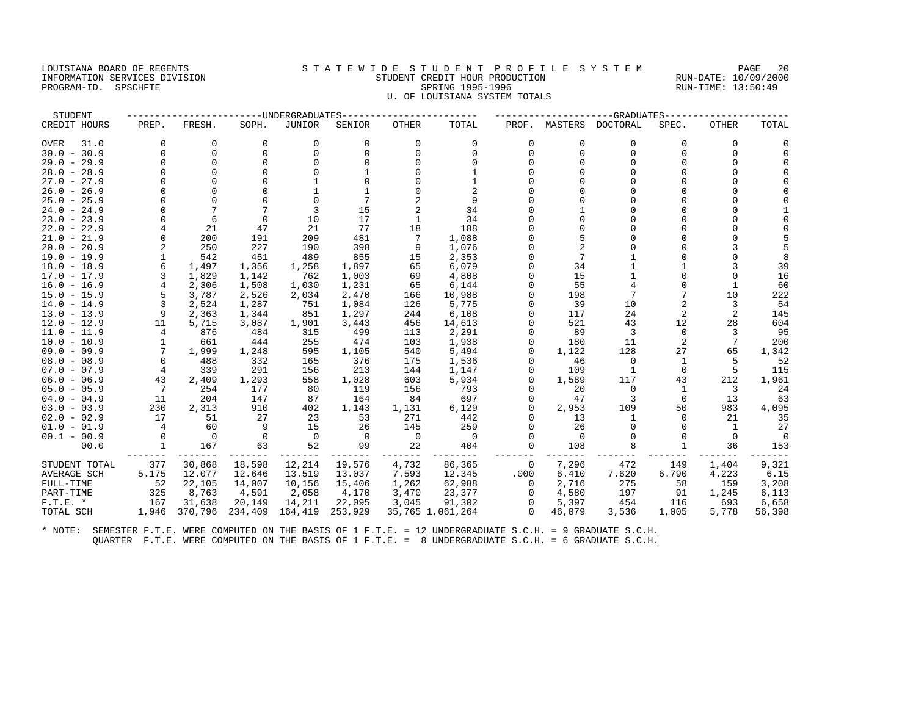LOUISIANA BOARD OF REGENTS
INFORMATION SERVICES DIVISION
PROGRAM-ID. SPSCHFTE

STATEWIDE STUDENT PROFILE SYSTEM
STUDENT CREDIT HOUR PRODUCTION
SPRING 1995-1996
U. OF LOUISIANA SYSTEM TOTALS

RUN-DATE: 10/09/2000
RUN-TIME: 13:50:49

| STUDENT | UNDERGRADUATES | | | | | | | GRADUATES | | | | | |
|---|---|---|---|---|---|---|---|---|---|---|---|---|---|
| CREDIT HOURS | PREP. | FRESH. | SOPH. | JUNIOR | SENIOR | OTHER | TOTAL | PROF. | MASTERS | DOCTORAL | SPEC. | OTHER | TOTAL |
| OVER 31.0 | 0 | 0 | 0 | 0 | 0 | 0 | 0 | 0 | 0 | 0 | 0 | 0 | 0 |
| 30.0 - 30.9 | 0 | 0 | 0 | 0 | 0 | 0 | 0 | 0 | 0 | 0 | 0 | 0 | 0 |
| 29.0 - 29.9 | 0 | 0 | 0 | 0 | 0 | 0 | 0 | 0 | 0 | 0 | 0 | 0 | 0 |
| 28.0 - 28.9 | 0 | 0 | 0 | 0 | 1 | 0 | 1 | 0 | 0 | 0 | 0 | 0 | 0 |
| 27.0 - 27.9 | 0 | 0 | 0 | 1 | 0 | 0 | 1 | 0 | 0 | 0 | 0 | 0 | 0 |
| 26.0 - 26.9 | 0 | 0 | 0 | 1 | 1 | 0 | 2 | 0 | 0 | 0 | 0 | 0 | 0 |
| 25.0 - 25.9 | 0 | 0 | 0 | 0 | 7 | 2 | 9 | 0 | 0 | 0 | 0 | 0 | 0 |
| 24.0 - 24.9 | 0 | 7 | 7 | 3 | 15 | 2 | 34 | 0 | 1 | 0 | 0 | 0 | 1 |
| 23.0 - 23.9 | 0 | 6 | 0 | 10 | 17 | 1 | 34 | 0 | 0 | 0 | 0 | 0 | 0 |
| 22.0 - 22.9 | 4 | 21 | 47 | 21 | 77 | 18 | 188 | 0 | 0 | 0 | 0 | 0 | 0 |
| 21.0 - 21.9 | 0 | 200 | 191 | 209 | 481 | 7 | 1,088 | 0 | 5 | 0 | 0 | 0 | 5 |
| 20.0 - 20.9 | 2 | 250 | 227 | 190 | 398 | 9 | 1,076 | 0 | 2 | 0 | 0 | 3 | 5 |
| 19.0 - 19.9 | 1 | 542 | 451 | 489 | 855 | 15 | 2,353 | 0 | 7 | 1 | 0 | 0 | 8 |
| 18.0 - 18.9 | 6 | 1,497 | 1,356 | 1,258 | 1,897 | 65 | 6,079 | 0 | 34 | 1 | 1 | 3 | 39 |
| 17.0 - 17.9 | 3 | 1,829 | 1,142 | 762 | 1,003 | 69 | 4,808 | 0 | 15 | 1 | 0 | 0 | 16 |
| 16.0 - 16.9 | 4 | 2,306 | 1,508 | 1,030 | 1,231 | 65 | 6,144 | 0 | 55 | 4 | 0 | 1 | 60 |
| 15.0 - 15.9 | 5 | 3,787 | 2,526 | 2,034 | 2,470 | 166 | 10,988 | 0 | 198 | 7 | 7 | 10 | 222 |
| 14.0 - 14.9 | 3 | 2,524 | 1,287 | 751 | 1,084 | 126 | 5,775 | 0 | 39 | 10 | 2 | 3 | 54 |
| 13.0 - 13.9 | 9 | 2,363 | 1,344 | 851 | 1,297 | 244 | 6,108 | 0 | 117 | 24 | 2 | 2 | 145 |
| 12.0 - 12.9 | 11 | 5,715 | 3,087 | 1,901 | 3,443 | 456 | 14,613 | 0 | 521 | 43 | 12 | 28 | 604 |
| 11.0 - 11.9 | 4 | 876 | 484 | 315 | 499 | 113 | 2,291 | 0 | 89 | 3 | 0 | 3 | 95 |
| 10.0 - 10.9 | 1 | 661 | 444 | 255 | 474 | 103 | 1,938 | 0 | 180 | 11 | 2 | 7 | 200 |
| 09.0 - 09.9 | 7 | 1,999 | 1,248 | 595 | 1,105 | 540 | 5,494 | 0 | 1,122 | 128 | 27 | 65 | 1,342 |
| 08.0 - 08.9 | 0 | 488 | 332 | 165 | 376 | 175 | 1,536 | 0 | 46 | 0 | 1 | 5 | 52 |
| 07.0 - 07.9 | 4 | 339 | 291 | 156 | 213 | 144 | 1,147 | 0 | 109 | 1 | 0 | 5 | 115 |
| 06.0 - 06.9 | 43 | 2,409 | 1,293 | 558 | 1,028 | 603 | 5,934 | 0 | 1,589 | 117 | 43 | 212 | 1,961 |
| 05.0 - 05.9 | 7 | 254 | 177 | 80 | 119 | 156 | 793 | 0 | 20 | 0 | 1 | 3 | 24 |
| 04.0 - 04.9 | 11 | 204 | 147 | 87 | 164 | 84 | 697 | 0 | 47 | 3 | 0 | 13 | 63 |
| 03.0 - 03.9 | 230 | 2,313 | 910 | 402 | 1,143 | 1,131 | 6,129 | 0 | 2,953 | 109 | 50 | 983 | 4,095 |
| 02.0 - 02.9 | 17 | 51 | 27 | 23 | 53 | 271 | 442 | 0 | 13 | 1 | 0 | 21 | 35 |
| 01.0 - 01.9 | 4 | 60 | 9 | 15 | 26 | 145 | 259 | 0 | 26 | 0 | 0 | 1 | 27 |
| 00.1 - 00.9 | 0 | 0 | 0 | 0 | 0 | 0 | 0 | 0 | 0 | 0 | 0 | 0 | 0 |
| 00.0 | 1 | 167 | 63 | 52 | 99 | 22 | 404 | 0 | 108 | 8 | 1 | 36 | 153 |
| STUDENT TOTAL | 377 | 30,868 | 18,598 | 12,214 | 19,576 | 4,732 | 86,365 | 0 | 7,296 | 472 | 149 | 1,404 | 9,321 |
| AVERAGE SCH | 5.175 | 12.077 | 12.646 | 13.519 | 13.037 | 7.593 | 12.345 | .000 | 6.410 | 7.620 | 6.790 | 4.223 | 6.15 |
| FULL-TIME | 52 | 22,105 | 14,007 | 10,156 | 15,406 | 1,262 | 62,988 | 0 | 2,716 | 275 | 58 | 159 | 3,208 |
| PART-TIME | 325 | 8,763 | 4,591 | 2,058 | 4,170 | 3,470 | 23,377 | 0 | 4,580 | 197 | 91 | 1,245 | 6,113 |
| F.T.E. * | 167 | 31,638 | 20,149 | 14,211 | 22,095 | 3,045 | 91,302 | 0 | 5,397 | 454 | 116 | 693 | 6,658 |
| TOTAL SCH | 1,946 | 370,796 | 234,409 | 164,419 | 253,929 | 35,765 | 1,061,264 | 0 | 46,079 | 3,536 | 1,005 | 5,778 | 56,398 |

* NOTE: SEMESTER F.T.E. WERE COMPUTED ON THE BASIS OF 1 F.T.E. = 12 UNDERGRADUATE S.C.H. = 9 GRADUATE S.C.H.
QUARTER F.T.E. WERE COMPUTED ON THE BASIS OF 1 F.T.E. = 8 UNDERGRADUATE S.C.H. = 6 GRADUATE S.C.H.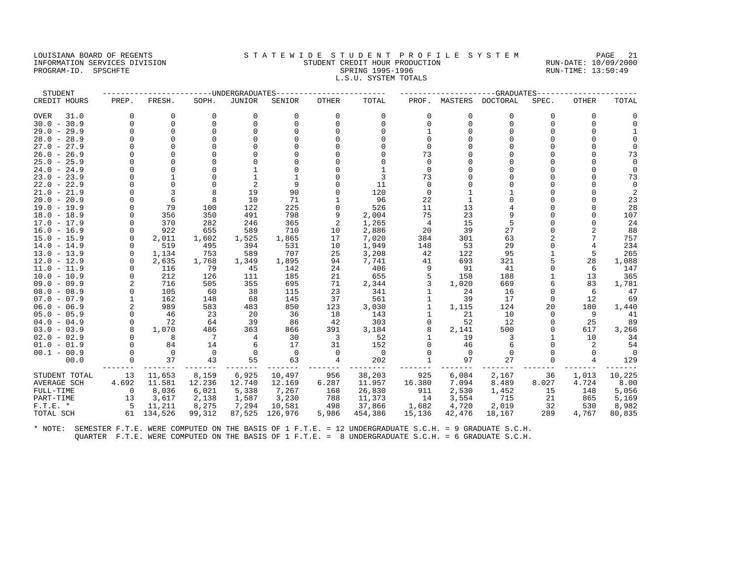LOUISIANA BOARD OF REGENTS
INFORMATION SERVICES DIVISION
PROGRAM-ID. SPSCHFTE

# S T A T E W I D E S T U D E N T P R O F I L E S Y S T E M
## STUDENT CREDIT HOUR PRODUCTION
## SPRING 1995-1996
## L.S.U. SYSTEM TOTALS

RUN-DATE: 10/09/2000
RUN-TIME: 13:50:49

| STUDENT | UNDERGRADUATES | | | | | | | GRADUATES | | | | | |
|---|---|---|---|---|---|---|---|---|---|---|---|---|---|
| CREDIT HOURS | PREP. | FRESH. | SOPH. | JUNIOR | SENIOR | OTHER | TOTAL | PROF. | MASTERS | DOCTORAL | SPEC. | OTHER | TOTAL |
| OVER 31.0 | 0 | 0 | 0 | 0 | 0 | 0 | 0 | 0 | 0 | 0 | 0 | 0 | 0 |
| 30.0 - 30.9 | 0 | 0 | 0 | 0 | 0 | 0 | 0 | 0 | 0 | 0 | 0 | 0 | 0 |
| 29.0 - 29.9 | 0 | 0 | 0 | 0 | 0 | 0 | 0 | 1 | 0 | 0 | 0 | 0 | 1 |
| 28.0 - 28.9 | 0 | 0 | 0 | 0 | 0 | 0 | 0 | 0 | 0 | 0 | 0 | 0 | 0 |
| 27.0 - 27.9 | 0 | 0 | 0 | 0 | 0 | 0 | 0 | 0 | 0 | 0 | 0 | 0 | 0 |
| 26.0 - 26.9 | 0 | 0 | 0 | 0 | 0 | 0 | 0 | 73 | 0 | 0 | 0 | 0 | 73 |
| 25.0 - 25.9 | 0 | 0 | 0 | 0 | 0 | 0 | 0 | 0 | 0 | 0 | 0 | 0 | 0 |
| 24.0 - 24.9 | 0 | 0 | 0 | 1 | 0 | 0 | 1 | 0 | 0 | 0 | 0 | 0 | 0 |
| 23.0 - 23.9 | 0 | 1 | 0 | 1 | 1 | 0 | 3 | 73 | 0 | 0 | 0 | 0 | 73 |
| 22.0 - 22.9 | 0 | 0 | 0 | 2 | 9 | 0 | 11 | 0 | 0 | 0 | 0 | 0 | 0 |
| 21.0 - 21.9 | 0 | 3 | 8 | 19 | 90 | 0 | 120 | 0 | 1 | 1 | 0 | 0 | 2 |
| 20.0 - 20.9 | 0 | 6 | 8 | 10 | 71 | 1 | 96 | 22 | 1 | 0 | 0 | 0 | 23 |
| 19.0 - 19.9 | 0 | 79 | 100 | 122 | 225 | 0 | 526 | 11 | 13 | 4 | 0 | 0 | 28 |
| 18.0 - 18.9 | 0 | 356 | 350 | 491 | 798 | 9 | 2,004 | 75 | 23 | 9 | 0 | 0 | 107 |
| 17.0 - 17.9 | 0 | 370 | 282 | 246 | 365 | 2 | 1,265 | 4 | 15 | 5 | 0 | 0 | 24 |
| 16.0 - 16.9 | 0 | 922 | 655 | 589 | 710 | 10 | 2,886 | 20 | 39 | 27 | 0 | 2 | 88 |
| 15.0 - 15.9 | 0 | 2,011 | 1,602 | 1,525 | 1,865 | 17 | 7,020 | 384 | 301 | 63 | 2 | 7 | 757 |
| 14.0 - 14.9 | 0 | 519 | 495 | 394 | 531 | 10 | 1,949 | 148 | 53 | 29 | 0 | 4 | 234 |
| 13.0 - 13.9 | 0 | 1,134 | 753 | 589 | 707 | 25 | 3,208 | 42 | 122 | 95 | 1 | 5 | 265 |
| 12.0 - 12.9 | 0 | 2,635 | 1,768 | 1,349 | 1,895 | 94 | 7,741 | 41 | 693 | 321 | 5 | 28 | 1,088 |
| 11.0 - 11.9 | 0 | 116 | 79 | 45 | 142 | 24 | 406 | 9 | 91 | 41 | 0 | 6 | 147 |
| 10.0 - 10.9 | 0 | 212 | 126 | 111 | 185 | 21 | 655 | 5 | 158 | 188 | 1 | 13 | 365 |
| 09.0 - 09.9 | 2 | 716 | 505 | 355 | 695 | 71 | 2,344 | 3 | 1,020 | 669 | 6 | 83 | 1,781 |
| 08.0 - 08.9 | 0 | 105 | 60 | 38 | 115 | 23 | 341 | 1 | 24 | 16 | 0 | 6 | 47 |
| 07.0 - 07.9 | 1 | 162 | 148 | 68 | 145 | 37 | 561 | 1 | 39 | 17 | 0 | 12 | 69 |
| 06.0 - 06.9 | 2 | 989 | 583 | 483 | 850 | 123 | 3,030 | 1 | 1,115 | 124 | 20 | 180 | 1,440 |
| 05.0 - 05.9 | 0 | 46 | 23 | 20 | 36 | 18 | 143 | 1 | 21 | 10 | 0 | 9 | 41 |
| 04.0 - 04.9 | 0 | 72 | 64 | 39 | 86 | 42 | 303 | 0 | 52 | 12 | 0 | 25 | 89 |
| 03.0 - 03.9 | 8 | 1,070 | 486 | 363 | 866 | 391 | 3,184 | 8 | 2,141 | 500 | 0 | 617 | 3,266 |
| 02.0 - 02.9 | 0 | 8 | 7 | 4 | 30 | 3 | 52 | 1 | 19 | 3 | 1 | 10 | 34 |
| 01.0 - 01.9 | 0 | 84 | 14 | 6 | 17 | 31 | 152 | 0 | 46 | 6 | 0 | 2 | 54 |
| 00.1 - 00.9 | 0 | 0 | 0 | 0 | 0 | 0 | 0 | 0 | 0 | 0 | 0 | 0 | 0 |
| 00.0 | 0 | 37 | 43 | 55 | 63 | 4 | 202 | 1 | 97 | 27 | 0 | 4 | 129 |
| STUDENT TOTAL | 13 | 11,653 | 8,159 | 6,925 | 10,497 | 956 | 38,203 | 925 | 6,084 | 2,167 | 36 | 1,013 | 10,225 |
| AVERAGE SCH | 4.692 | 11.581 | 12.236 | 12.740 | 12.169 | 6.287 | 11.957 | 16.380 | 7.094 | 8.489 | 8.027 | 4.724 | 8.00 |
| FULL-TIME | 0 | 8,036 | 6,021 | 5,338 | 7,267 | 168 | 26,830 | 911 | 2,530 | 1,452 | 15 | 148 | 5,056 |
| PART-TIME | 13 | 3,617 | 2,138 | 1,587 | 3,230 | 788 | 11,373 | 14 | 3,554 | 715 | 21 | 865 | 5,169 |
| F.T.E. * | 5 | 11,211 | 8,275 | 7,294 | 10,581 | 498 | 37,866 | 1,682 | 4,720 | 2,019 | 32 | 530 | 8,982 |
| TOTAL SCH | 61 | 134,526 | 99,312 | 87,525 | 126,976 | 5,986 | 454,386 | 15,136 | 42,476 | 18,167 | 289 | 4,767 | 80,835 |

* NOTE: SEMESTER F.T.E. WERE COMPUTED ON THE BASIS OF 1 F.T.E. = 12 UNDERGRADUATE S.C.H. = 9 GRADUATE S.C.H.
QUARTER F.T.E. WERE COMPUTED ON THE BASIS OF 1 F.T.E. = 8 UNDERGRADUATE S.C.H. = 6 GRADUATE S.C.H.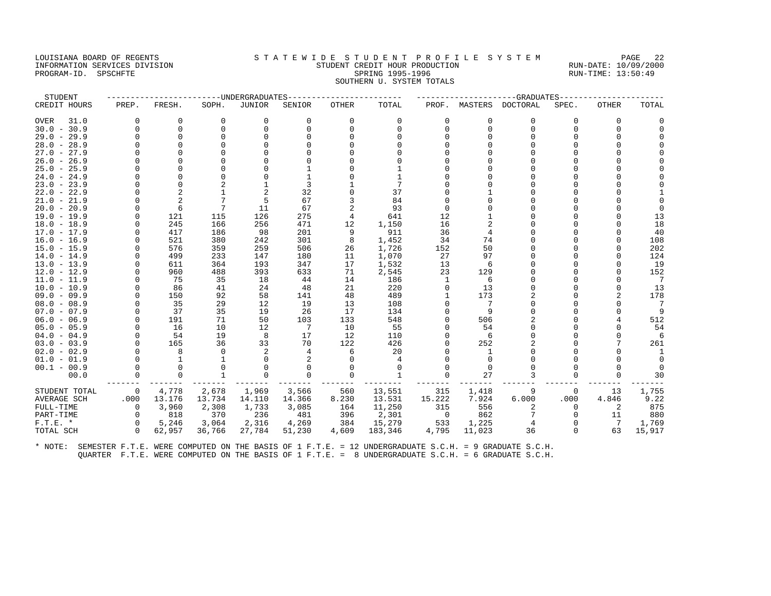LOUISIANA BOARD OF REGENTS
INFORMATION SERVICES DIVISION
PROGRAM-ID. SPSCHFTE

STATEWIDE STUDENT PROFILE SYSTEM
STUDENT CREDIT HOUR PRODUCTION
SPRING 1995-1996
SOUTHERN U. SYSTEM TOTALS

RUN-DATE: 10/09/2000
RUN-TIME: 13:50:49

| STUDENT CREDIT HOURS | UNDERGRADUATES PREP. | FRESH. | SOPH. | JUNIOR | SENIOR | OTHER | TOTAL | GRADUATES PROF. | MASTERS | DOCTORAL | SPEC. | OTHER | TOTAL |
|---|---|---|---|---|---|---|---|---|---|---|---|---|---|
| OVER 31.0 | 0 | 0 | 0 | 0 | 0 | 0 | 0 | 0 | 0 | 0 | 0 | 0 | 0 |
| 30.0 - 30.9 | 0 | 0 | 0 | 0 | 0 | 0 | 0 | 0 | 0 | 0 | 0 | 0 | 0 |
| 29.0 - 29.9 | 0 | 0 | 0 | 0 | 0 | 0 | 0 | 0 | 0 | 0 | 0 | 0 | 0 |
| 28.0 - 28.9 | 0 | 0 | 0 | 0 | 0 | 0 | 0 | 0 | 0 | 0 | 0 | 0 | 0 |
| 27.0 - 27.9 | 0 | 0 | 0 | 0 | 0 | 0 | 0 | 0 | 0 | 0 | 0 | 0 | 0 |
| 26.0 - 26.9 | 0 | 0 | 0 | 0 | 0 | 0 | 0 | 0 | 0 | 0 | 0 | 0 | 0 |
| 25.0 - 25.9 | 0 | 0 | 0 | 0 | 1 | 0 | 1 | 0 | 0 | 0 | 0 | 0 | 0 |
| 24.0 - 24.9 | 0 | 0 | 0 | 0 | 1 | 0 | 1 | 0 | 0 | 0 | 0 | 0 | 0 |
| 23.0 - 23.9 | 0 | 0 | 2 | 1 | 3 | 1 | 7 | 0 | 0 | 0 | 0 | 0 | 0 |
| 22.0 - 22.9 | 0 | 2 | 1 | 2 | 32 | 0 | 37 | 0 | 1 | 0 | 0 | 0 | 1 |
| 21.0 - 21.9 | 0 | 2 | 7 | 5 | 67 | 3 | 84 | 0 | 0 | 0 | 0 | 0 | 0 |
| 20.0 - 20.9 | 0 | 6 | 7 | 11 | 67 | 2 | 93 | 0 | 0 | 0 | 0 | 0 | 0 |
| 19.0 - 19.9 | 0 | 121 | 115 | 126 | 275 | 4 | 641 | 12 | 1 | 0 | 0 | 0 | 13 |
| 18.0 - 18.9 | 0 | 245 | 166 | 256 | 471 | 12 | 1,150 | 16 | 2 | 0 | 0 | 0 | 18 |
| 17.0 - 17.9 | 0 | 417 | 186 | 98 | 201 | 9 | 911 | 36 | 4 | 0 | 0 | 0 | 40 |
| 16.0 - 16.9 | 0 | 521 | 380 | 242 | 301 | 8 | 1,452 | 34 | 74 | 0 | 0 | 0 | 108 |
| 15.0 - 15.9 | 0 | 576 | 359 | 259 | 506 | 26 | 1,726 | 152 | 50 | 0 | 0 | 0 | 202 |
| 14.0 - 14.9 | 0 | 499 | 233 | 147 | 180 | 11 | 1,070 | 27 | 97 | 0 | 0 | 0 | 124 |
| 13.0 - 13.9 | 0 | 611 | 364 | 193 | 347 | 17 | 1,532 | 13 | 6 | 0 | 0 | 0 | 19 |
| 12.0 - 12.9 | 0 | 960 | 488 | 393 | 633 | 71 | 2,545 | 23 | 129 | 0 | 0 | 0 | 152 |
| 11.0 - 11.9 | 0 | 75 | 35 | 18 | 44 | 14 | 186 | 1 | 6 | 0 | 0 | 0 | 7 |
| 10.0 - 10.9 | 0 | 86 | 41 | 24 | 48 | 21 | 220 | 0 | 13 | 0 | 0 | 0 | 13 |
| 09.0 - 09.9 | 0 | 150 | 92 | 58 | 141 | 48 | 489 | 1 | 173 | 2 | 0 | 2 | 178 |
| 08.0 - 08.9 | 0 | 35 | 29 | 12 | 19 | 13 | 108 | 0 | 7 | 0 | 0 | 0 | 7 |
| 07.0 - 07.9 | 0 | 37 | 35 | 19 | 26 | 17 | 134 | 0 | 9 | 0 | 0 | 0 | 9 |
| 06.0 - 06.9 | 0 | 191 | 71 | 50 | 103 | 133 | 548 | 0 | 506 | 2 | 0 | 4 | 512 |
| 05.0 - 05.9 | 0 | 16 | 10 | 12 | 7 | 10 | 55 | 0 | 54 | 0 | 0 | 0 | 54 |
| 04.0 - 04.9 | 0 | 54 | 19 | 8 | 17 | 12 | 110 | 0 | 6 | 0 | 0 | 0 | 6 |
| 03.0 - 03.9 | 0 | 165 | 36 | 33 | 70 | 122 | 426 | 0 | 252 | 2 | 0 | 7 | 261 |
| 02.0 - 02.9 | 0 | 8 | 0 | 2 | 4 | 6 | 20 | 0 | 1 | 0 | 0 | 0 | 1 |
| 01.0 - 01.9 | 0 | 1 | 1 | 0 | 2 | 0 | 4 | 0 | 0 | 0 | 0 | 0 | 0 |
| 00.1 - 00.9 | 0 | 0 | 0 | 0 | 0 | 0 | 0 | 0 | 0 | 0 | 0 | 0 | 0 |
| 00.0 | 0 | 0 | 1 | 0 | 0 | 0 | 1 | 0 | 27 | 3 | 0 | 0 | 30 |
| STUDENT TOTAL | 0 | 4,778 | 2,678 | 1,969 | 3,566 | 560 | 13,551 | 315 | 1,418 | 9 | 0 | 13 | 1,755 |
| AVERAGE SCH | .000 | 13.176 | 13.734 | 14.110 | 14.366 | 8.230 | 13.531 | 15.222 | 7.924 | 6.000 | .000 | 4.846 | 9.22 |
| FULL-TIME | 0 | 3,960 | 2,308 | 1,733 | 3,085 | 164 | 11,250 | 315 | 556 | 2 | 0 | 2 | 875 |
| PART-TIME | 0 | 818 | 370 | 236 | 481 | 396 | 2,301 | 0 | 862 | 7 | 0 | 11 | 880 |
| F.T.E. * | 0 | 5,246 | 3,064 | 2,316 | 4,269 | 384 | 15,279 | 533 | 1,225 | 4 | 0 | 7 | 1,769 |
| TOTAL SCH | 0 | 62,957 | 36,766 | 27,784 | 51,230 | 4,609 | 183,346 | 4,795 | 11,023 | 36 | 0 | 63 | 15,917 |

\* NOTE: SEMESTER F.T.E. WERE COMPUTED ON THE BASIS OF 1 F.T.E. = 12 UNDERGRADUATE S.C.H. = 9 GRADUATE S.C.H.
QUARTER F.T.E. WERE COMPUTED ON THE BASIS OF 1 F.T.E. = 8 UNDERGRADUATE S.C.H. = 6 GRADUATE S.C.H.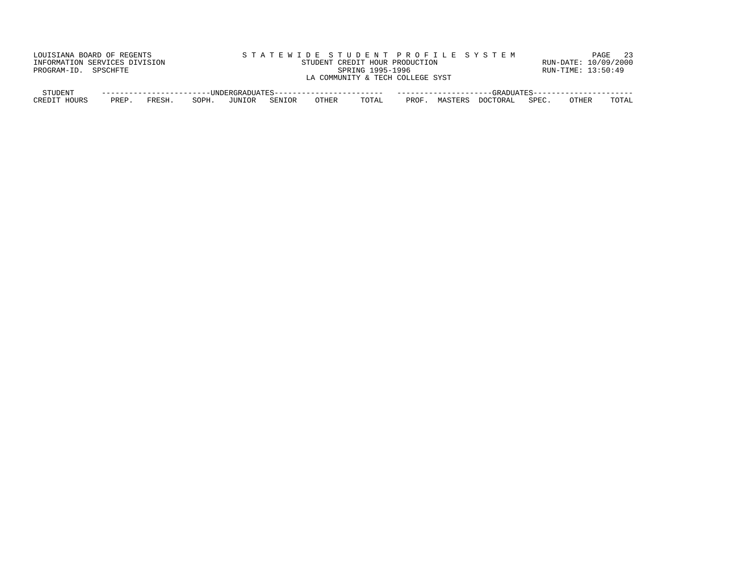LOUISIANA BOARD OF REGENTS
INFORMATION SERVICES DIVISION
PROGRAM-ID. SPSCHFTE

STATEWIDE STUDENT PROFILE SYSTEM
STUDENT CREDIT HOUR PRODUCTION
SPRING 1995-1996
LA COMMUNITY & TECH COLLEGE SYST

RUN-DATE: 10/09/2000
RUN-TIME: 13:50:49

| STUDENT | UNDERGRADUATES | | | | | | | GRADUATES | | | | | |
|---|---|---|---|---|---|---|---|---|---|---|---|---|---|
| CREDIT HOURS | PREP. | FRESH. | SOPH. | JUNIOR | SENIOR | OTHER | TOTAL | PROF. | MASTERS | DOCTORAL | SPEC. | OTHER | TOTAL |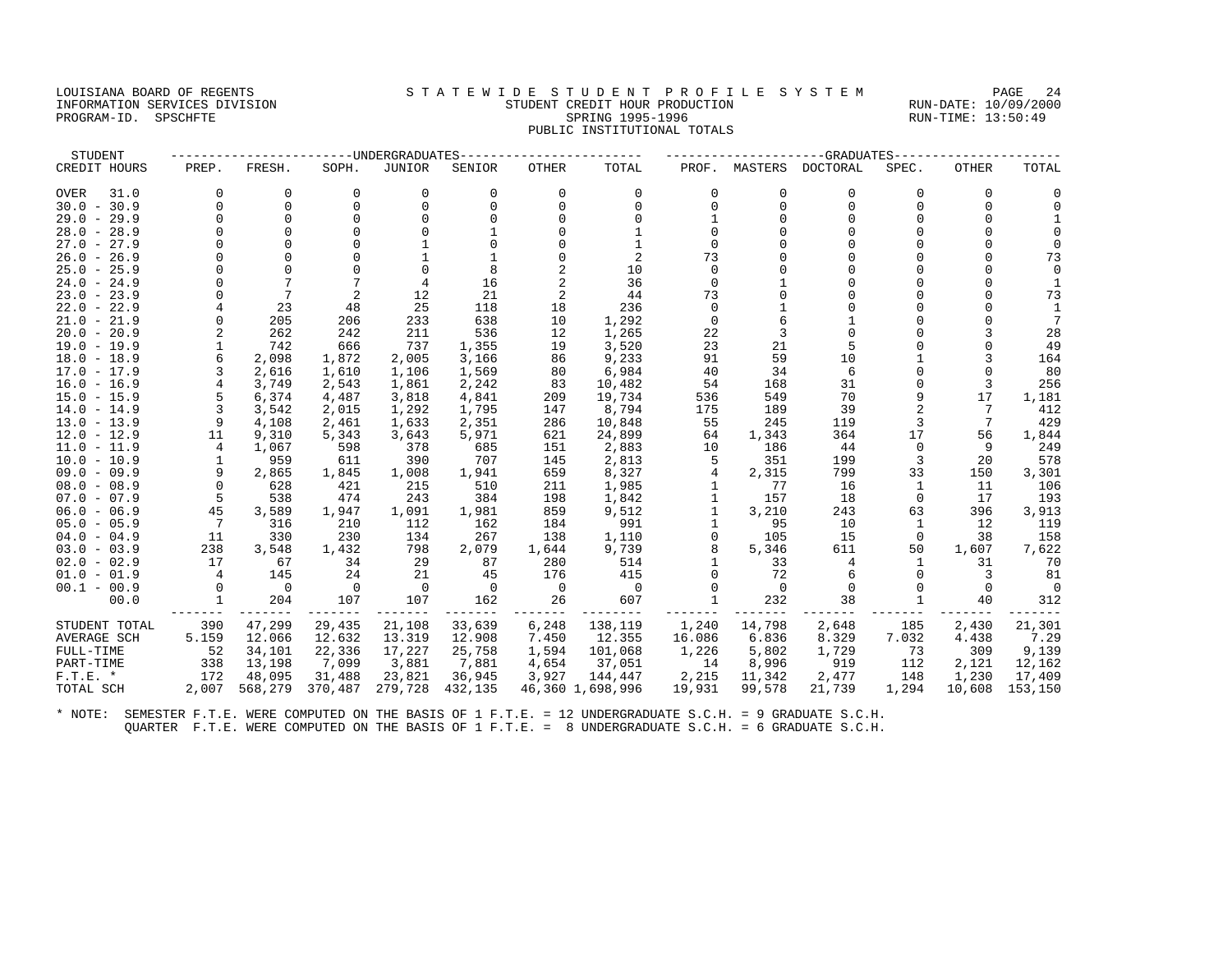LOUISIANA BOARD OF REGENTS
INFORMATION SERVICES DIVISION
PROGRAM-ID. SPSCHFTE

S T A T E W I D E  S T U D E N T  P R O F I L E  S Y S T E M
STUDENT CREDIT HOUR PRODUCTION
SPRING 1995-1996
PUBLIC INSTITUTIONAL TOTALS

RUN-DATE: 10/09/2000
RUN-TIME: 13:50:49

| STUDENT CREDIT HOURS | UNDERGRADUATES PREP. | FRESH. | SOPH. | JUNIOR | SENIOR | OTHER | TOTAL | GRADUATES PROF. | MASTERS | DOCTORAL | SPEC. | OTHER | TOTAL |
|---|---|---|---|---|---|---|---|---|---|---|---|---|---|
| OVER 31.0 | 0 | 0 | 0 | 0 | 0 | 0 | 0 | 0 | 0 | 0 | 0 | 0 | 0 |
| 30.0 - 30.9 | 0 | 0 | 0 | 0 | 0 | 0 | 0 | 0 | 0 | 0 | 0 | 0 | 0 |
| 29.0 - 29.9 | 0 | 0 | 0 | 0 | 0 | 0 | 0 | 1 | 0 | 0 | 0 | 0 | 1 |
| 28.0 - 28.9 | 0 | 0 | 0 | 0 | 1 | 0 | 1 | 0 | 0 | 0 | 0 | 0 | 0 |
| 27.0 - 27.9 | 0 | 0 | 0 | 1 | 0 | 0 | 1 | 0 | 0 | 0 | 0 | 0 | 0 |
| 26.0 - 26.9 | 0 | 0 | 0 | 1 | 1 | 0 | 2 | 73 | 0 | 0 | 0 | 0 | 73 |
| 25.0 - 25.9 | 0 | 0 | 0 | 0 | 8 | 2 | 10 | 0 | 0 | 0 | 0 | 0 | 0 |
| 24.0 - 24.9 | 0 | 7 | 7 | 4 | 16 | 2 | 36 | 0 | 1 | 0 | 0 | 0 | 1 |
| 23.0 - 23.9 | 0 | 7 | 2 | 12 | 21 | 2 | 44 | 73 | 0 | 0 | 0 | 0 | 73 |
| 22.0 - 22.9 | 4 | 23 | 48 | 25 | 118 | 18 | 236 | 0 | 1 | 0 | 0 | 0 | 1 |
| 21.0 - 21.9 | 0 | 205 | 206 | 233 | 638 | 10 | 1,292 | 0 | 6 | 1 | 0 | 0 | 7 |
| 20.0 - 20.9 | 2 | 262 | 242 | 211 | 536 | 12 | 1,265 | 22 | 3 | 0 | 0 | 3 | 28 |
| 19.0 - 19.9 | 1 | 742 | 666 | 737 | 1,355 | 19 | 3,520 | 23 | 21 | 5 | 0 | 0 | 49 |
| 18.0 - 18.9 | 6 | 2,098 | 1,872 | 2,005 | 3,166 | 86 | 9,233 | 91 | 59 | 10 | 1 | 3 | 164 |
| 17.0 - 17.9 | 3 | 2,616 | 1,610 | 1,106 | 1,569 | 80 | 6,984 | 40 | 34 | 6 | 0 | 0 | 80 |
| 16.0 - 16.9 | 4 | 3,749 | 2,543 | 1,861 | 2,242 | 83 | 10,482 | 54 | 168 | 31 | 0 | 3 | 256 |
| 15.0 - 15.9 | 5 | 6,374 | 4,487 | 3,818 | 4,841 | 209 | 19,734 | 536 | 549 | 70 | 9 | 17 | 1,181 |
| 14.0 - 14.9 | 3 | 3,542 | 2,015 | 1,292 | 1,795 | 147 | 8,794 | 175 | 189 | 39 | 2 | 7 | 412 |
| 13.0 - 13.9 | 9 | 4,108 | 2,461 | 1,633 | 2,351 | 286 | 10,848 | 55 | 245 | 119 | 3 | 7 | 429 |
| 12.0 - 12.9 | 11 | 9,310 | 5,343 | 3,643 | 5,971 | 621 | 24,899 | 64 | 1,343 | 364 | 17 | 56 | 1,844 |
| 11.0 - 11.9 | 4 | 1,067 | 598 | 378 | 685 | 151 | 2,883 | 10 | 186 | 44 | 0 | 9 | 249 |
| 10.0 - 10.9 | 1 | 959 | 611 | 390 | 707 | 145 | 2,813 | 5 | 351 | 199 | 3 | 20 | 578 |
| 09.0 - 09.9 | 9 | 2,865 | 1,845 | 1,008 | 1,941 | 659 | 8,327 | 4 | 2,315 | 799 | 33 | 150 | 3,301 |
| 08.0 - 08.9 | 0 | 628 | 421 | 215 | 510 | 211 | 1,985 | 1 | 77 | 16 | 1 | 11 | 106 |
| 07.0 - 07.9 | 5 | 538 | 474 | 243 | 384 | 198 | 1,842 | 1 | 157 | 18 | 0 | 17 | 193 |
| 06.0 - 06.9 | 45 | 3,589 | 1,947 | 1,091 | 1,981 | 859 | 9,512 | 1 | 3,210 | 243 | 63 | 396 | 3,913 |
| 05.0 - 05.9 | 7 | 316 | 210 | 112 | 162 | 184 | 991 | 1 | 95 | 10 | 1 | 12 | 119 |
| 04.0 - 04.9 | 11 | 330 | 230 | 134 | 267 | 138 | 1,110 | 0 | 105 | 15 | 0 | 38 | 158 |
| 03.0 - 03.9 | 238 | 3,548 | 1,432 | 798 | 2,079 | 1,644 | 9,739 | 8 | 5,346 | 611 | 50 | 1,607 | 7,622 |
| 02.0 - 02.9 | 17 | 67 | 34 | 29 | 87 | 280 | 514 | 1 | 33 | 4 | 1 | 31 | 70 |
| 01.0 - 01.9 | 4 | 145 | 24 | 21 | 45 | 176 | 415 | 0 | 72 | 6 | 0 | 3 | 81 |
| 00.1 - 00.9 | 0 | 0 | 0 | 0 | 0 | 0 | 0 | 0 | 0 | 0 | 0 | 0 | 0 |
| 00.0 | 1 | 204 | 107 | 107 | 162 | 26 | 607 | 1 | 232 | 38 | 1 | 40 | 312 |
| STUDENT TOTAL | 390 | 47,299 | 29,435 | 21,108 | 33,639 | 6,248 | 138,119 | 1,240 | 14,798 | 2,648 | 185 | 2,430 | 21,301 |
| AVERAGE SCH | 5.159 | 12.066 | 12.632 | 13.319 | 12.908 | 7.450 | 12.355 | 16.086 | 6.836 | 8.329 | 7.032 | 4.438 | 7.29 |
| FULL-TIME | 52 | 34,101 | 22,336 | 17,227 | 25,758 | 1,594 | 101,068 | 1,226 | 5,802 | 1,729 | 73 | 309 | 9,139 |
| PART-TIME | 338 | 13,198 | 7,099 | 3,881 | 7,881 | 4,654 | 37,051 | 14 | 8,996 | 919 | 112 | 2,121 | 12,162 |
| F.T.E. * | 172 | 48,095 | 31,488 | 23,821 | 36,945 | 3,927 | 144,447 | 2,215 | 11,342 | 2,477 | 148 | 1,230 | 17,409 |
| TOTAL SCH | 2,007 | 568,279 | 370,487 | 279,728 | 432,135 | 46,360 | 1,698,996 | 19,931 | 99,578 | 21,739 | 1,294 | 10,608 | 153,150 |

* NOTE: SEMESTER F.T.E. WERE COMPUTED ON THE BASIS OF 1 F.T.E. = 12 UNDERGRADUATE S.C.H. = 9 GRADUATE S.C.H.
QUARTER F.T.E. WERE COMPUTED ON THE BASIS OF 1 F.T.E. = 8 UNDERGRADUATE S.C.H. = 6 GRADUATE S.C.H.